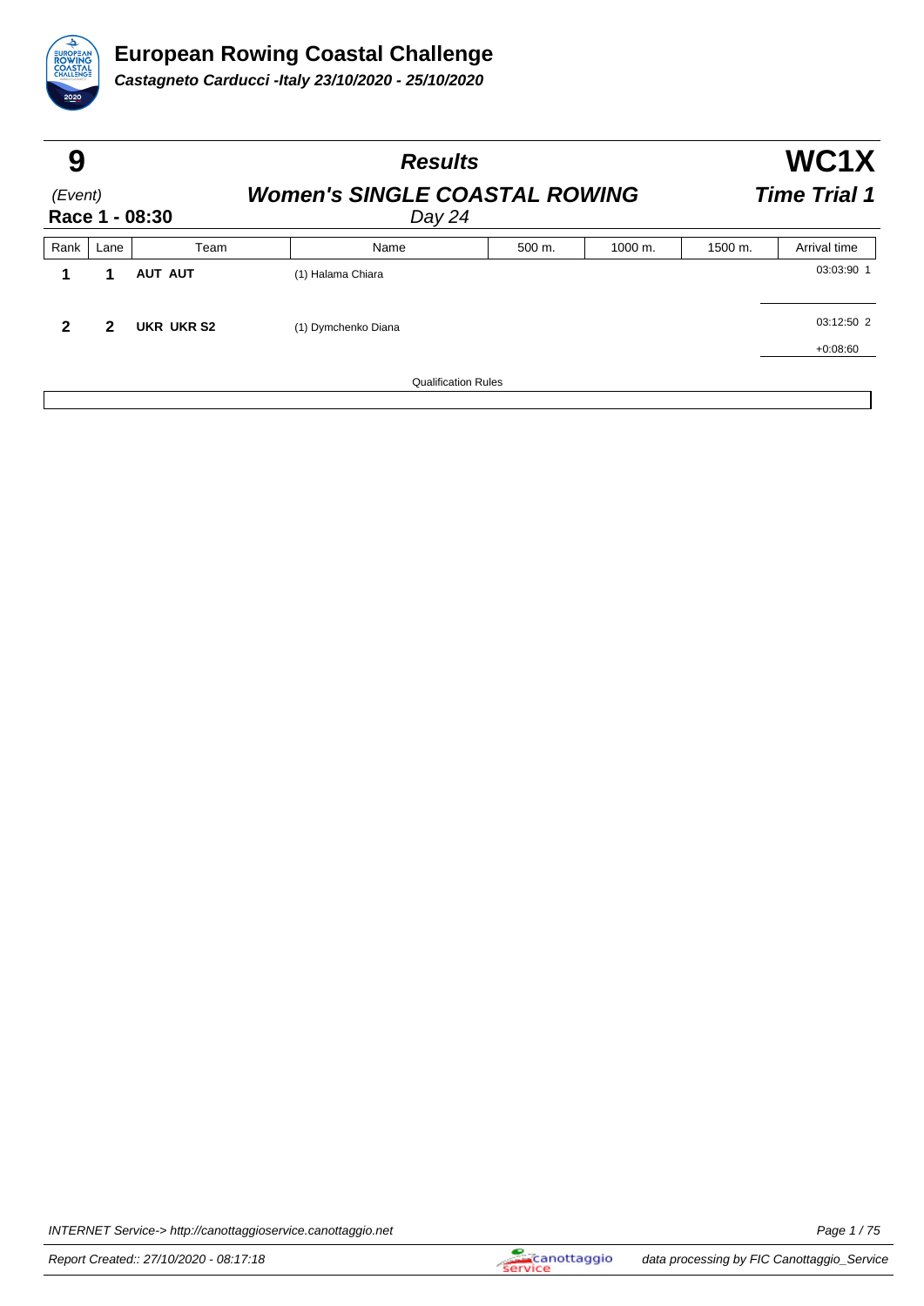# European Rowing Coastal Challenge

***Castagneto Carducci -Italy 23/10/2020 - 25/10/2020***

| **9** | ***Results*** | **WC1X** |
|---|---|---|
| *(Event)* | ***Women's SINGLE COASTAL ROWING*** | ***Time Trial 1*** |
| **Race 1 - 08:30** | *Day 24* | |

| Rank | Lane | Team | Name | 500 m. | 1000 m. | 1500 m. | Arrival time |
|---|---|---|---|---|---|---|---|
| **1** | **1** | **AUT AUT** | (1) Halama Chiara | | | | 03:03:90 1 |
| **2** | **2** | **UKR UKR S2** | (1) Dymchenko Diana | | | | 03:12:50 2 |
| | | | | | | | +0:08:60 |

Qualification Rules

INTERNET Service-> http://canottaggioservice.canottaggio.net

Report Created:: 27/10/2020 - 08:17:18

data processing by FIC Canottaggio_Service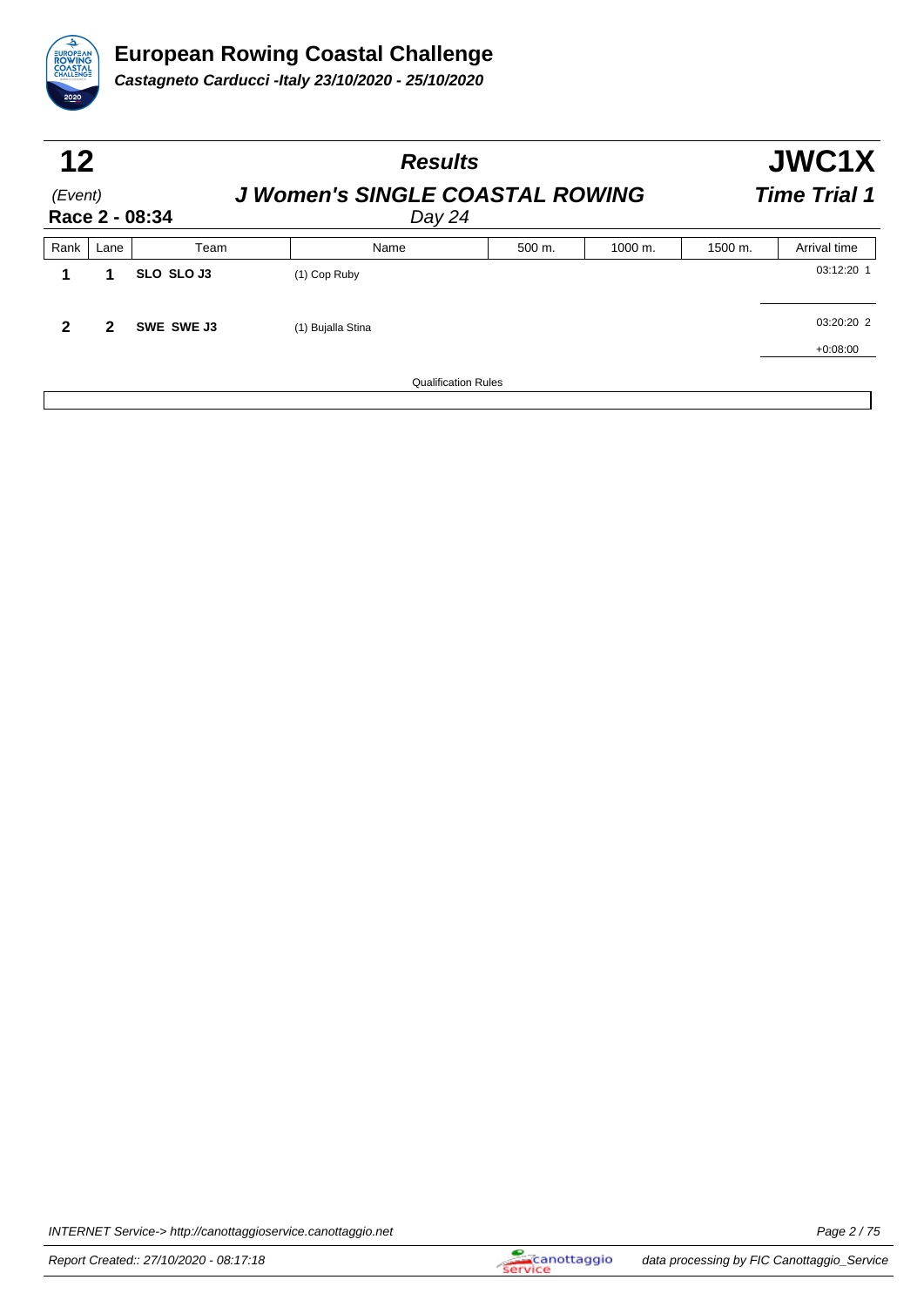# European Rowing Coastal Challenge

***Castagneto Carducci -Italy 23/10/2020 - 25/10/2020***

## 12 — *Results* — JWC1X

*(Event)* — ***J Women's SINGLE COASTAL ROWING*** — ***Time Trial 1***

**Race 2 - 08:34** — *Day 24*

| Rank | Lane | Team | Name | 500 m. | 1000 m. | 1500 m. | Arrival time |
|---|---|---|---|---|---|---|---|
| **1** | **1** | **SLO SLO J3** | (1) Cop Ruby | | | | 03:12:20 1 |
| **2** | **2** | **SWE SWE J3** | (1) Bujalla Stina | | | | 03:20:20 2<br>+0:08:00 |

Qualification Rules

INTERNET Service-> http://canottaggioservice.canottaggio.net

Report Created:: 27/10/2020 - 08:17:18 — data processing by FIC Canottaggio_Service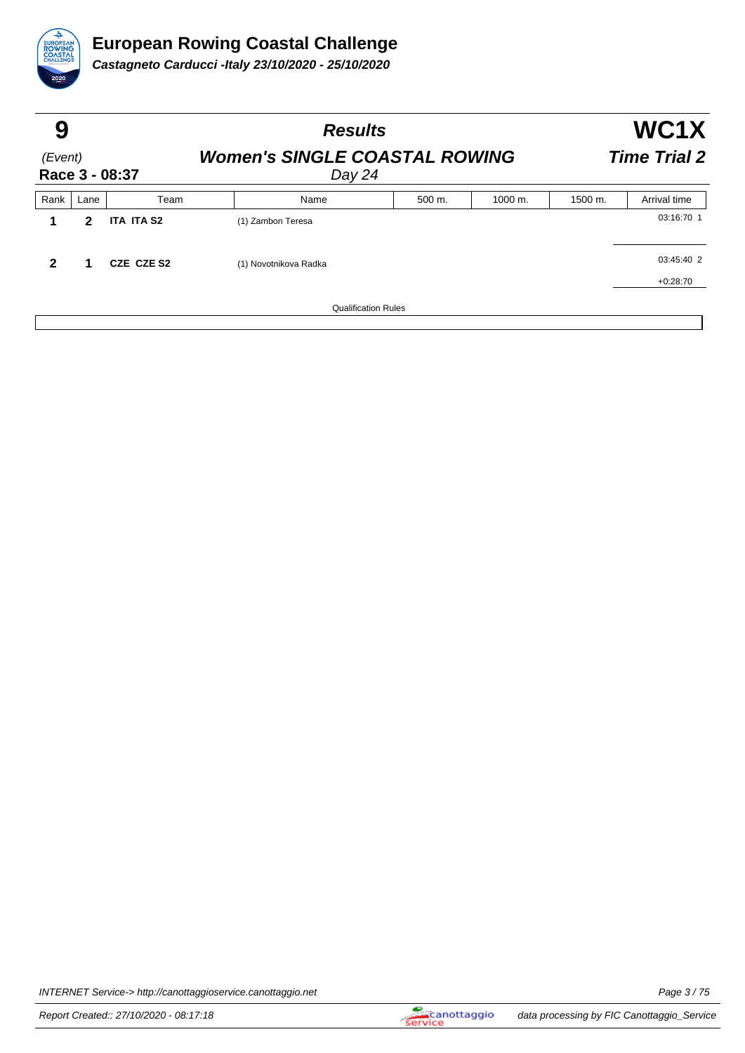# European Rowing Coastal Challenge

***Castagneto Carducci -Italy 23/10/2020 - 25/10/2020***

## 9 — Results — WC1X

*(Event)*

**Race 3 - 08:37**

***Women's SINGLE COASTAL ROWING***

*Day 24*

***Time Trial 2***

| Rank | Lane | Team | Name | 500 m. | 1000 m. | 1500 m. | Arrival time |
|---|---|---|---|---|---|---|---|
| **1** | **2** | **ITA ITA S2** | (1) Zambon Teresa | | | | 03:16:70 1 |
| **2** | **1** | **CZE CZE S2** | (1) Novotnikova Radka | | | | 03:45:40 2<br>+0:28:70 |

Qualification Rules

INTERNET Service-> http://canottaggioservice.canottaggio.net

Report Created:: 27/10/2020 - 08:17:18

data processing by FIC Canottaggio_Service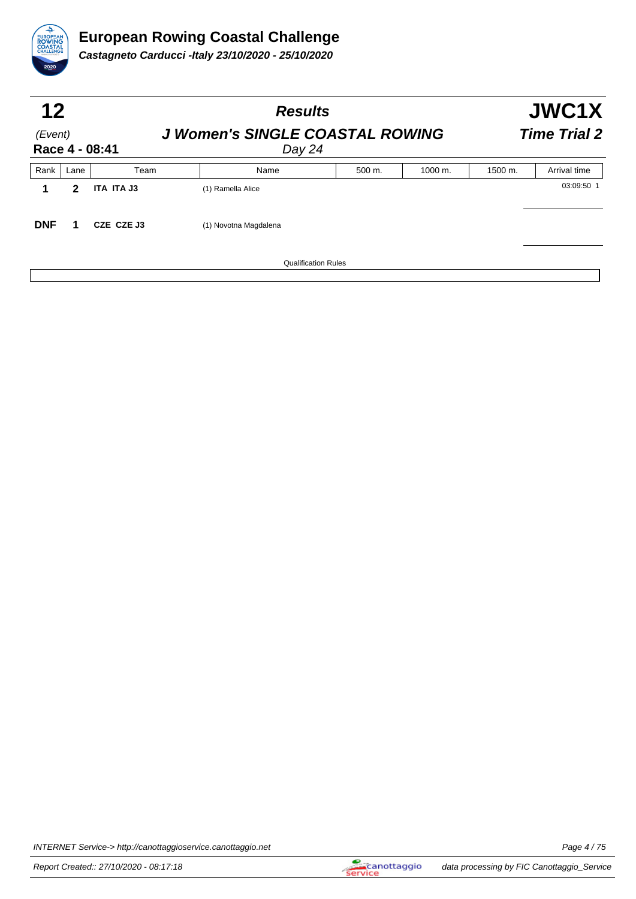# European Rowing Coastal Challenge

***Castagneto Carducci -Italy 23/10/2020 - 25/10/2020***

| **12** | ***Results*** | **JWC1X** |
|---|---|---|
| *(Event)* | ***J Women's SINGLE COASTAL ROWING*** | ***Time Trial 2*** |
| **Race 4 - 08:41** | *Day 24* | |

| Rank | Lane | Team | Name | 500 m. | 1000 m. | 1500 m. | Arrival time |
|---|---|---|---|---|---|---|---|
| **1** | **2** | **ITA ITA J3** | (1) Ramella Alice | | | | 03:09:50 1 |
| **DNF** | **1** | **CZE CZE J3** | (1) Novotna Magdalena | | | | |

Qualification Rules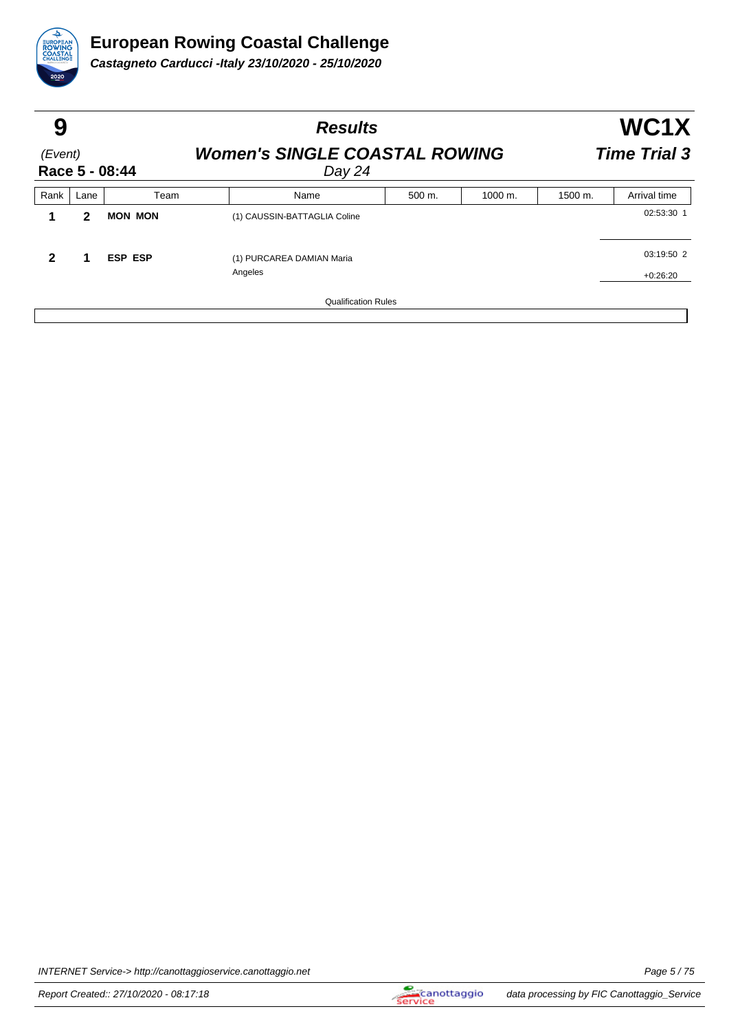# European Rowing Coastal Challenge

***Castagneto Carducci -Italy 23/10/2020 - 25/10/2020***

## 9 — *Results* — WC1X

*(Event)*

**Race 5 - 08:44**

***Women's SINGLE COASTAL ROWING***

*Day 24*

***Time Trial 3***

| Rank | Lane | Team | Name | 500 m. | 1000 m. | 1500 m. | Arrival time |
|---|---|---|---|---|---|---|---|
| **1** | **2** | **MON MON** | (1) CAUSSIN-BATTAGLIA Coline | | | | 02:53:30 1 |
| **2** | **1** | **ESP ESP** | (1) PURCAREA DAMIAN Maria Angeles | | | | 03:19:50 2<br>+0:26:20 |

Qualification Rules

INTERNET Service-> http://canottaggioservice.canottaggio.net

Report Created:: 27/10/2020 - 08:17:18

data processing by FIC Canottaggio_Service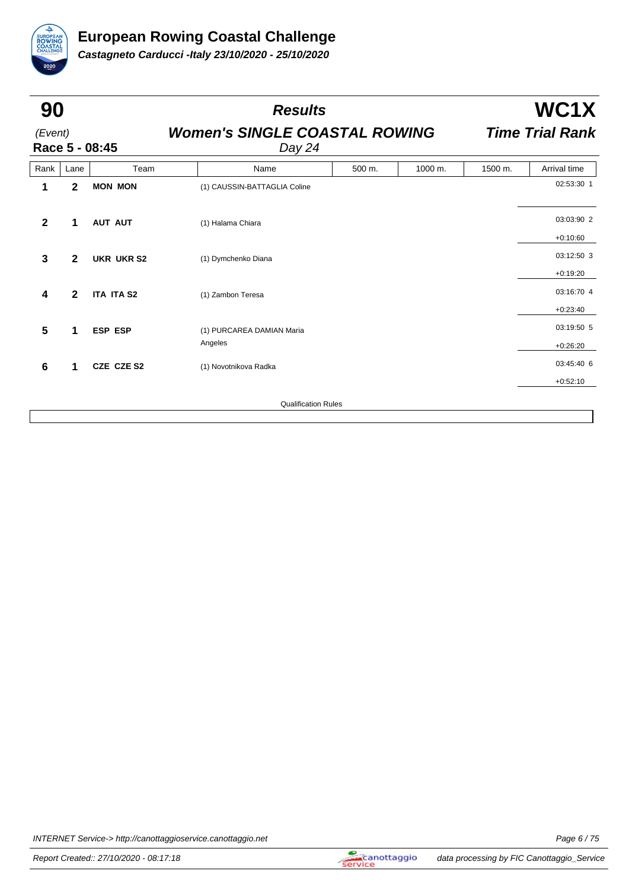# European Rowing Coastal Challenge

***Castagneto Carducci -Italy 23/10/2020 - 25/10/2020***

## 90 — *Results* — WC1X

*(Event)*

**Race 5 - 08:45**

***Women's SINGLE COASTAL ROWING***

*Day 24*

***Time Trial Rank***

| Rank | Lane | Team | Name | 500 m. | 1000 m. | 1500 m. | Arrival time |
|---|---|---|---|---|---|---|---|
| **1** | **2** | **MON MON** | (1) CAUSSIN-BATTAGLIA Coline | | | | 02:53:30 1 |
| **2** | **1** | **AUT AUT** | (1) Halama Chiara | | | | 03:03:90 2<br>+0:10:60 |
| **3** | **2** | **UKR UKR S2** | (1) Dymchenko Diana | | | | 03:12:50 3<br>+0:19:20 |
| **4** | **2** | **ITA ITA S2** | (1) Zambon Teresa | | | | 03:16:70 4<br>+0:23:40 |
| **5** | **1** | **ESP ESP** | (1) PURCAREA DAMIAN Maria Angeles | | | | 03:19:50 5<br>+0:26:20 |
| **6** | **1** | **CZE CZE S2** | (1) Novotnikova Radka | | | | 03:45:40 6<br>+0:52:10 |

Qualification Rules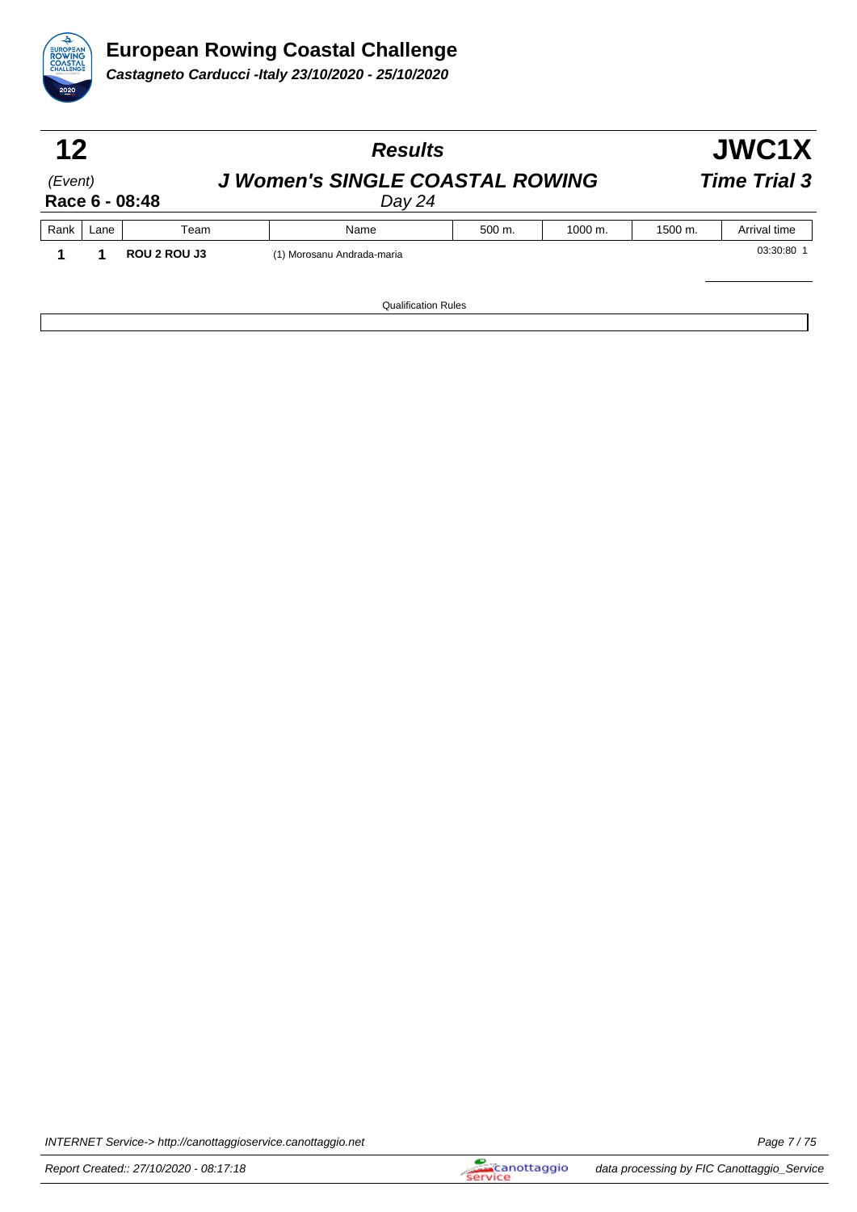# European Rowing Coastal Challenge

***Castagneto Carducci -Italy 23/10/2020 - 25/10/2020***

| **12** | ***Results*** | **JWC1X** |
|---|---|---|
| *(Event)* | ***J Women's SINGLE COASTAL ROWING*** | ***Time Trial 3*** |
| **Race 6 - 08:48** | *Day 24* | |

| Rank | Lane | Team | Name | 500 m. | 1000 m. | 1500 m. | Arrival time |
|---|---|---|---|---|---|---|---|
| **1** | **1** | **ROU 2 ROU J3** | (1) Morosanu Andrada-maria | | | | 03:30:80 1 |

Qualification Rules

INTERNET Service-> http://canottaggioservice.canottaggio.net

Report Created:: 27/10/2020 - 08:17:18

data processing by FIC Canottaggio_Service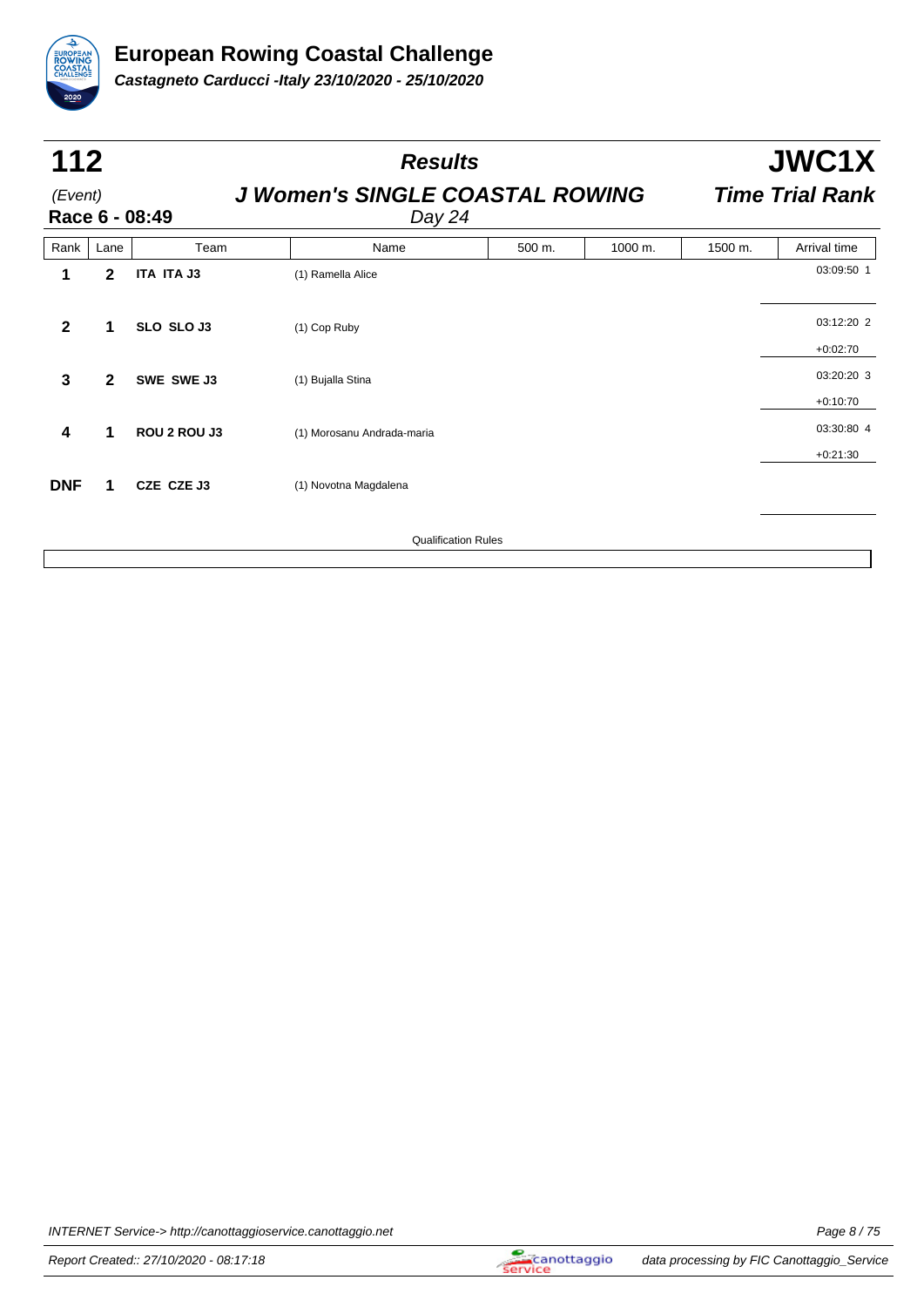# European Rowing Coastal Challenge

***Castagneto Carducci -Italy 23/10/2020 - 25/10/2020***

## 112 — Results — JWC1X

*(Event)* **J Women's SINGLE COASTAL ROWING** ***Time Trial Rank***

**Race 6 - 08:49** *Day 24*

| Rank | Lane | Team | Name | 500 m. | 1000 m. | 1500 m. | Arrival time |
|---|---|---|---|---|---|---|---|
| **1** | **2** | **ITA ITA J3** | (1) Ramella Alice | | | | 03:09:50 1 |
| **2** | **1** | **SLO SLO J3** | (1) Cop Ruby | | | | 03:12:20 2<br>+0:02:70 |
| **3** | **2** | **SWE SWE J3** | (1) Bujalla Stina | | | | 03:20:20 3<br>+0:10:70 |
| **4** | **1** | **ROU 2 ROU J3** | (1) Morosanu Andrada-maria | | | | 03:30:80 4<br>+0:21:30 |
| **DNF** | **1** | **CZE CZE J3** | (1) Novotna Magdalena | | | | |

Qualification Rules

INTERNET Service-> http://canottaggioservice.canottaggio.net

Report Created:: 27/10/2020 - 08:17:18

data processing by FIC Canottaggio_Service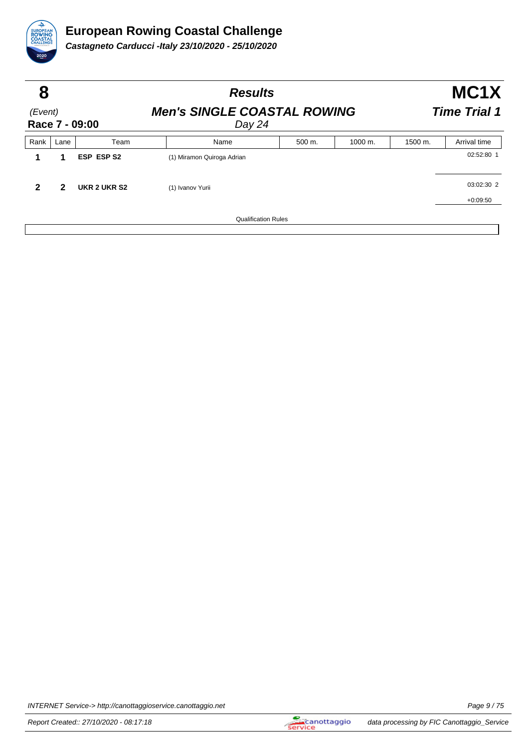# European Rowing Coastal Challenge

***Castagneto Carducci -Italy 23/10/2020 - 25/10/2020***

## 8 — Results — MC1X

(Event) **Men's SINGLE COASTAL ROWING** — **Time Trial 1**

**Race 7 - 09:00** — Day 24

| Rank | Lane | Team | Name | 500 m. | 1000 m. | 1500 m. | Arrival time |
|---|---|---|---|---|---|---|---|
| **1** | **1** | **ESP ESP S2** | (1) Miramon Quiroga Adrian | | | | 02:52:80 1 |
| **2** | **2** | **UKR 2 UKR S2** | (1) Ivanov Yurii | | | | 03:02:30 2<br>+0:09:50 |

Qualification Rules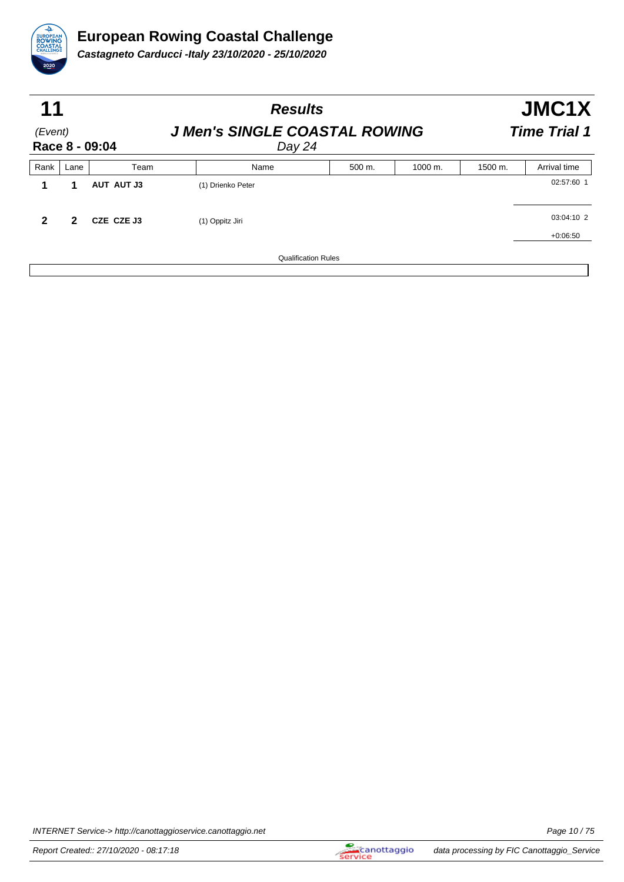# European Rowing Coastal Challenge

***Castagneto Carducci -Italy 23/10/2020 - 25/10/2020***

## 11 — Results — JMC1X

(Event) **J Men's SINGLE COASTAL ROWING** ***Time Trial 1***

**Race 8 - 09:04** *Day 24*

| Rank | Lane | Team | Name | 500 m. | 1000 m. | 1500 m. | Arrival time |
|---|---|---|---|---|---|---|---|
| **1** | **1** | **AUT AUT J3** | (1) Drienko Peter | | | | 02:57:60 1 |
| **2** | **2** | **CZE CZE J3** | (1) Oppitz Jiri | | | | 03:04:10 2 |
| | | | | | | | +0:06:50 |

Qualification Rules

INTERNET Service-> http://canottaggioservice.canottaggio.net

Report Created:: 27/10/2020 - 08:17:18

data processing by FIC Canottaggio_Service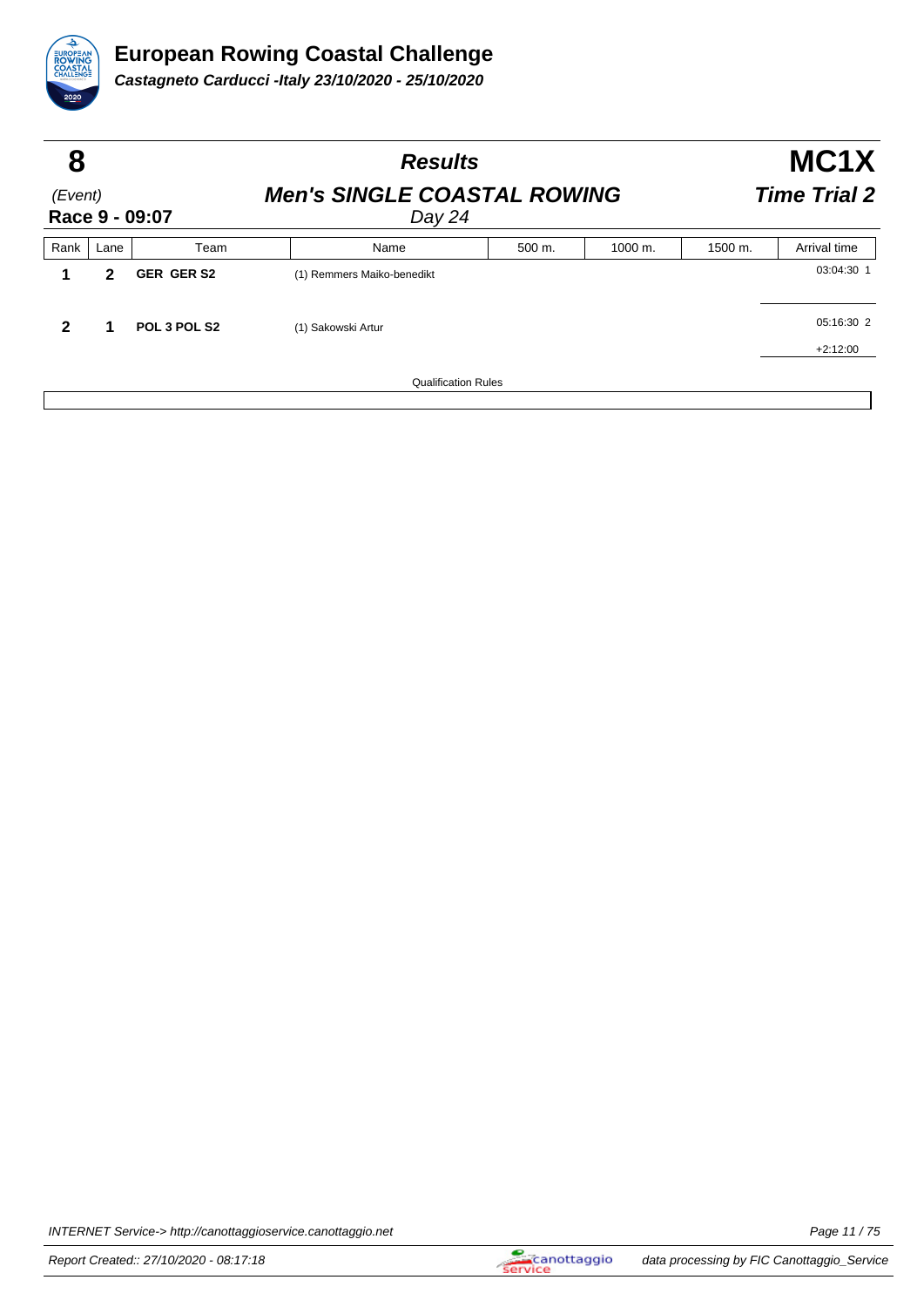# European Rowing Coastal Challenge

***Castagneto Carducci -Italy 23/10/2020 - 25/10/2020***

| **8** | ***Results*** | **MC1X** |
|---|---|---|
| *(Event)* | ***Men's SINGLE COASTAL ROWING*** | ***Time Trial 2*** |
| **Race 9 - 09:07** | *Day 24* | |

| Rank | Lane | Team | Name | 500 m. | 1000 m. | 1500 m. | Arrival time |
|---|---|---|---|---|---|---|---|
| **1** | **2** | **GER GER S2** | (1) Remmers Maiko-benedikt | | | | 03:04:30 1 |
| **2** | **1** | **POL 3 POL S2** | (1) Sakowski Artur | | | | 05:16:30 2<br>+2:12:00 |

Qualification Rules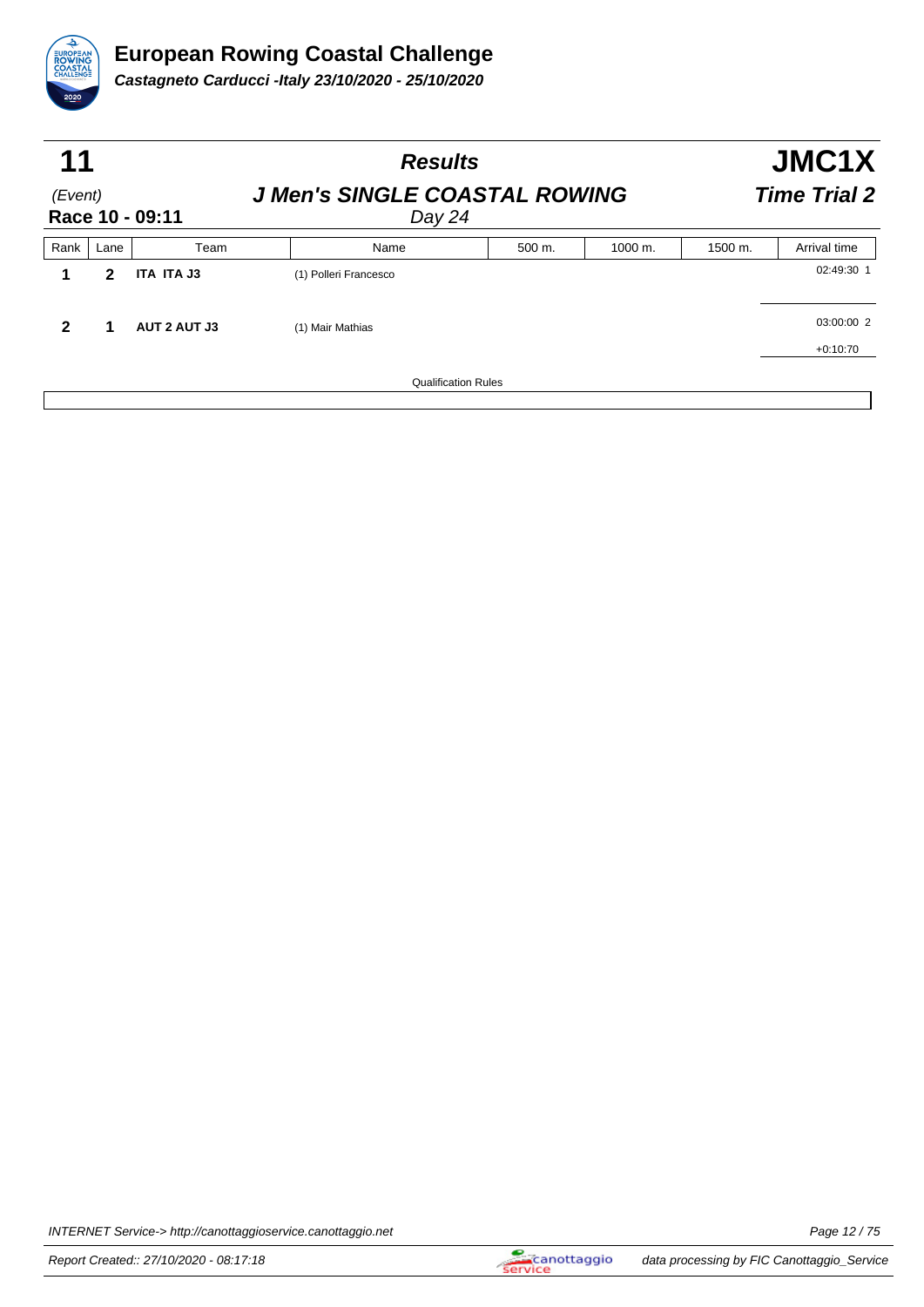# European Rowing Coastal Challenge

***Castagneto Carducci -Italy 23/10/2020 - 25/10/2020***

| **11** | **Results** | **JMC1X** |
|---|---|---|
| *(Event)* | ***J Men's SINGLE COASTAL ROWING*** | ***Time Trial 2*** |
| **Race 10 - 09:11** | *Day 24* | |

| Rank | Lane | Team | Name | 500 m. | 1000 m. | 1500 m. | Arrival time |
|---|---|---|---|---|---|---|---|
| **1** | **2** | **ITA ITA J3** | (1) Polleri Francesco | | | | 02:49:30 1 |
| **2** | **1** | **AUT 2 AUT J3** | (1) Mair Mathias | | | | 03:00:00 2<br>+0:10:70 |

Qualification Rules

INTERNET Service-> http://canottaggioservice.canottaggio.net

Report Created:: 27/10/2020 - 08:17:18

data processing by FIC Canottaggio_Service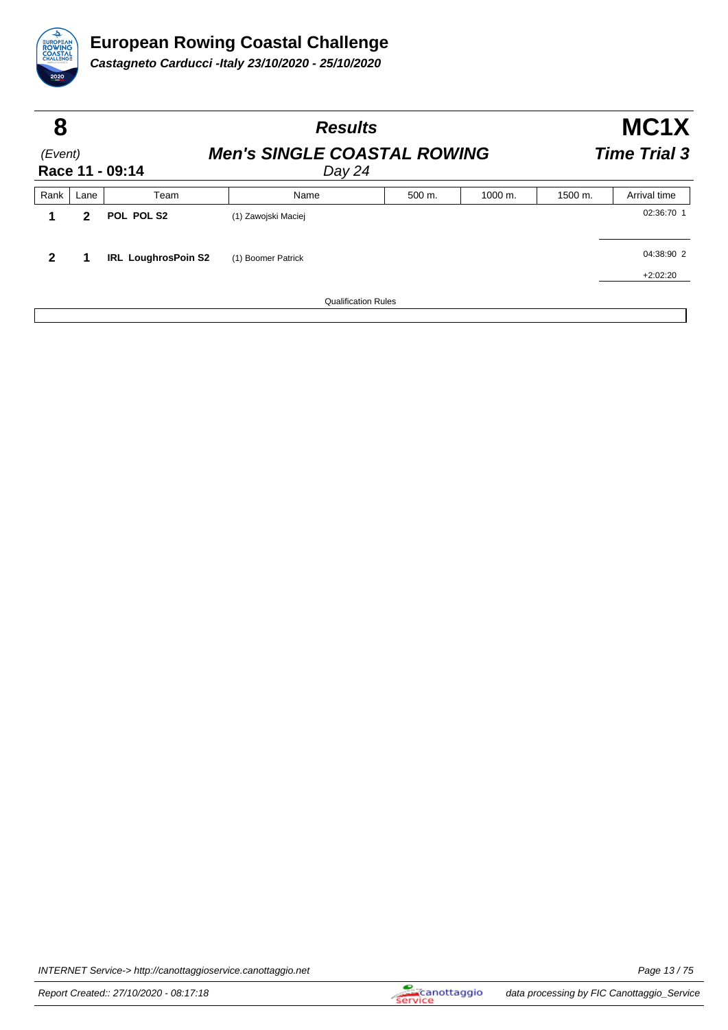# European Rowing Coastal Challenge

***Castagneto Carducci -Italy 23/10/2020 - 25/10/2020***

| **8** | ***Results*** | **MC1X** |
|---|---|---|
| *(Event)* | ***Men's SINGLE COASTAL ROWING*** | ***Time Trial 3*** |
| **Race 11 - 09:14** | *Day 24* | |

| Rank | Lane | Team | Name | 500 m. | 1000 m. | 1500 m. | Arrival time |
|---|---|---|---|---|---|---|---|
| **1** | **2** | **POL POL S2** | (1) Zawojski Maciej | | | | 02:36:70 1 |
| **2** | **1** | **IRL LoughrosPoin S2** | (1) Boomer Patrick | | | | 04:38:90 2<br>+2:02:20 |

Qualification Rules

INTERNET Service-> http://canottaggioservice.canottaggio.net

Report Created:: 27/10/2020 - 08:17:18

data processing by FIC Canottaggio_Service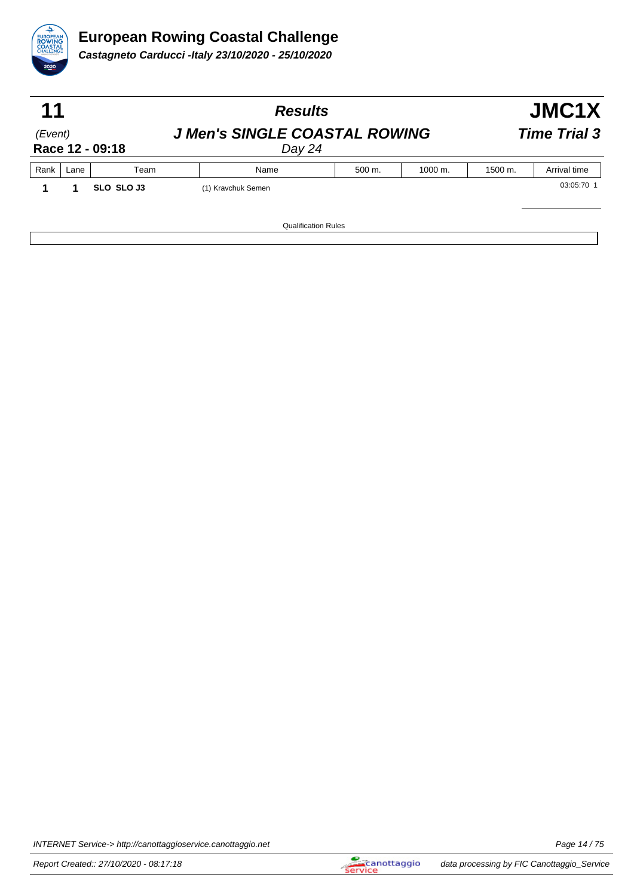# European Rowing Coastal Challenge

***Castagneto Carducci -Italy 23/10/2020 - 25/10/2020***

## 11 — *Results* — JMC1X

*(Event)* **Race 12 - 09:18**

***J Men's SINGLE COASTAL ROWING*** *Day 24*

***Time Trial 3***

| Rank | Lane | Team | Name | 500 m. | 1000 m. | 1500 m. | Arrival time |
|---|---|---|---|---|---|---|---|
| **1** | **1** | **SLO SLO J3** | (1) Kravchuk Semen | | | | 03:05:70 1 |

Qualification Rules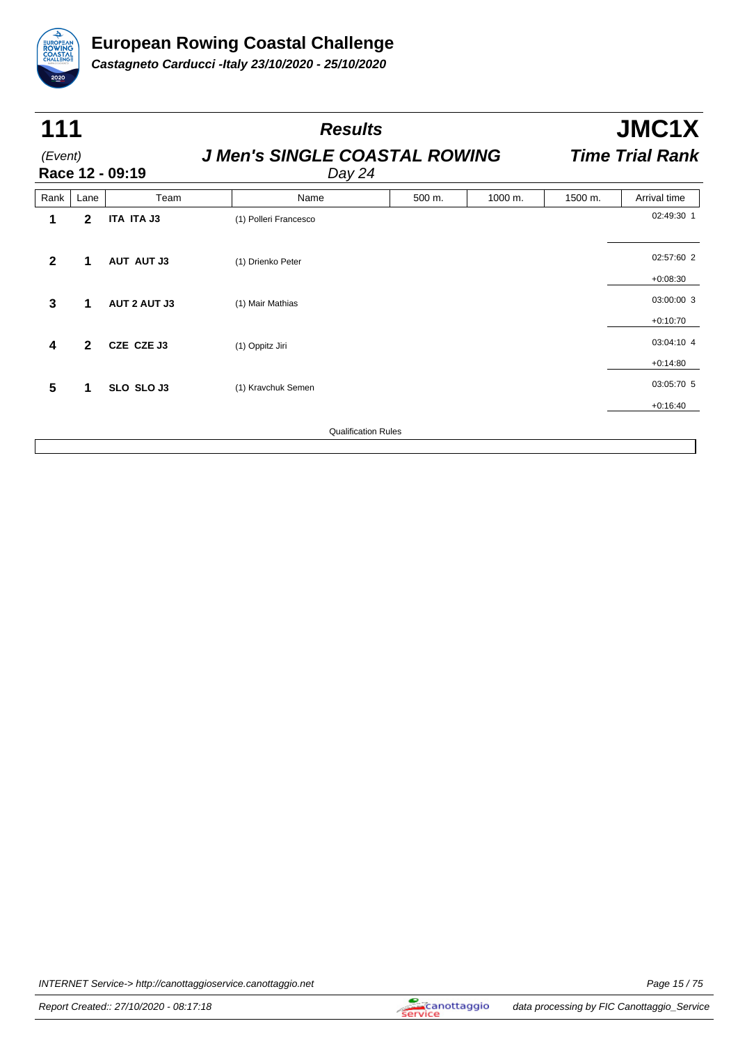# European Rowing Coastal Challenge

***Castagneto Carducci -Italy 23/10/2020 - 25/10/2020***

| **111** | ***Results*** | **JMC1X** |
|---|---|---|
| *(Event)* | ***J Men's SINGLE COASTAL ROWING*** | ***Time Trial Rank*** |
| **Race 12 - 09:19** | *Day 24* | |

| Rank | Lane | Team | Name | 500 m. | 1000 m. | 1500 m. | Arrival time |
|---|---|---|---|---|---|---|---|
| **1** | **2** | **ITA ITA J3** | (1) Polleri Francesco | | | | 02:49:30 1 |
| **2** | **1** | **AUT AUT J3** | (1) Drienko Peter | | | | 02:57:60 2<br>+0:08:30 |
| **3** | **1** | **AUT 2 AUT J3** | (1) Mair Mathias | | | | 03:00:00 3<br>+0:10:70 |
| **4** | **2** | **CZE CZE J3** | (1) Oppitz Jiri | | | | 03:04:10 4<br>+0:14:80 |
| **5** | **1** | **SLO SLO J3** | (1) Kravchuk Semen | | | | 03:05:70 5<br>+0:16:40 |

Qualification Rules

INTERNET Service-> http://canottaggioservice.canottaggio.net

Report Created:: 27/10/2020 - 08:17:18

data processing by FIC Canottaggio_Service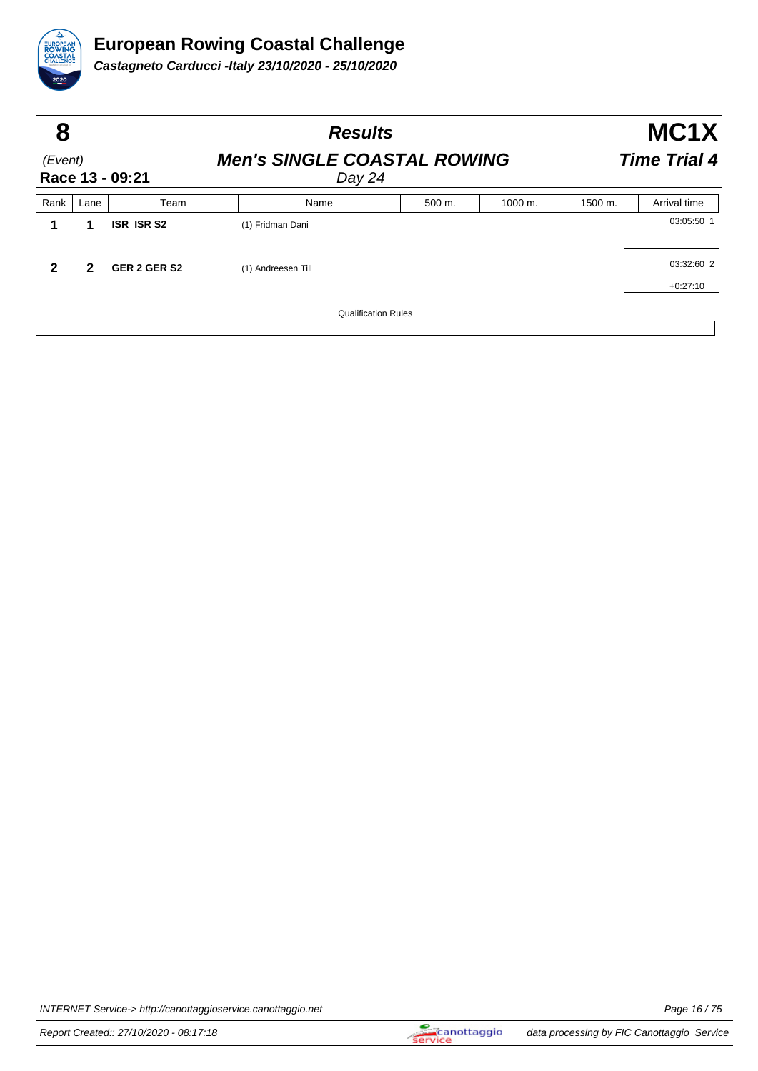# European Rowing Coastal Challenge

***Castagneto Carducci -Italy 23/10/2020 - 25/10/2020***

| **8** | ***Results*** | **MC1X** |
|---|---|---|
| *(Event)* | ***Men's SINGLE COASTAL ROWING*** | ***Time Trial 4*** |
| **Race 13 - 09:21** | *Day 24* | |

| Rank | Lane | Team | Name | 500 m. | 1000 m. | 1500 m. | Arrival time |
|---|---|---|---|---|---|---|---|
| **1** | **1** | **ISR ISR S2** | (1) Fridman Dani | | | | 03:05:50 1 |
| **2** | **2** | **GER 2 GER S2** | (1) Andreesen Till | | | | 03:32:60 2<br>+0:27:10 |

Qualification Rules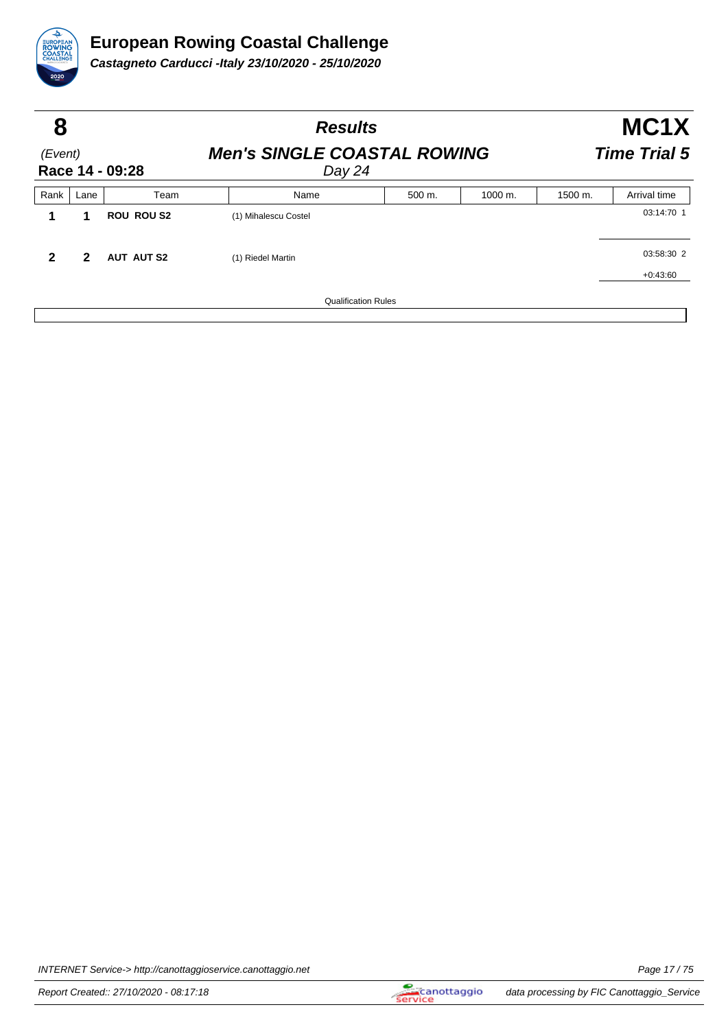# European Rowing Coastal Challenge

***Castagneto Carducci -Italy 23/10/2020 - 25/10/2020***

| **8** | ***Results*** | **MC1X** |
|---|---|---|
| *(Event)* | ***Men's SINGLE COASTAL ROWING*** | ***Time Trial 5*** |
| **Race 14 - 09:28** | *Day 24* | |

| Rank | Lane | Team | Name | 500 m. | 1000 m. | 1500 m. | Arrival time |
|---|---|---|---|---|---|---|---|
| **1** | **1** | **ROU ROU S2** | (1) Mihalescu Costel | | | | 03:14:70 1 |
| **2** | **2** | **AUT AUT S2** | (1) Riedel Martin | | | | 03:58:30 2<br>+0:43:60 |

Qualification Rules

INTERNET Service-> http://canottaggioservice.canottaggio.net

Report Created:: 27/10/2020 - 08:17:18

data processing by FIC Canottaggio_Service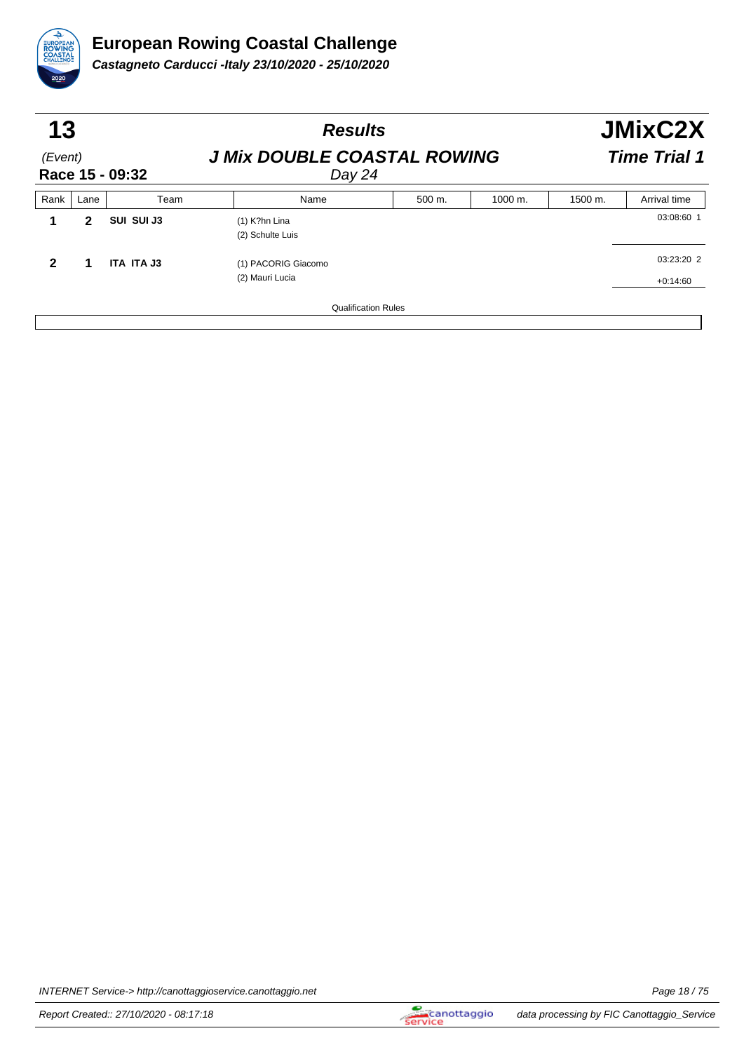# European Rowing Coastal Challenge

***Castagneto Carducci -Italy 23/10/2020 - 25/10/2020***

## 13

(Event)

**Race 15 - 09:32**

## *Results*

## *J Mix DOUBLE COASTAL ROWING*

*Day 24*

## JMixC2X

## *Time Trial 1*

| Rank | Lane | Team | Name | 500 m. | 1000 m. | 1500 m. | Arrival time |
|---|---|---|---|---|---|---|---|
| **1** | **2** | **SUI SUI J3** | (1) K?hn Lina<br>(2) Schulte Luis | | | | 03:08:60 1 |
| **2** | **1** | **ITA ITA J3** | (1) PACORIG Giacomo<br>(2) Mauri Lucia | | | | 03:23:20 2<br>+0:14:60 |

Qualification Rules

INTERNET Service-> http://canottaggioservice.canottaggio.net

Report Created:: 27/10/2020 - 08:17:18

data processing by FIC Canottaggio_Service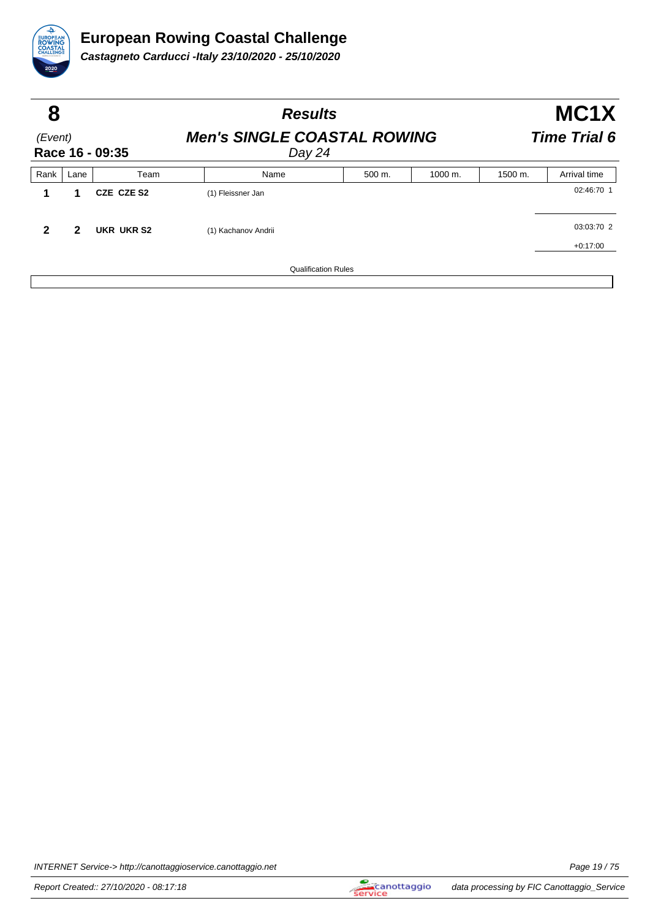# European Rowing Coastal Challenge

***Castagneto Carducci -Italy 23/10/2020 - 25/10/2020***

**8** (Event) **Race 16 - 09:35**

## *Results*

## *Men's SINGLE COASTAL ROWING*

*Day 24*

**MC1X**

***Time Trial 6***

| Rank | Lane | Team | Name | 500 m. | 1000 m. | 1500 m. | Arrival time |
|---|---|---|---|---|---|---|---|
| **1** | **1** | **CZE CZE S2** | (1) Fleissner Jan | | | | 02:46:70 1 |
| **2** | **2** | **UKR UKR S2** | (1) Kachanov Andrii | | | | 03:03:70 2<br>+0:17:00 |

Qualification Rules

INTERNET Service-> http://canottaggioservice.canottaggio.net

Report Created:: 27/10/2020 - 08:17:18

data processing by FIC Canottaggio_Service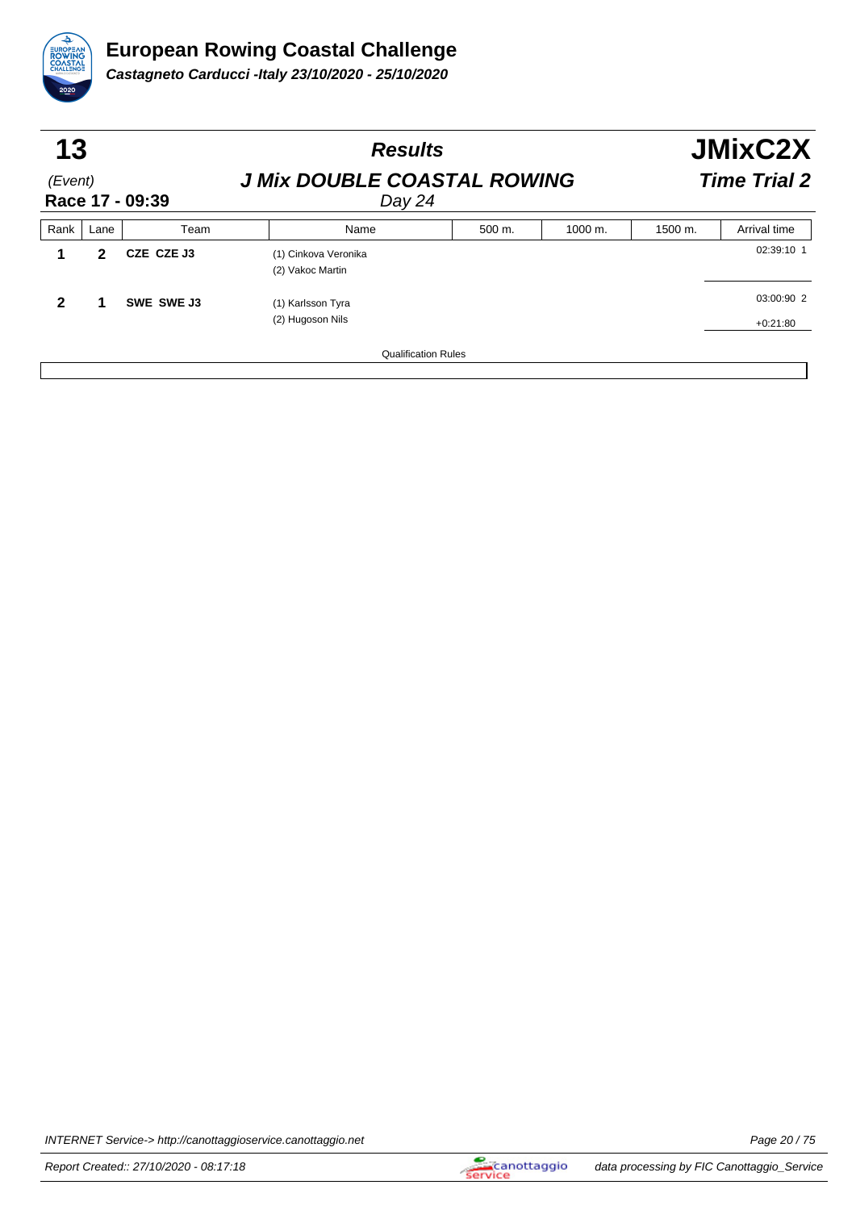# European Rowing Coastal Challenge

***Castagneto Carducci -Italy 23/10/2020 - 25/10/2020***

## 13 — *Results* — JMixC2X

*(Event)* — ***J Mix DOUBLE COASTAL ROWING*** — ***Time Trial 2***

**Race 17 - 09:39** — *Day 24*

| Rank | Lane | Team | Name | 500 m. | 1000 m. | 1500 m. | Arrival time |
|---|---|---|---|---|---|---|---|
| **1** | **2** | **CZE CZE J3** | (1) Cinkova Veronika<br>(2) Vakoc Martin | | | | 02:39:10 1 |
| **2** | **1** | **SWE SWE J3** | (1) Karlsson Tyra<br>(2) Hugoson Nils | | | | 03:00:90 2<br>+0:21:80 |

Qualification Rules

INTERNET Service-> http://canottaggioservice.canottaggio.net

Report Created:: 27/10/2020 - 08:17:18

data processing by FIC Canottaggio_Service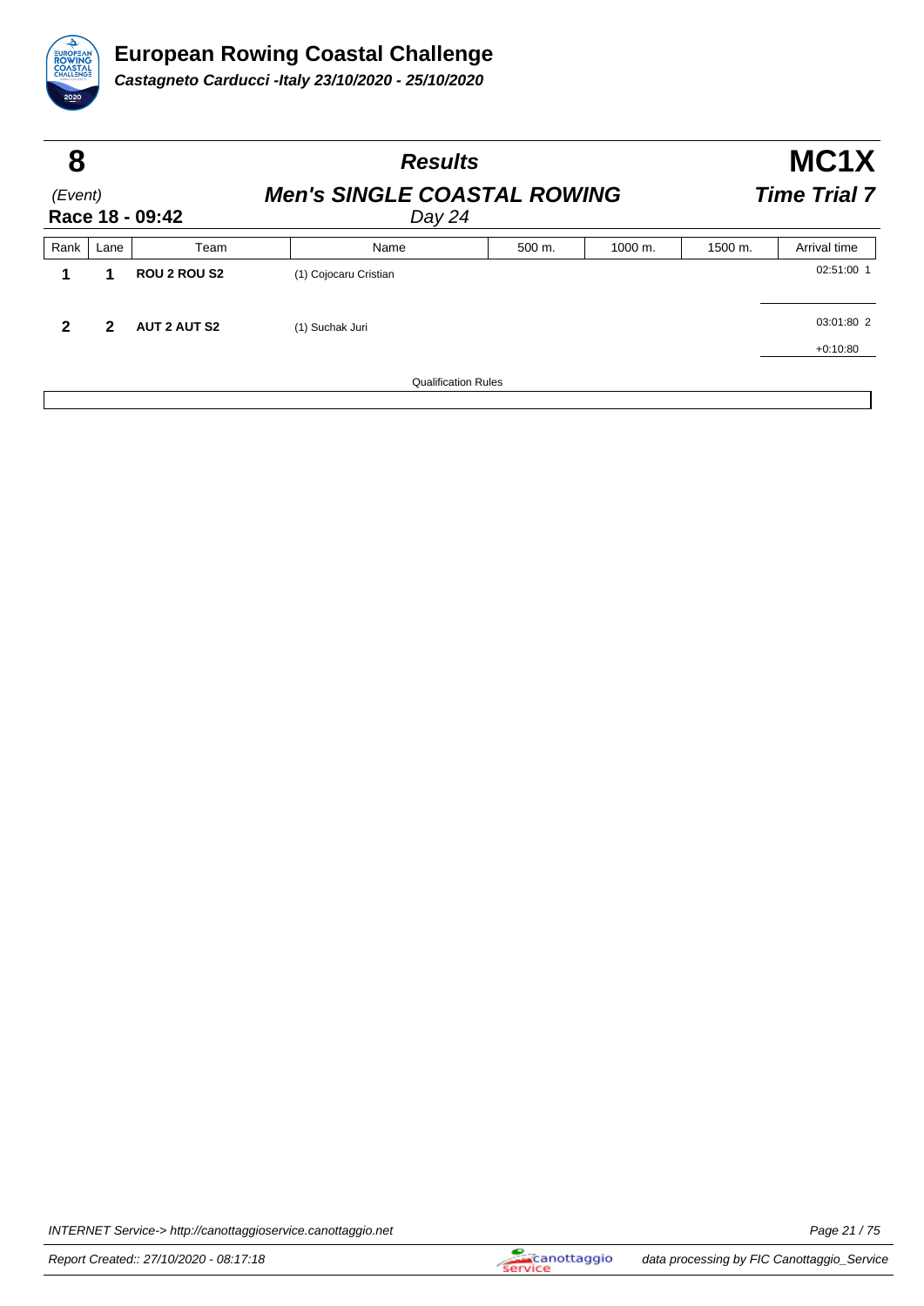# European Rowing Coastal Challenge

***Castagneto Carducci -Italy 23/10/2020 - 25/10/2020***

| **8** | ***Results*** | **MC1X** |
|---|---|---|
| *(Event)* | ***Men's SINGLE COASTAL ROWING*** | ***Time Trial 7*** |
| **Race 18 - 09:42** | *Day 24* | |

| Rank | Lane | Team | Name | 500 m. | 1000 m. | 1500 m. | Arrival time |
|---|---|---|---|---|---|---|---|
| **1** | **1** | **ROU 2 ROU S2** | (1) Cojocaru Cristian | | | | 02:51:00 1 |
| **2** | **2** | **AUT 2 AUT S2** | (1) Suchak Juri | | | | 03:01:80 2<br>+0:10:80 |

Qualification Rules

INTERNET Service-> http://canottaggioservice.canottaggio.net

Report Created:: 27/10/2020 - 08:17:18

data processing by FIC Canottaggio_Service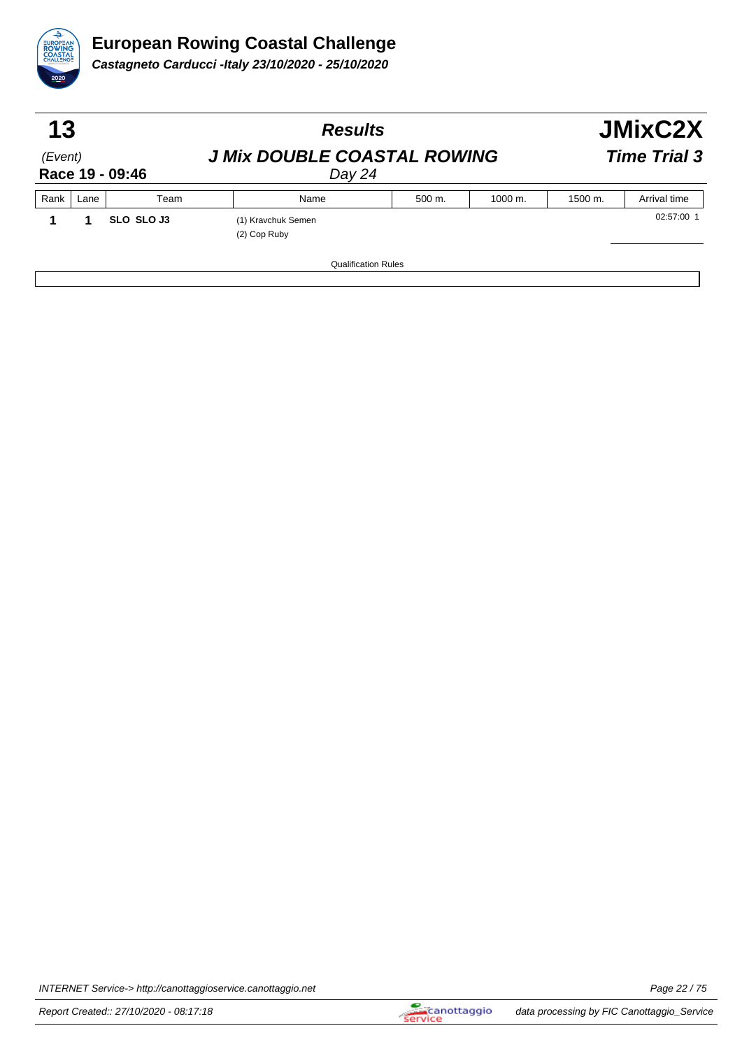# European Rowing Coastal Challenge

***Castagneto Carducci -Italy 23/10/2020 - 25/10/2020***

## 13 — *Results* — JMixC2X

*(Event)* — ***J Mix DOUBLE COASTAL ROWING*** — ***Time Trial 3***

**Race 19 - 09:46** — *Day 24*

| Rank | Lane | Team | Name | 500 m. | 1000 m. | 1500 m. | Arrival time |
|---|---|---|---|---|---|---|---|
| **1** | **1** | **SLO SLO J3** | (1) Kravchuk Semen<br>(2) Cop Ruby | | | | 02:57:00 1 |

Qualification Rules

INTERNET Service-> http://canottaggioservice.canottaggio.net

Report Created:: 27/10/2020 - 08:17:18 — data processing by FIC Canottaggio_Service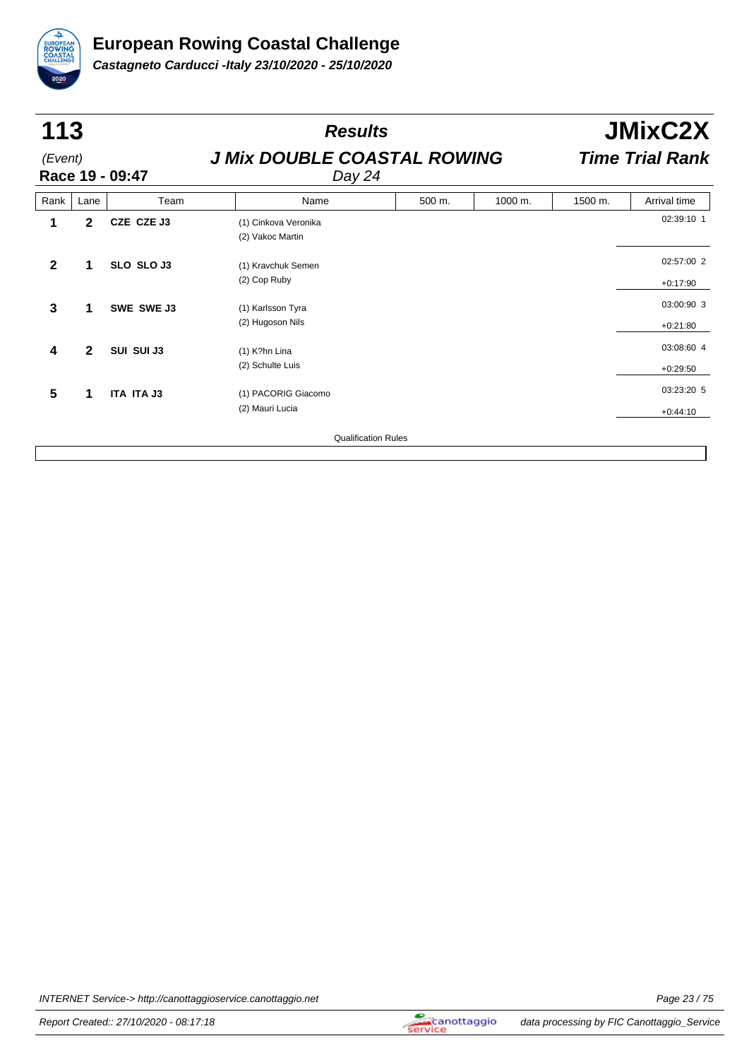# European Rowing Coastal Challenge

***Castagneto Carducci -Italy 23/10/2020 - 25/10/2020***

## 113 — *Results* — JMixC2X

*(Event)* **J Mix DOUBLE COASTAL ROWING** ***Time Trial Rank***

**Race 19 - 09:47** *Day 24*

| Rank | Lane | Team | Name | 500 m. | 1000 m. | 1500 m. | Arrival time |
|---|---|---|---|---|---|---|---|
| **1** | **2** | **CZE CZE J3** | (1) Cinkova Veronika<br>(2) Vakoc Martin | | | | 02:39:10 1 |
| **2** | **1** | **SLO SLO J3** | (1) Kravchuk Semen<br>(2) Cop Ruby | | | | 02:57:00 2<br>+0:17:90 |
| **3** | **1** | **SWE SWE J3** | (1) Karlsson Tyra<br>(2) Hugoson Nils | | | | 03:00:90 3<br>+0:21:80 |
| **4** | **2** | **SUI SUI J3** | (1) K?hn Lina<br>(2) Schulte Luis | | | | 03:08:60 4<br>+0:29:50 |
| **5** | **1** | **ITA ITA J3** | (1) PACORIG Giacomo<br>(2) Mauri Lucia | | | | 03:23:20 5<br>+0:44:10 |

Qualification Rules

INTERNET Service-> http://canottaggioservice.canottaggio.net

Report Created:: 27/10/2020 - 08:17:18

data processing by FIC Canottaggio_Service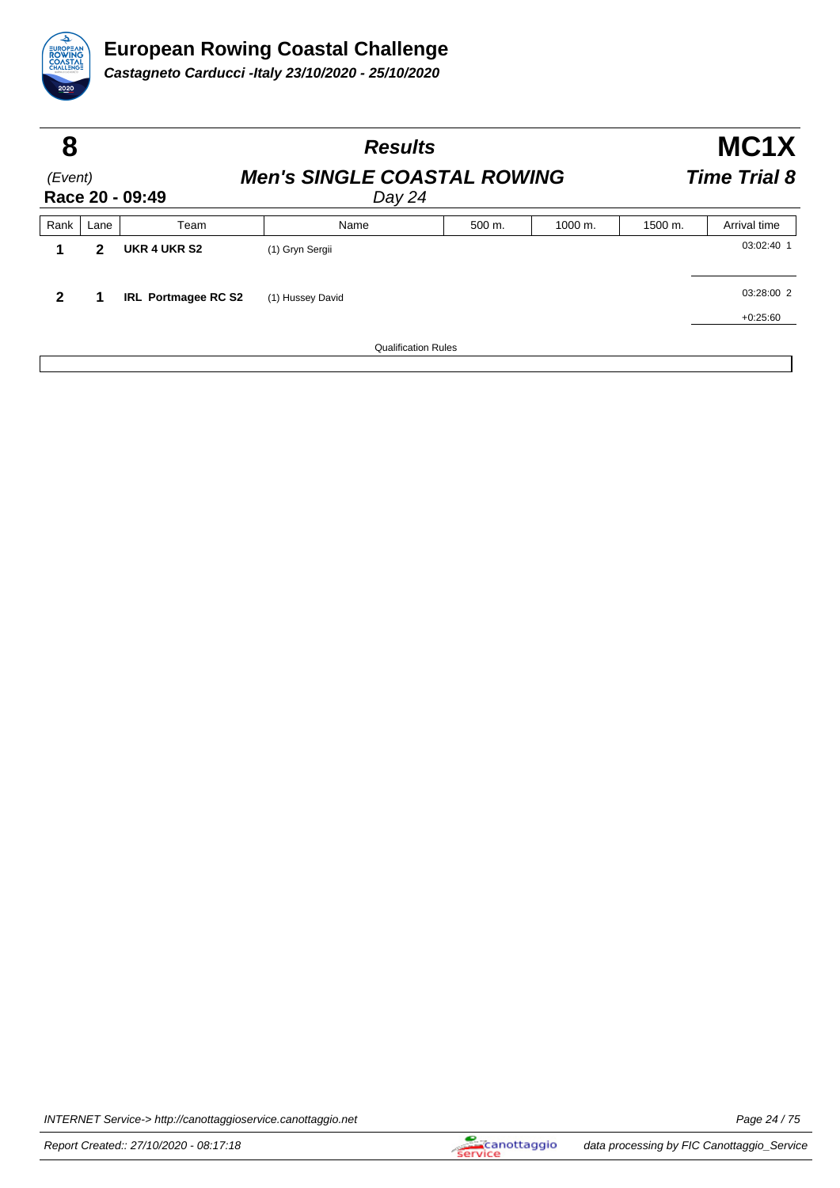# European Rowing Coastal Challenge

***Castagneto Carducci -Italy 23/10/2020 - 25/10/2020***

| **8** | ***Results*** | **MC1X** |
|---|---|---|
| *(Event)* | ***Men's SINGLE COASTAL ROWING*** | ***Time Trial 8*** |
| **Race 20 - 09:49** | *Day 24* | |

| Rank | Lane | Team | Name | 500 m. | 1000 m. | 1500 m. | Arrival time |
|---|---|---|---|---|---|---|---|
| **1** | **2** | **UKR 4 UKR S2** | (1) Gryn Sergii | | | | 03:02:40 1 |
| **2** | **1** | **IRL Portmagee RC S2** | (1) Hussey David | | | | 03:28:00 2<br>+0:25:60 |

Qualification Rules

INTERNET Service-> http://canottaggioservice.canottaggio.net

Report Created:: 27/10/2020 - 08:17:18

data processing by FIC Canottaggio_Service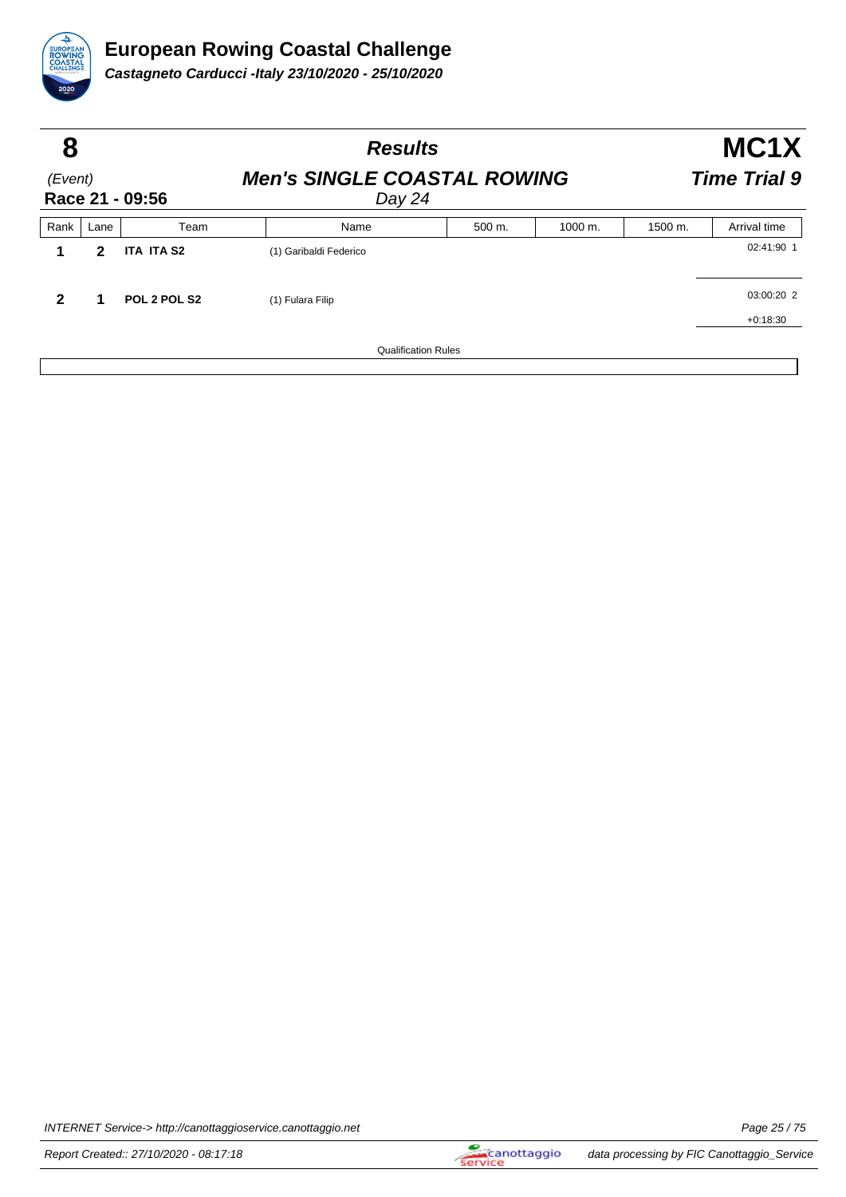# European Rowing Coastal Challenge

***Castagneto Carducci -Italy 23/10/2020 - 25/10/2020***

| **8** | ***Results*** | **MC1X** |
|---|---|---|
| *(Event)* | ***Men's SINGLE COASTAL ROWING*** | ***Time Trial 9*** |
| **Race 21 - 09:56** | *Day 24* | |

| Rank | Lane | Team | Name | 500 m. | 1000 m. | 1500 m. | Arrival time |
|---|---|---|---|---|---|---|---|
| **1** | **2** | **ITA ITA S2** | (1) Garibaldi Federico | | | | 02:41:90 1 |
| **2** | **1** | **POL 2 POL S2** | (1) Fulara Filip | | | | 03:00:20 2<br>+0:18:30 |

Qualification Rules

INTERNET Service-> http://canottaggioservice.canottaggio.net

Report Created:: 27/10/2020 - 08:17:18

data processing by FIC Canottaggio_Service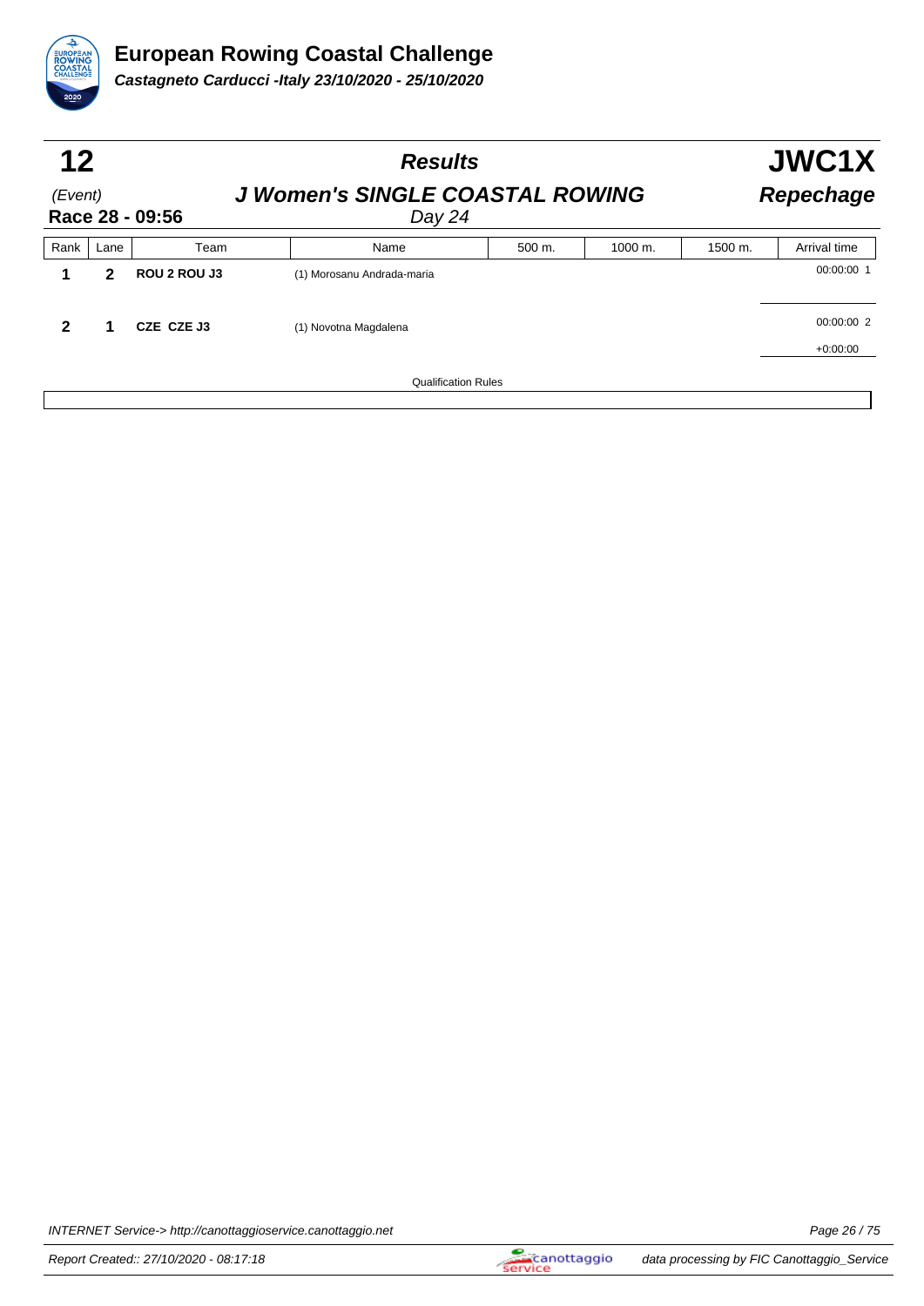# European Rowing Coastal Challenge

***Castagneto Carducci -Italy 23/10/2020 - 25/10/2020***

| **12** | ***Results*** | **JWC1X** |
|---|---|---|
| *(Event)* | ***J Women's SINGLE COASTAL ROWING*** | ***Repechage*** |
| **Race 28 - 09:56** | *Day 24* | |

| Rank | Lane | Team | Name | 500 m. | 1000 m. | 1500 m. | Arrival time |
|---|---|---|---|---|---|---|---|
| **1** | **2** | **ROU 2 ROU J3** | (1) Morosanu Andrada-maria | | | | 00:00:00 1 |
| **2** | **1** | **CZE CZE J3** | (1) Novotna Magdalena | | | | 00:00:00 2<br>+0:00:00 |

Qualification Rules

INTERNET Service-> http://canottaggioservice.canottaggio.net

Report Created:: 27/10/2020 - 08:17:18

data processing by FIC Canottaggio_Service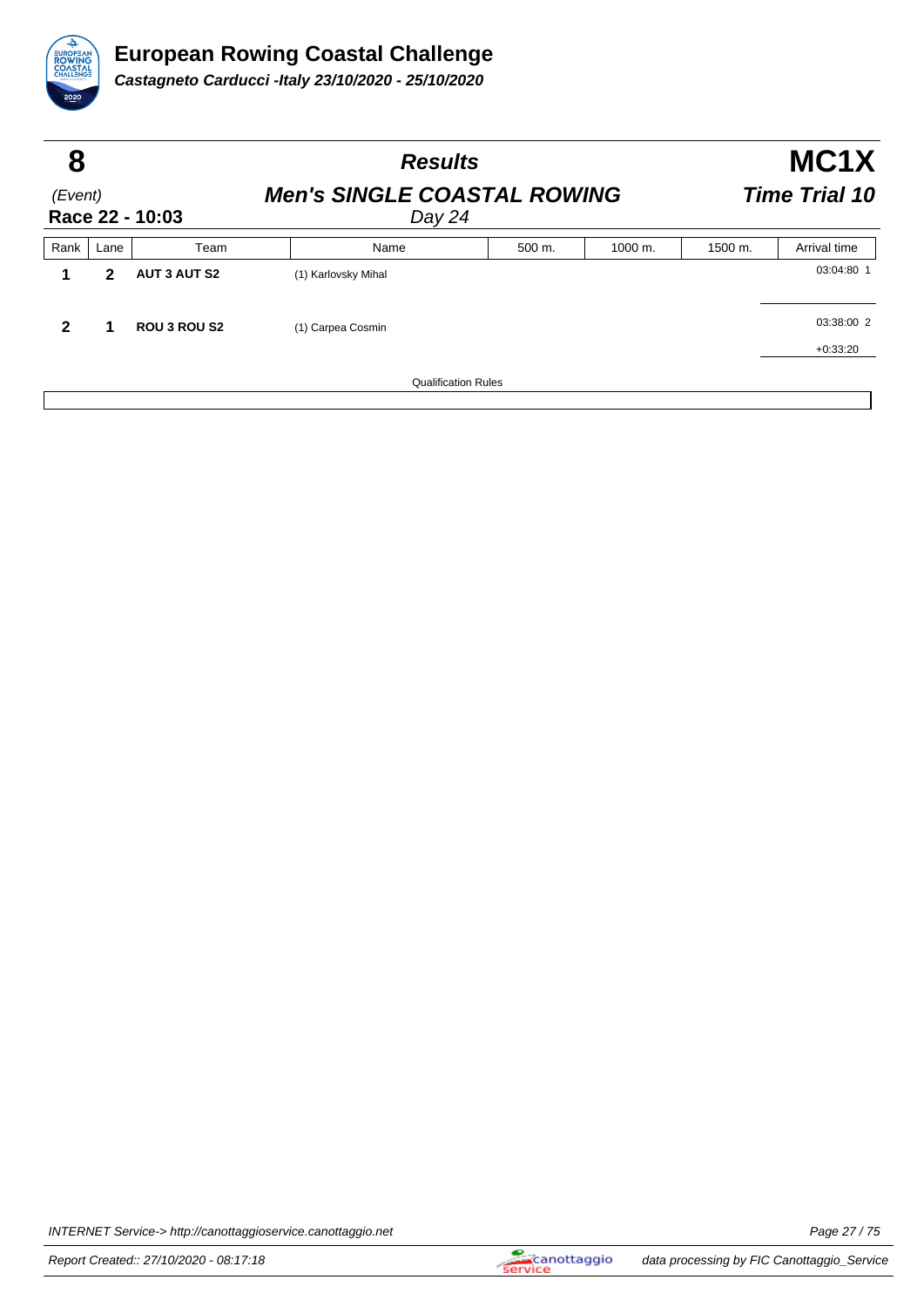# European Rowing Coastal Challenge

**Castagneto Carducci -Italy 23/10/2020 - 25/10/2020**

| **8** | **Results** | **MC1X** |
|---|---|---|
| (Event) | **Men's SINGLE COASTAL ROWING** | **Time Trial 10** |
| **Race 22 - 10:03** | Day 24 | |

| Rank | Lane | Team | Name | 500 m. | 1000 m. | 1500 m. | Arrival time |
|---|---|---|---|---|---|---|---|
| **1** | **2** | **AUT 3 AUT S2** | (1) Karlovsky Mihal | | | | 03:04:80 1 |
| **2** | **1** | **ROU 3 ROU S2** | (1) Carpea Cosmin | | | | 03:38:00 2<br>+0:33:20 |

Qualification Rules

INTERNET Service-> http://canottaggioservice.canottaggio.net

Report Created:: 27/10/2020 - 08:17:18

data processing by FIC Canottaggio_Service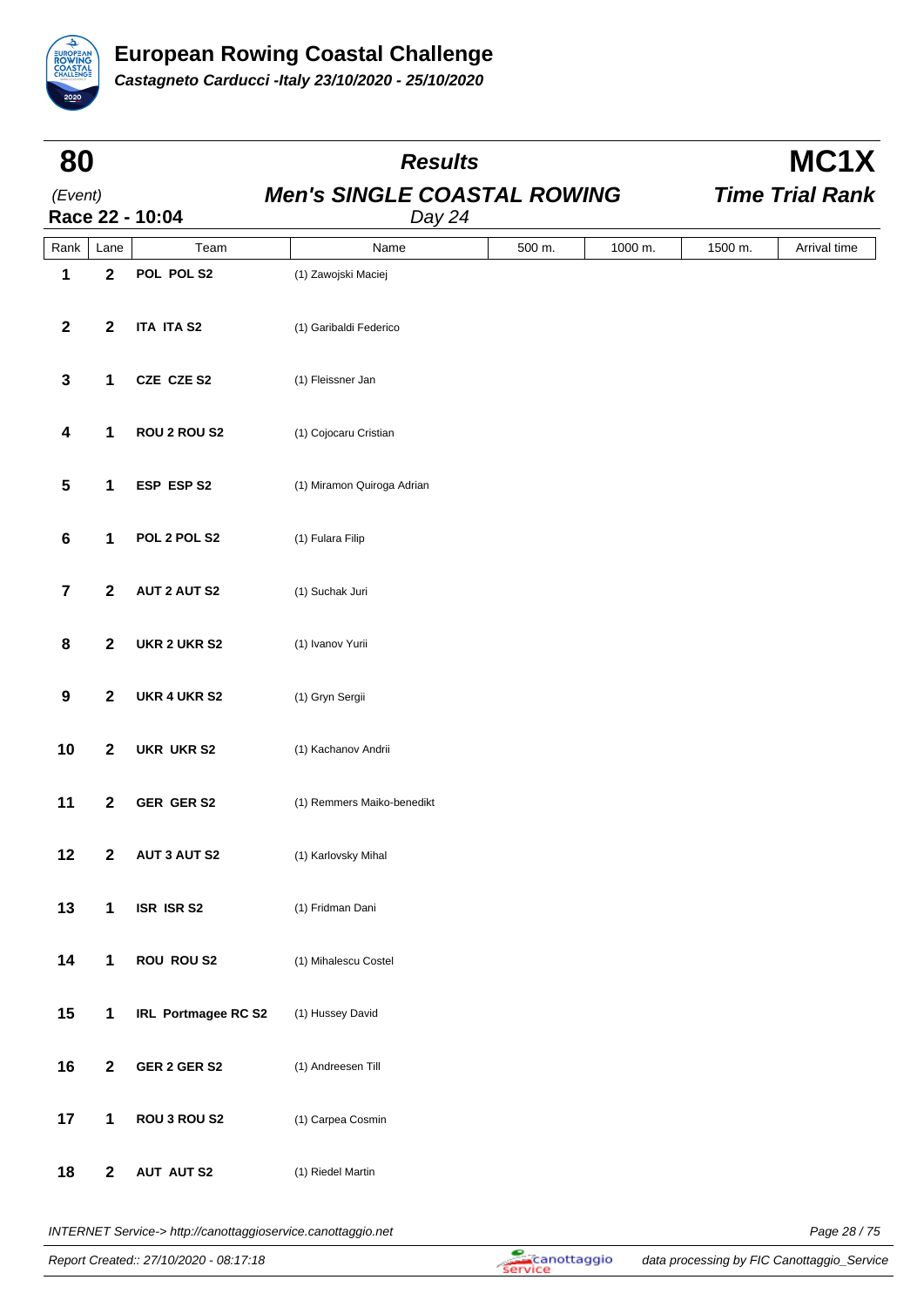# European Rowing Coastal Challenge

***Castagneto Carducci -Italy 23/10/2020 - 25/10/2020***

| **80** | ***Results*** | **MC1X** |
|---|---|---|
| (Event) | ***Men's SINGLE COASTAL ROWING*** | ***Time Trial Rank*** |
| **Race 22 - 10:04** | *Day 24* | |

| Rank | Lane | Team | Name | 500 m. | 1000 m. | 1500 m. | Arrival time |
|---|---|---|---|---|---|---|---|
| **1** | **2** | **POL POL S2** | (1) Zawojski Maciej | | | | |
| **2** | **2** | **ITA ITA S2** | (1) Garibaldi Federico | | | | |
| **3** | **1** | **CZE CZE S2** | (1) Fleissner Jan | | | | |
| **4** | **1** | **ROU 2 ROU S2** | (1) Cojocaru Cristian | | | | |
| **5** | **1** | **ESP ESP S2** | (1) Miramon Quiroga Adrian | | | | |
| **6** | **1** | **POL 2 POL S2** | (1) Fulara Filip | | | | |
| **7** | **2** | **AUT 2 AUT S2** | (1) Suchak Juri | | | | |
| **8** | **2** | **UKR 2 UKR S2** | (1) Ivanov Yurii | | | | |
| **9** | **2** | **UKR 4 UKR S2** | (1) Gryn Sergii | | | | |
| **10** | **2** | **UKR UKR S2** | (1) Kachanov Andrii | | | | |
| **11** | **2** | **GER GER S2** | (1) Remmers Maiko-benedikt | | | | |
| **12** | **2** | **AUT 3 AUT S2** | (1) Karlovsky Mihal | | | | |
| **13** | **1** | **ISR ISR S2** | (1) Fridman Dani | | | | |
| **14** | **1** | **ROU ROU S2** | (1) Mihalescu Costel | | | | |
| **15** | **1** | **IRL Portmagee RC S2** | (1) Hussey David | | | | |
| **16** | **2** | **GER 2 GER S2** | (1) Andreesen Till | | | | |
| **17** | **1** | **ROU 3 ROU S2** | (1) Carpea Cosmin | | | | |
| **18** | **2** | **AUT AUT S2** | (1) Riedel Martin | | | | |

*INTERNET Service-> http://canottaggioservice.canottaggio.net*

*Report Created:: 27/10/2020 - 08:17:18*

*data processing by FIC Canottaggio_Service*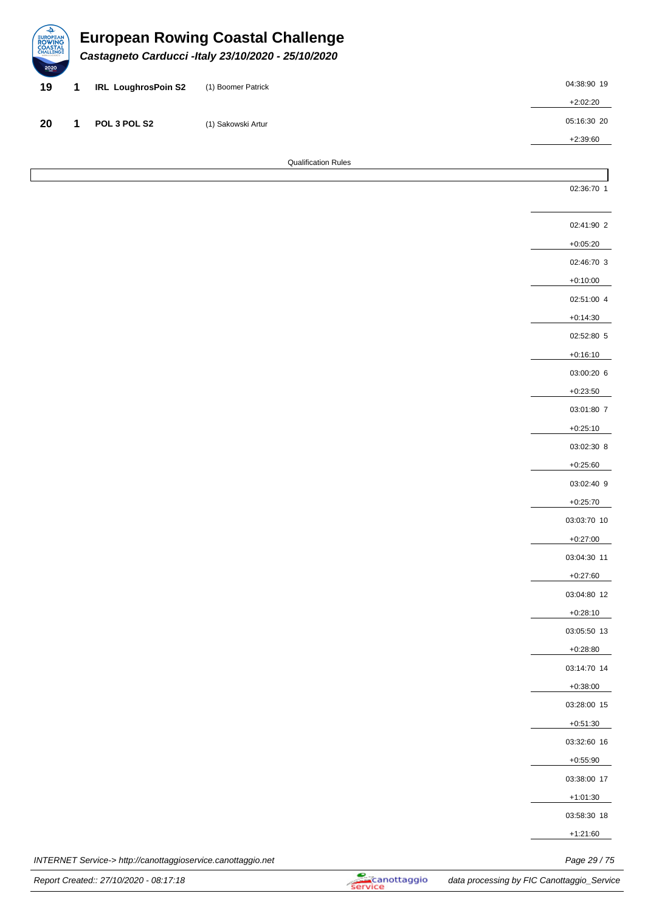# European Rowing Coastal Challenge

***Castagneto Carducci -Italy 23/10/2020 - 25/10/2020***

| Rank | Lane | Crew | Athletes | Time |
|---|---|---|---|---|
| 19 | 1 | IRL LoughrosPoin S2 | (1) Boomer Patrick | 04:38:90 19 |
| | | | | +2:02:20 |
| 20 | 1 | POL 3 POL S2 | (1) Sakowski Artur | 05:16:30 20 |
| | | | | +2:39:60 |

Qualification Rules

| Time |
|---|
| 02:36:70 1 |
| |
| 02:41:90 2 |
| +0:05:20 |
| 02:46:70 3 |
| +0:10:00 |
| 02:51:00 4 |
| +0:14:30 |
| 02:52:80 5 |
| +0:16:10 |
| 03:00:20 6 |
| +0:23:50 |
| 03:01:80 7 |
| +0:25:10 |
| 03:02:30 8 |
| +0:25:60 |
| 03:02:40 9 |
| +0:25:70 |
| 03:03:70 10 |
| +0:27:00 |
| 03:04:30 11 |
| +0:27:60 |
| 03:04:80 12 |
| +0:28:10 |
| 03:05:50 13 |
| +0:28:80 |
| 03:14:70 14 |
| +0:38:00 |
| 03:28:00 15 |
| +0:51:30 |
| 03:32:60 16 |
| +0:55:90 |
| 03:38:00 17 |
| +1:01:30 |
| 03:58:30 18 |
| +1:21:60 |

*INTERNET Service-> http://canottaggioservice.canottaggio.net*

*Report Created:: 27/10/2020 - 08:17:18*

*data processing by FIC Canottaggio_Service*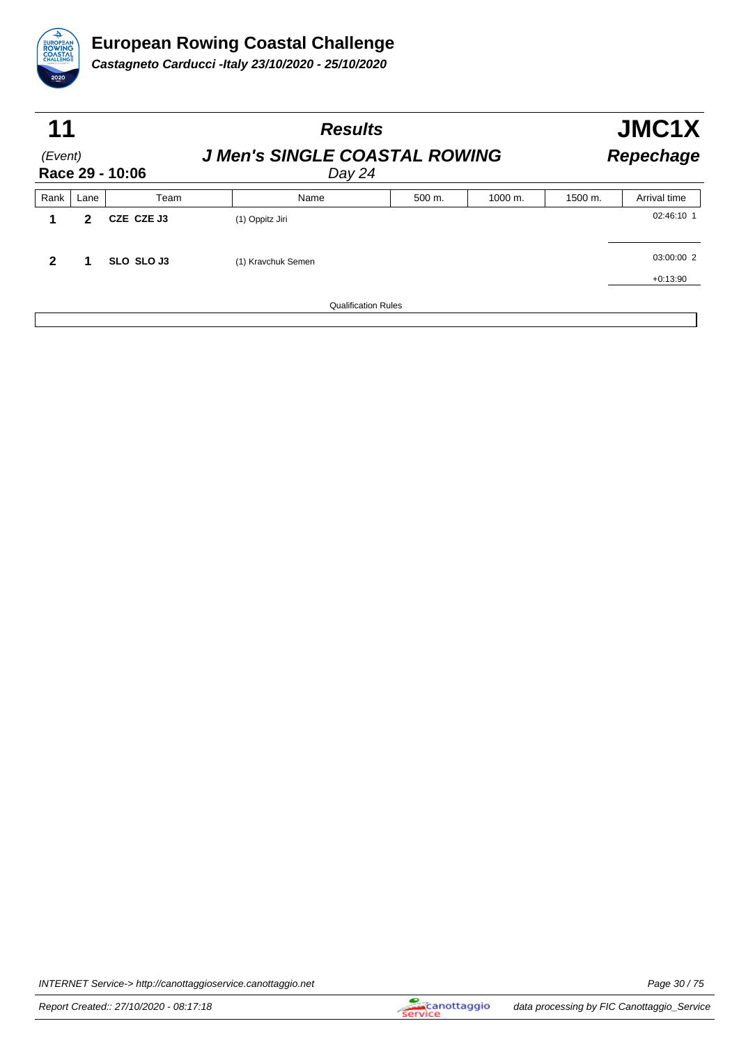# European Rowing Coastal Challenge

***Castagneto Carducci -Italy 23/10/2020 - 25/10/2020***

## 11 — *Results* — JMC1X

*(Event)* **J Men's SINGLE COASTAL ROWING** ***Repechage***

**Race 29 - 10:06** *Day 24*

| Rank | Lane | Team | Name | 500 m. | 1000 m. | 1500 m. | Arrival time |
|---|---|---|---|---|---|---|---|
| **1** | **2** | **CZE CZE J3** | (1) Oppitz Jiri | | | | 02:46:10 1 |
| **2** | **1** | **SLO SLO J3** | (1) Kravchuk Semen | | | | 03:00:00 2<br>+0:13:90 |

Qualification Rules

INTERNET Service-> http://canottaggioservice.canottaggio.net

Report Created:: 27/10/2020 - 08:17:18

data processing by FIC Canottaggio_Service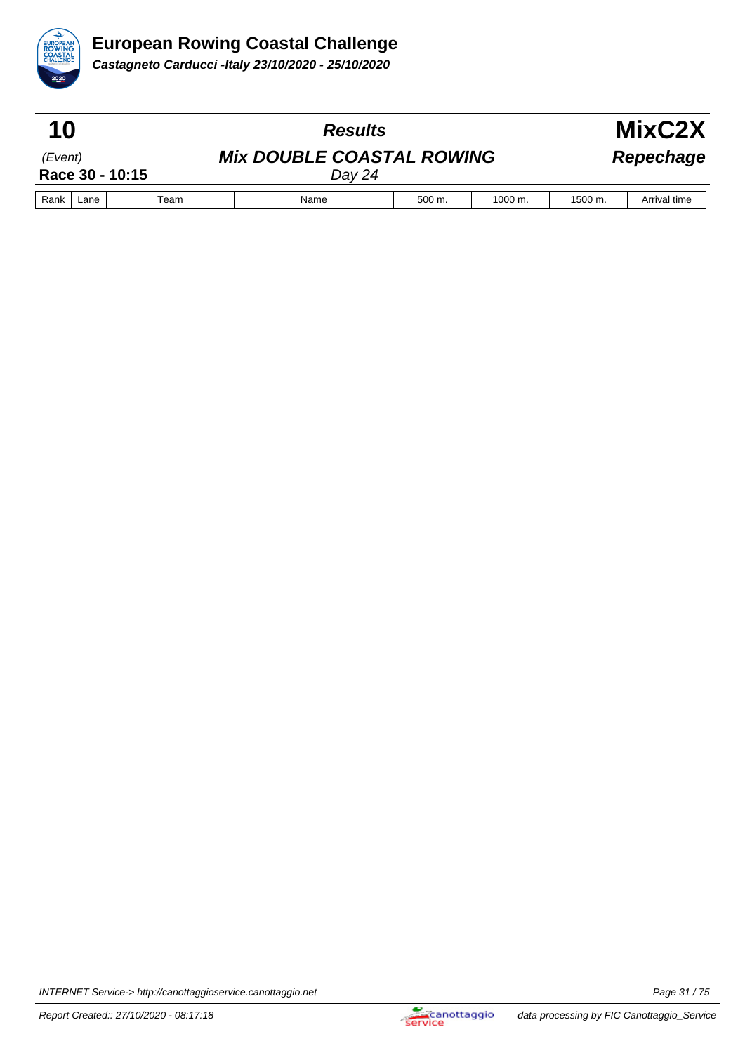# European Rowing Coastal Challenge

***Castagneto Carducci -Italy 23/10/2020 - 25/10/2020***

| **10** | ***Results*** | **MixC2X** |
|---|---|---|
| *(Event)* | ***Mix DOUBLE COASTAL ROWING*** | ***Repechage*** |
| **Race 30 - 10:15** | *Day 24* | |

| Rank | Lane | Team | Name | 500 m. | 1000 m. | 1500 m. | Arrival time |
|---|---|---|---|---|---|---|---|

INTERNET Service-> http://canottaggioservice.canottaggio.net

Report Created:: 27/10/2020 - 08:17:18

data processing by FIC Canottaggio_Service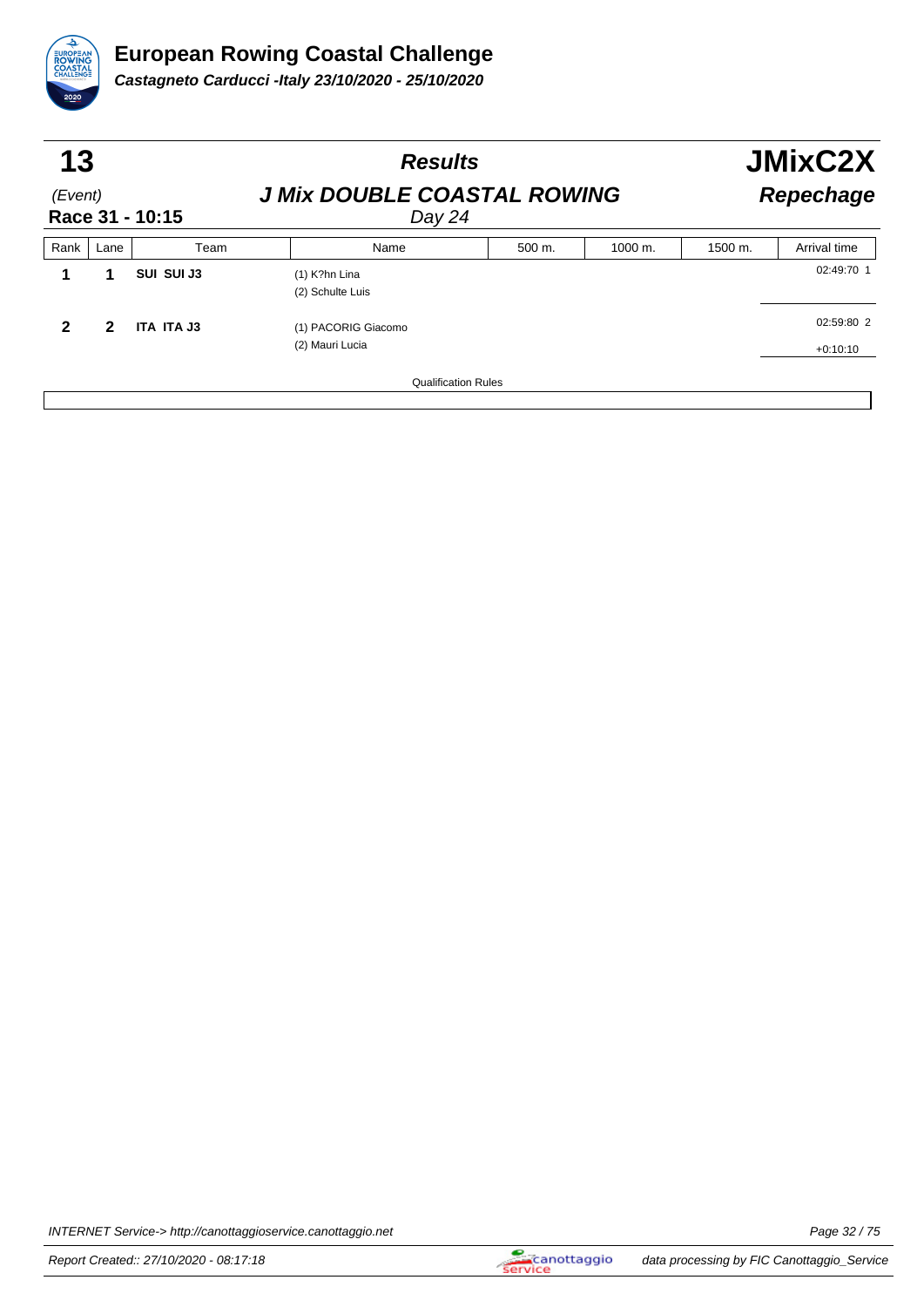# European Rowing Coastal Challenge

***Castagneto Carducci -Italy 23/10/2020 - 25/10/2020***

| **13** | ***Results*** | **JMixC2X** |
|---|---|---|
| (Event) | ***J Mix DOUBLE COASTAL ROWING*** | ***Repechage*** |
| **Race 31 - 10:15** | *Day 24* | |

| Rank | Lane | Team | Name | 500 m. | 1000 m. | 1500 m. | Arrival time |
|---|---|---|---|---|---|---|---|
| **1** | **1** | **SUI SUI J3** | (1) K?hn Lina<br>(2) Schulte Luis | | | | 02:49:70 1 |
| **2** | **2** | **ITA ITA J3** | (1) PACORIG Giacomo<br>(2) Mauri Lucia | | | | 02:59:80 2<br>+0:10:10 |

Qualification Rules

INTERNET Service-> http://canottaggioservice.canottaggio.net

Report Created:: 27/10/2020 - 08:17:18

data processing by FIC Canottaggio_Service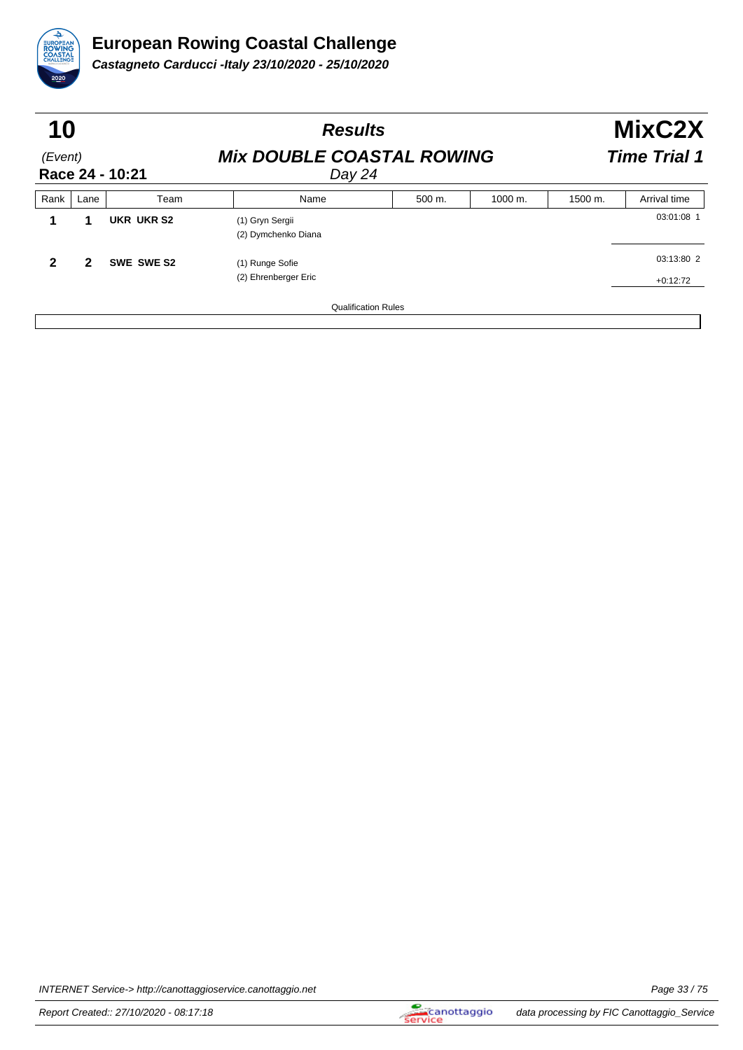# European Rowing Coastal Challenge

***Castagneto Carducci -Italy 23/10/2020 - 25/10/2020***

## 10 — *Results* — MixC2X

*(Event)* **Race 24 - 10:21**

***Mix DOUBLE COASTAL ROWING***

*Day 24*

***Time Trial 1***

| Rank | Lane | Team | Name | 500 m. | 1000 m. | 1500 m. | Arrival time |
|---|---|---|---|---|---|---|---|
| **1** | **1** | **UKR UKR S2** | (1) Gryn Sergii<br>(2) Dymchenko Diana | | | | 03:01:08 1 |
| **2** | **2** | **SWE SWE S2** | (1) Runge Sofie<br>(2) Ehrenberger Eric | | | | 03:13:80 2<br>+0:12:72 |

Qualification Rules

INTERNET Service-> http://canottaggioservice.canottaggio.net

Report Created:: 27/10/2020 - 08:17:18

data processing by FIC Canottaggio_Service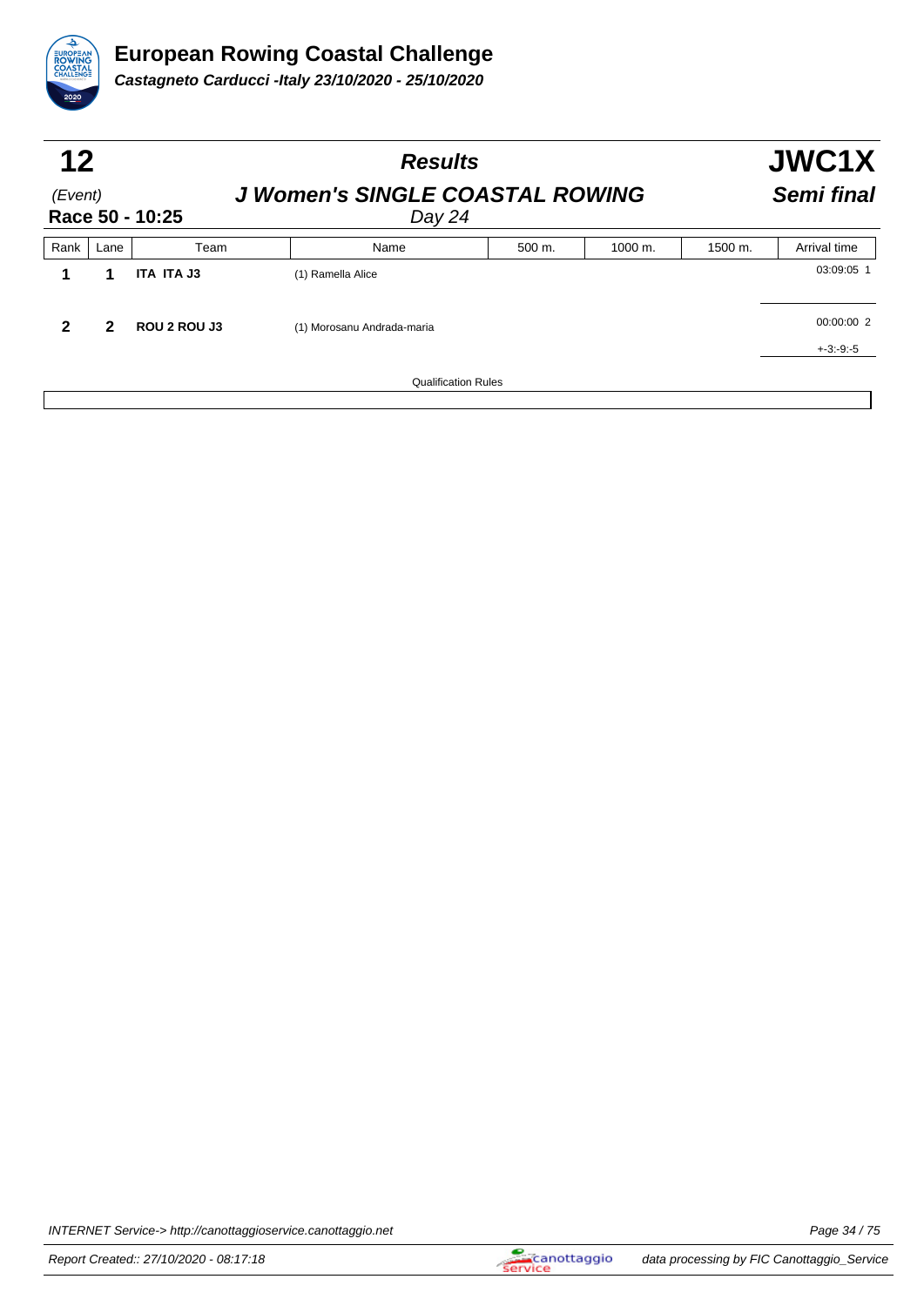# European Rowing Coastal Challenge

***Castagneto Carducci -Italy 23/10/2020 - 25/10/2020***

| **12** | ***Results*** | **JWC1X** |
|---|---|---|
| *(Event)* | ***J Women's SINGLE COASTAL ROWING*** | ***Semi final*** |
| **Race 50 - 10:25** | *Day 24* | |

| Rank | Lane | Team | Name | 500 m. | 1000 m. | 1500 m. | Arrival time |
|---|---|---|---|---|---|---|---|
| **1** | **1** | **ITA ITA J3** | (1) Ramella Alice | | | | 03:09:05 1 |
| **2** | **2** | **ROU 2 ROU J3** | (1) Morosanu Andrada-maria | | | | 00:00:00 2<br>+-3:-9:-5 |

Qualification Rules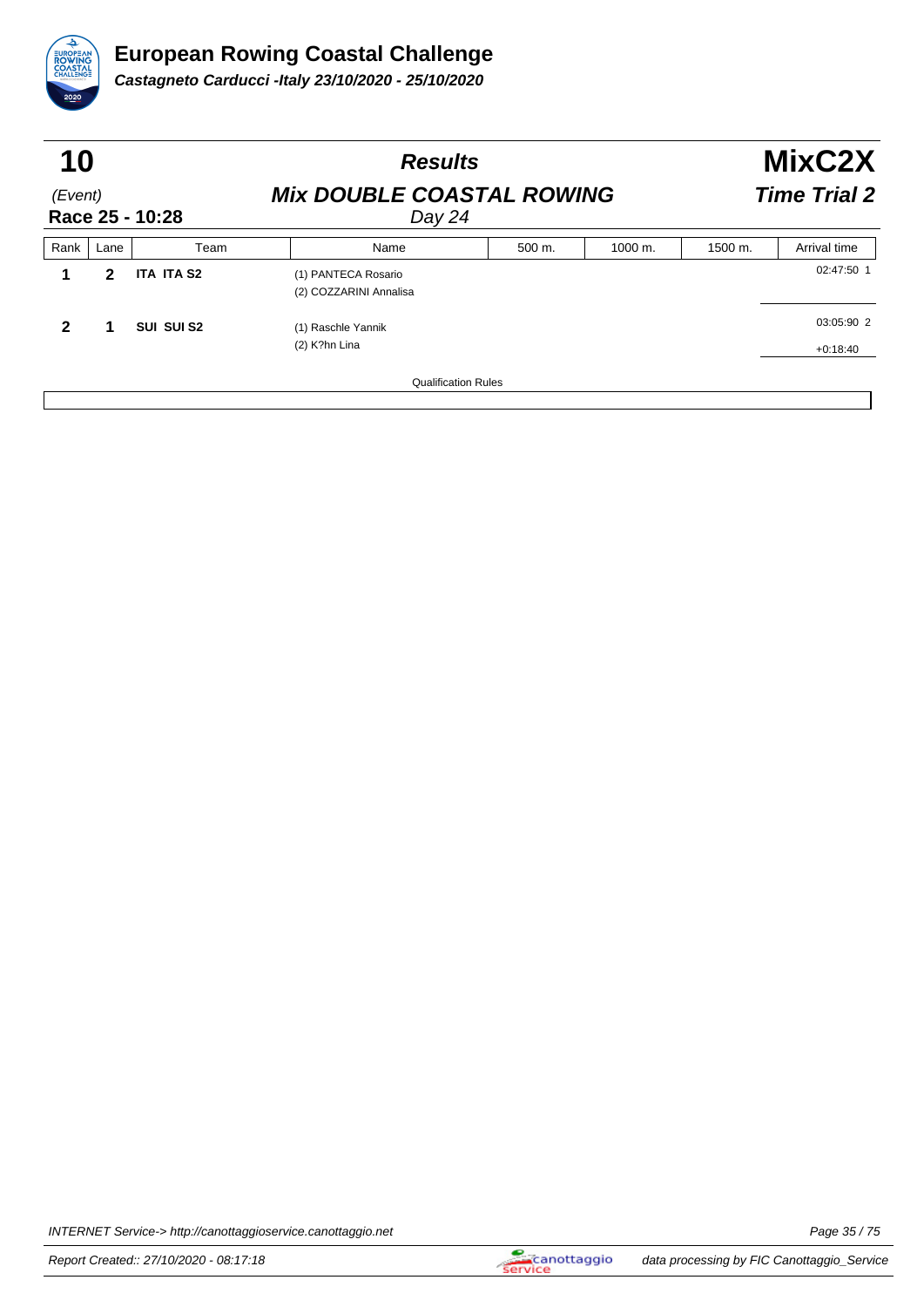# European Rowing Coastal Challenge

***Castagneto Carducci -Italy 23/10/2020 - 25/10/2020***

| **10** | ***Results*** | **MixC2X** |
|---|---|---|
| *(Event)* | ***Mix DOUBLE COASTAL ROWING*** | ***Time Trial 2*** |
| **Race 25 - 10:28** | *Day 24* | |

| Rank | Lane | Team | Name | 500 m. | 1000 m. | 1500 m. | Arrival time |
|---|---|---|---|---|---|---|---|
| **1** | **2** | **ITA ITA S2** | (1) PANTECA Rosario<br>(2) COZZARINI Annalisa | | | | 02:47:50 1 |
| **2** | **1** | **SUI SUI S2** | (1) Raschle Yannik<br>(2) K?hn Lina | | | | 03:05:90 2<br>+0:18:40 |

Qualification Rules

INTERNET Service-> http://canottaggioservice.canottaggio.net

Report Created:: 27/10/2020 - 08:17:18

data processing by FIC Canottaggio_Service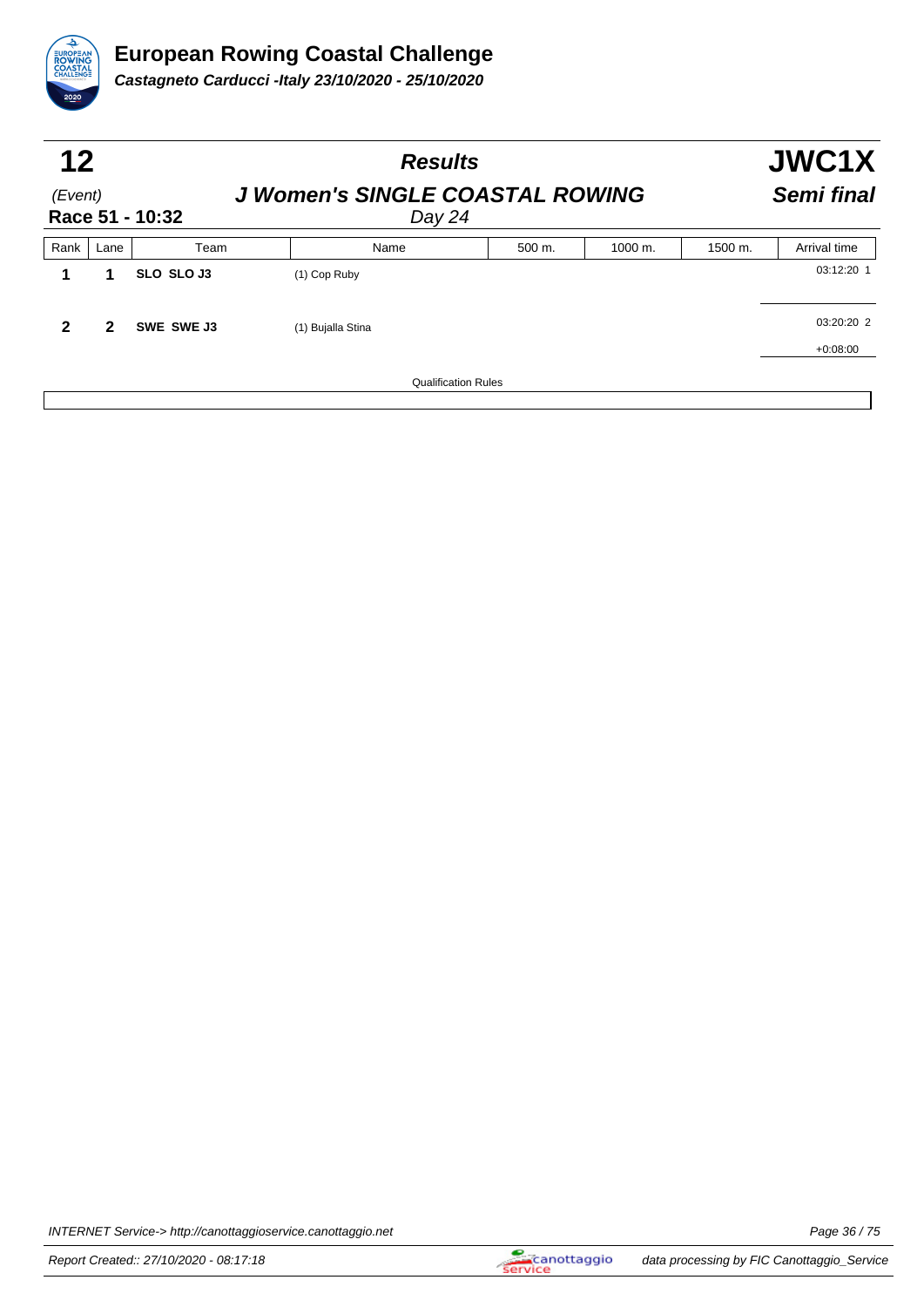# European Rowing Coastal Challenge

***Castagneto Carducci -Italy 23/10/2020 - 25/10/2020***

## 12 — *Results* — JWC1X

*(Event)* — ***J Women's SINGLE COASTAL ROWING*** — ***Semi final***

**Race 51 - 10:32** — *Day 24*

| Rank | Lane | Team | Name | 500 m. | 1000 m. | 1500 m. | Arrival time |
|---|---|---|---|---|---|---|---|
| **1** | **1** | **SLO SLO J3** | (1) Cop Ruby | | | | 03:12:20 1 |
| **2** | **2** | **SWE SWE J3** | (1) Bujalla Stina | | | | 03:20:20 2<br>+0:08:00 |

Qualification Rules

INTERNET Service-> http://canottaggioservice.canottaggio.net

Report Created:: 27/10/2020 - 08:17:18

data processing by FIC Canottaggio_Service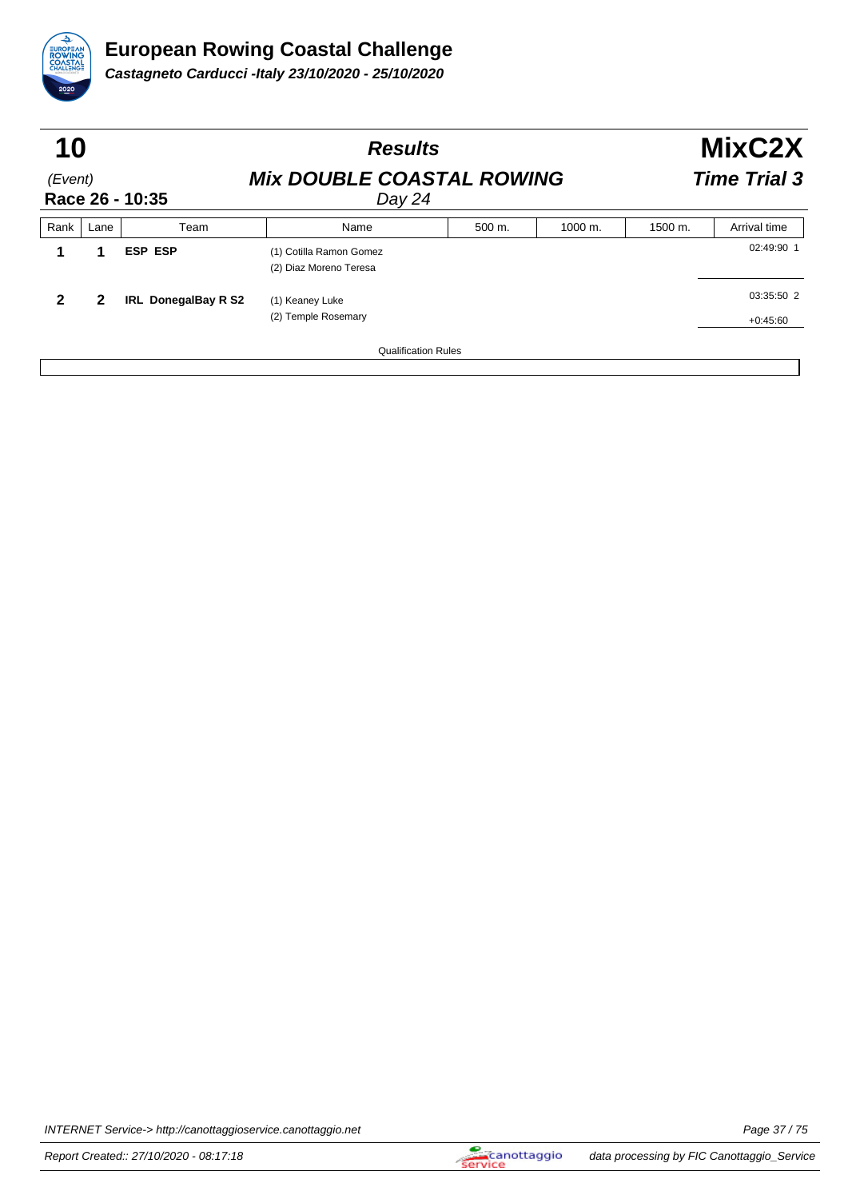# European Rowing Coastal Challenge

***Castagneto Carducci -Italy 23/10/2020 - 25/10/2020***

## 10 — *Results* — MixC2X

(Event) — ***Mix DOUBLE COASTAL ROWING*** — ***Time Trial 3***

**Race 26 - 10:35** — *Day 24*

| Rank | Lane | Team | Name | 500 m. | 1000 m. | 1500 m. | Arrival time |
|---|---|---|---|---|---|---|---|
| **1** | **1** | **ESP ESP** | (1) Cotilla Ramon Gomez<br>(2) Diaz Moreno Teresa | | | | 02:49:90 1 |
| **2** | **2** | **IRL DonegalBay R S2** | (1) Keaney Luke<br>(2) Temple Rosemary | | | | 03:35:50 2<br>+0:45:60 |

Qualification Rules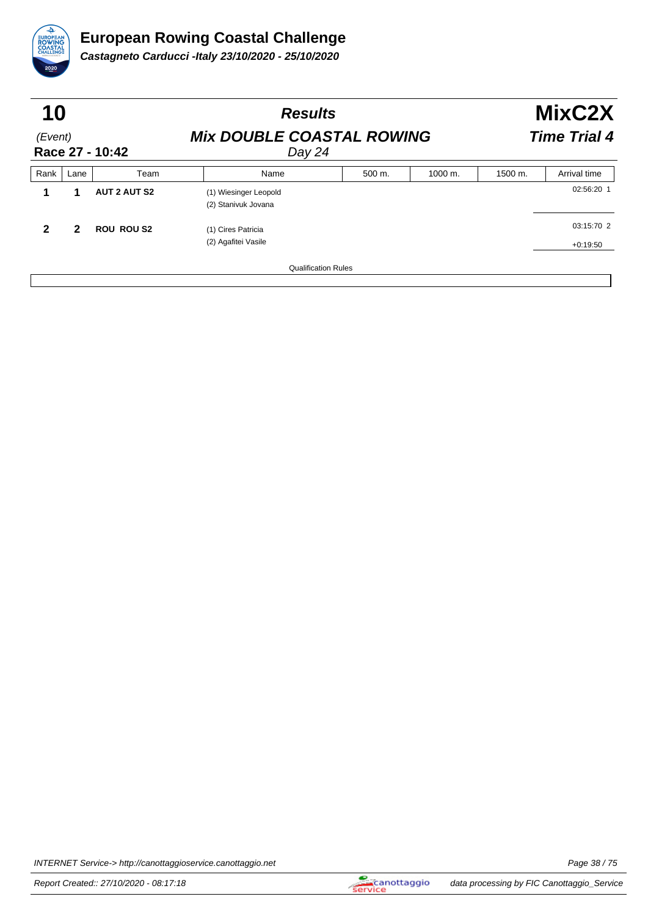# European Rowing Coastal Challenge

**Castagneto Carducci -Italy 23/10/2020 - 25/10/2020**

## 10 — Results — MixC2X

(Event) **Mix DOUBLE COASTAL ROWING** **Time Trial 4**

**Race 27 - 10:42** Day 24

| Rank | Lane | Team | Name | 500 m. | 1000 m. | 1500 m. | Arrival time |
|---|---|---|---|---|---|---|---|
| **1** | **1** | **AUT 2 AUT S2** | (1) Wiesinger Leopold<br>(2) Stanivuk Jovana | | | | 02:56:20 1 |
| **2** | **2** | **ROU ROU S2** | (1) Cires Patricia<br>(2) Agafitei Vasile | | | | 03:15:70 2<br>+0:19:50 |

Qualification Rules

INTERNET Service-> http://canottaggioservice.canottaggio.net

Report Created:: 27/10/2020 - 08:17:18 — data processing by FIC Canottaggio_Service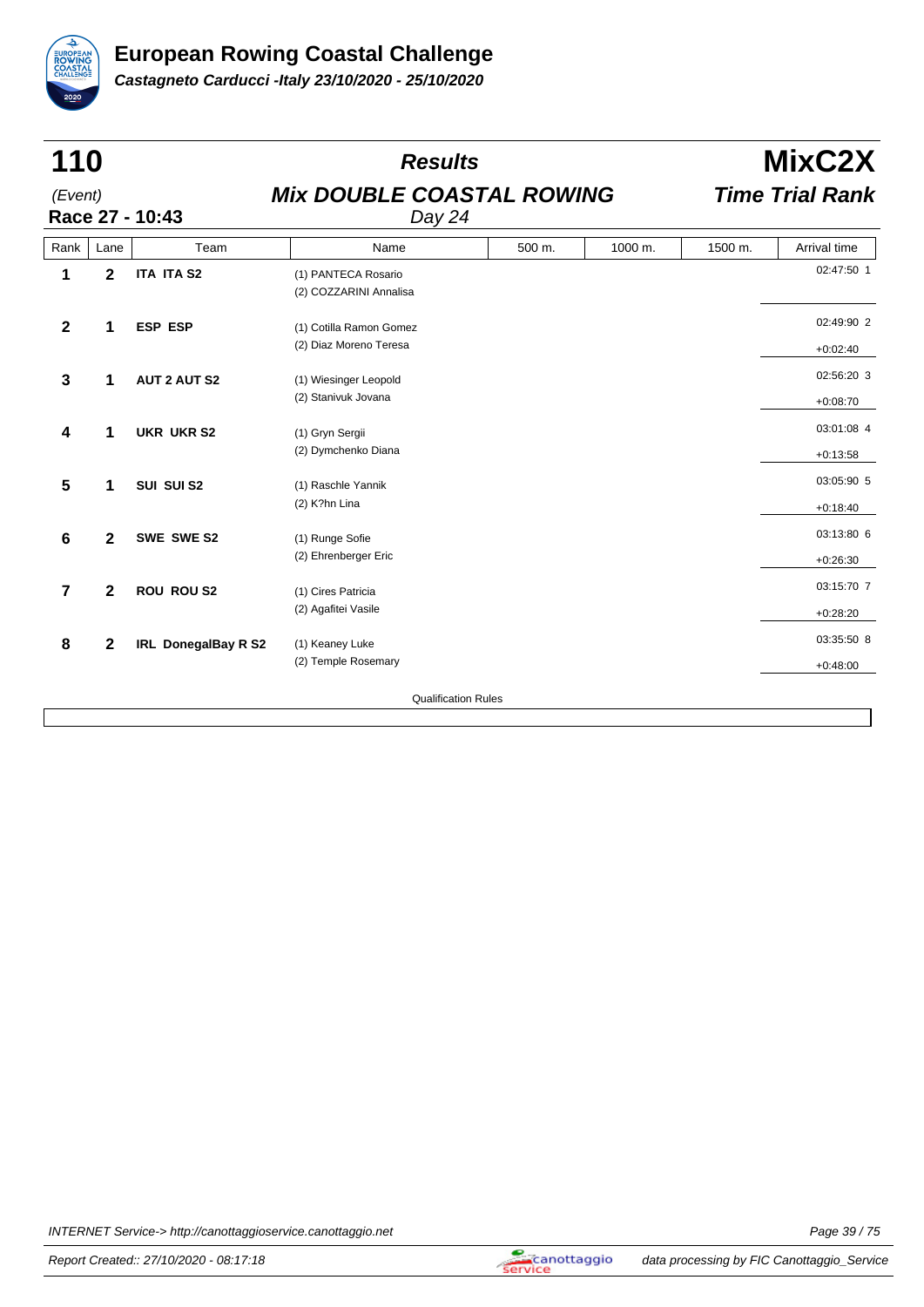# European Rowing Coastal Challenge

**Castagneto Carducci -Italy 23/10/2020 - 25/10/2020**

## 110 — Results — MixC2X

(Event)

**Mix DOUBLE COASTAL ROWING** — **Time Trial Rank**

**Race 27 - 10:43** — Day 24

| Rank | Lane | Team | Name | 500 m. | 1000 m. | 1500 m. | Arrival time |
|---|---|---|---|---|---|---|---|
| 1 | 2 | ITA ITA S2 | (1) PANTECA Rosario<br>(2) COZZARINI Annalisa | | | | 02:47:50 1 |
| 2 | 1 | ESP ESP | (1) Cotilla Ramon Gomez<br>(2) Diaz Moreno Teresa | | | | 02:49:90 2<br>+0:02:40 |
| 3 | 1 | AUT 2 AUT S2 | (1) Wiesinger Leopold<br>(2) Stanivuk Jovana | | | | 02:56:20 3<br>+0:08:70 |
| 4 | 1 | UKR UKR S2 | (1) Gryn Sergii<br>(2) Dymchenko Diana | | | | 03:01:08 4<br>+0:13:58 |
| 5 | 1 | SUI SUI S2 | (1) Raschle Yannik<br>(2) K?hn Lina | | | | 03:05:90 5<br>+0:18:40 |
| 6 | 2 | SWE SWE S2 | (1) Runge Sofie<br>(2) Ehrenberger Eric | | | | 03:13:80 6<br>+0:26:30 |
| 7 | 2 | ROU ROU S2 | (1) Cires Patricia<br>(2) Agafitei Vasile | | | | 03:15:70 7<br>+0:28:20 |
| 8 | 2 | IRL DonegalBay R S2 | (1) Keaney Luke<br>(2) Temple Rosemary | | | | 03:35:50 8<br>+0:48:00 |

Qualification Rules

INTERNET Service-> http://canottaggioservice.canottaggio.net

Report Created:: 27/10/2020 - 08:17:18 — data processing by FIC Canottaggio_Service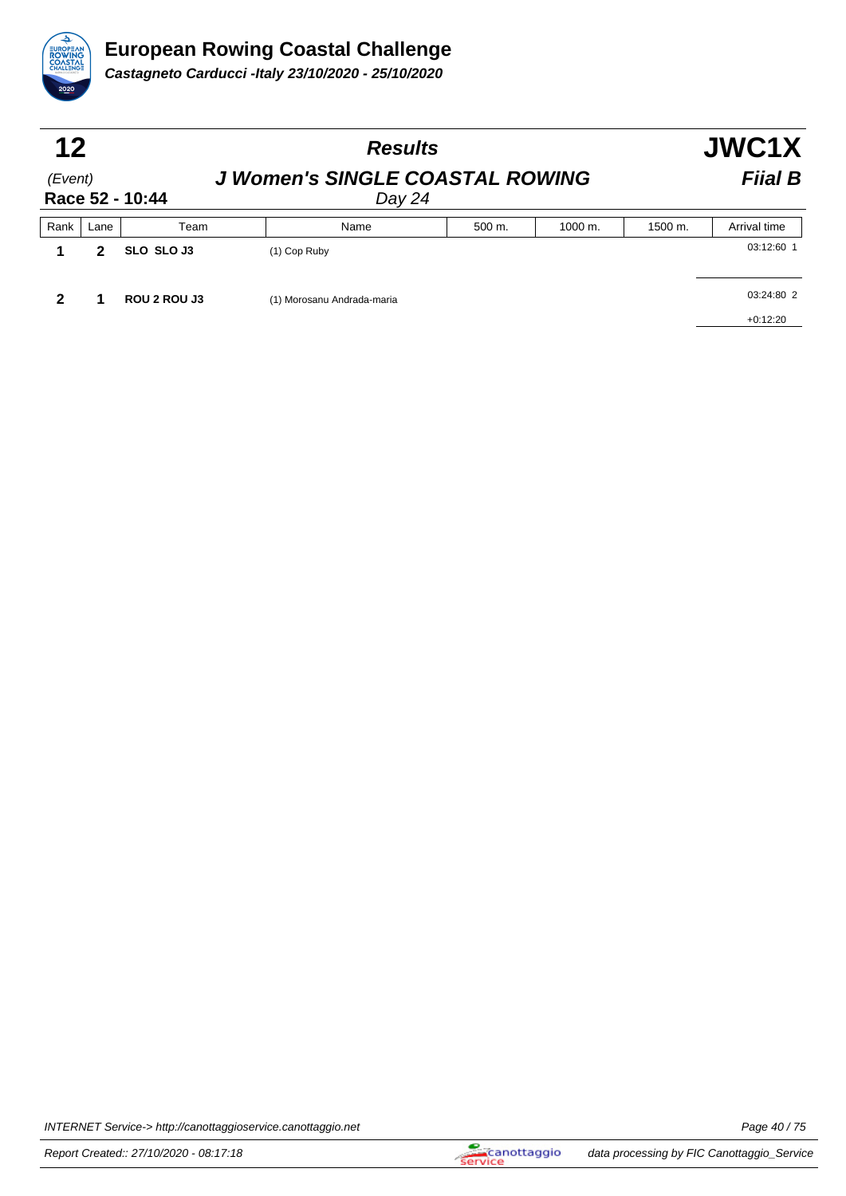# European Rowing Coastal Challenge

***Castagneto Carducci -Italy 23/10/2020 - 25/10/2020***

| **12** | ***Results*** | **JWC1X** |
|---|---|---|
| *(Event)* | ***J Women's SINGLE COASTAL ROWING*** | ***Fiial B*** |
| **Race 52 - 10:44** | *Day 24* | |

| Rank | Lane | Team | Name | 500 m. | 1000 m. | 1500 m. | Arrival time |
|---|---|---|---|---|---|---|---|
| **1** | **2** | **SLO SLO J3** | (1) Cop Ruby | | | | 03:12:60 1 |
| **2** | **1** | **ROU 2 ROU J3** | (1) Morosanu Andrada-maria | | | | 03:24:80 2<br>+0:12:20 |

INTERNET Service-> http://canottaggioservice.canottaggio.net

Report Created:: 27/10/2020 - 08:17:18

data processing by FIC Canottaggio_Service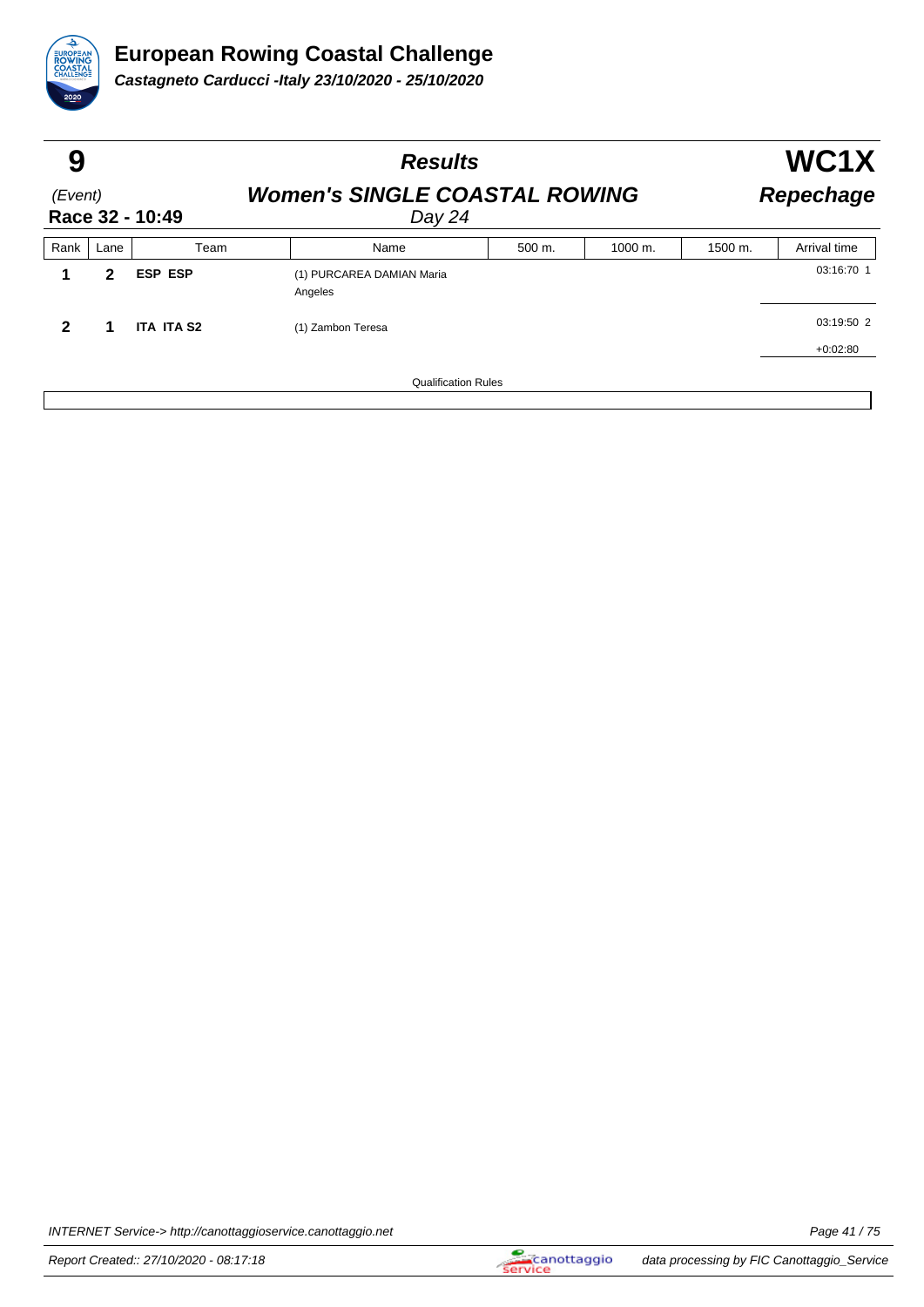# European Rowing Coastal Challenge

**_Castagneto Carducci -Italy 23/10/2020 - 25/10/2020_**

| **9** | ***Results*** | **WC1X** |
|---|---|---|
| (Event) | ***Women's SINGLE COASTAL ROWING*** | ***Repechage*** |
| **Race 32 - 10:49** | *Day 24* | |

| Rank | Lane | Team | Name | 500 m. | 1000 m. | 1500 m. | Arrival time |
|---|---|---|---|---|---|---|---|
| **1** | **2** | **ESP ESP** | (1) PURCAREA DAMIAN Maria Angeles | | | | 03:16:70 1 |
| **2** | **1** | **ITA ITA S2** | (1) Zambon Teresa | | | | 03:19:50 2<br>+0:02:80 |

Qualification Rules

INTERNET Service-> http://canottaggioservice.canottaggio.net

Report Created:: 27/10/2020 - 08:17:18

data processing by FIC Canottaggio_Service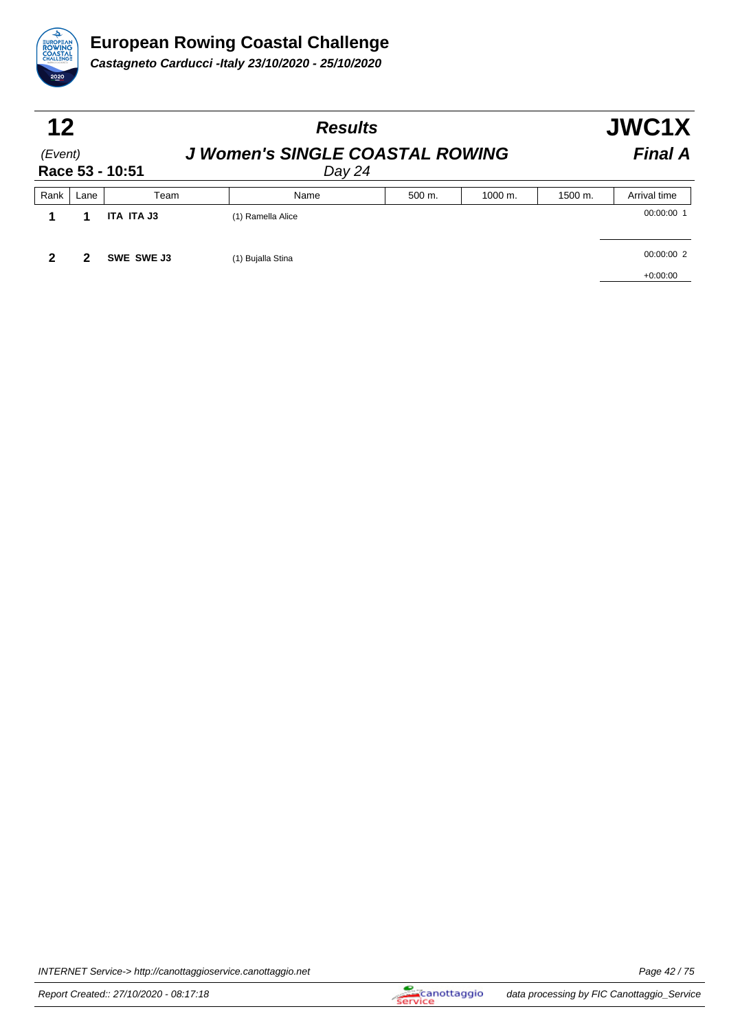# European Rowing Coastal Challenge

***Castagneto Carducci -Italy 23/10/2020 - 25/10/2020***

| **12** | ***Results*** | **JWC1X** |
|---|---|---|
| *(Event)* | ***J Women's SINGLE COASTAL ROWING*** | ***Final A*** |
| **Race 53 - 10:51** | *Day 24* | |

| Rank | Lane | Team | Name | 500 m. | 1000 m. | 1500 m. | Arrival time |
|---|---|---|---|---|---|---|---|
| **1** | **1** | **ITA ITA J3** | (1) Ramella Alice | | | | 00:00:00 1 |
| **2** | **2** | **SWE SWE J3** | (1) Bujalla Stina | | | | 00:00:00 2<br>+0:00:00 |

INTERNET Service-> http://canottaggioservice.canottaggio.net

Report Created:: 27/10/2020 - 08:17:18

data processing by FIC Canottaggio_Service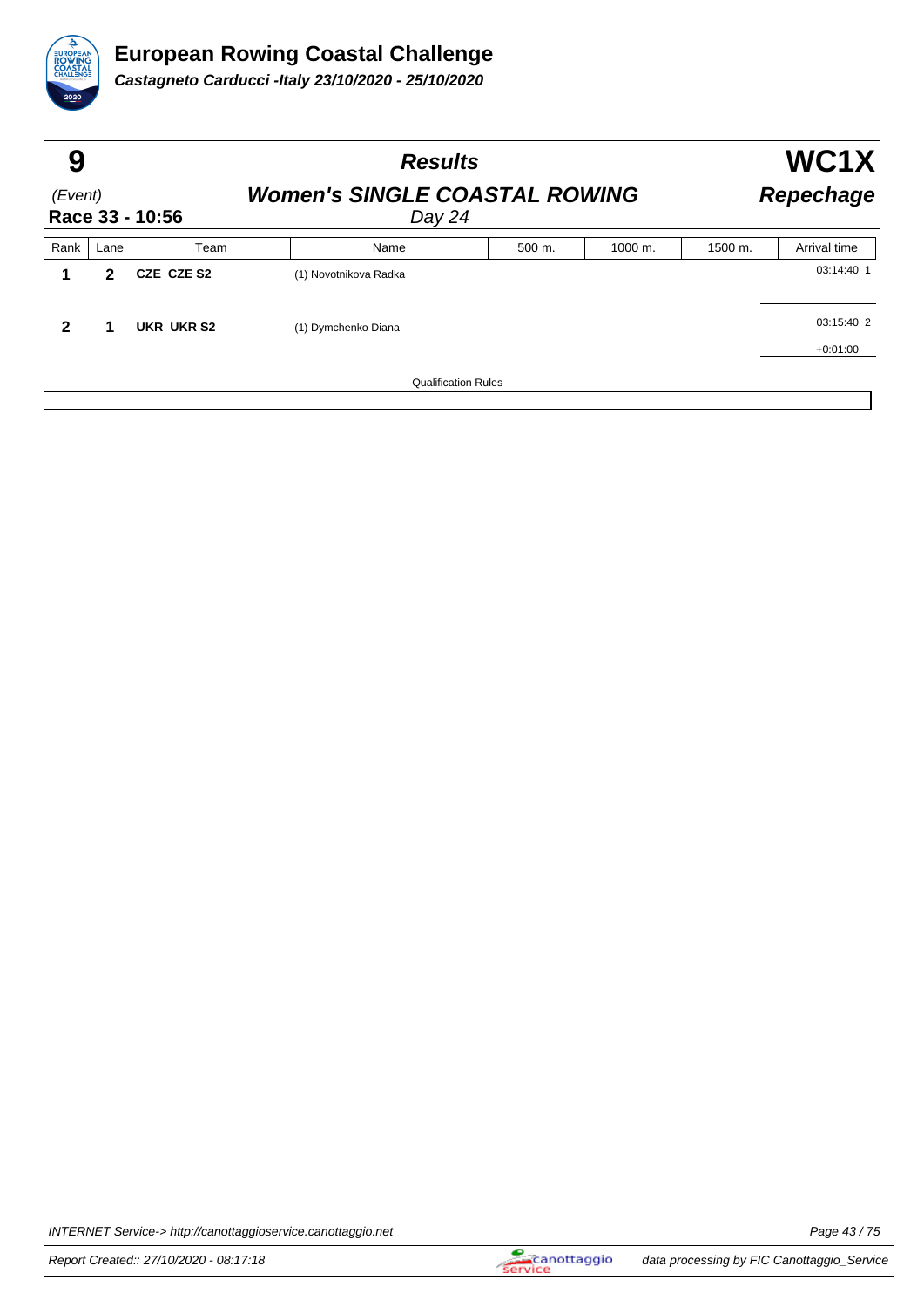# European Rowing Coastal Challenge

***Castagneto Carducci -Italy 23/10/2020 - 25/10/2020***

## 9 — *Results* — WC1X

*(Event)* **Women's SINGLE COASTAL ROWING** — ***Repechage***

**Race 33 - 10:56** — *Day 24*

| Rank | Lane | Team | Name | 500 m. | 1000 m. | 1500 m. | Arrival time |
|---|---|---|---|---|---|---|---|
| **1** | **2** | **CZE CZE S2** | (1) Novotnikova Radka | | | | 03:14:40 1 |
| **2** | **1** | **UKR UKR S2** | (1) Dymchenko Diana | | | | 03:15:40 2<br>+0:01:00 |

Qualification Rules

INTERNET Service-> http://canottaggioservice.canottaggio.net

Report Created:: 27/10/2020 - 08:17:18

data processing by FIC Canottaggio_Service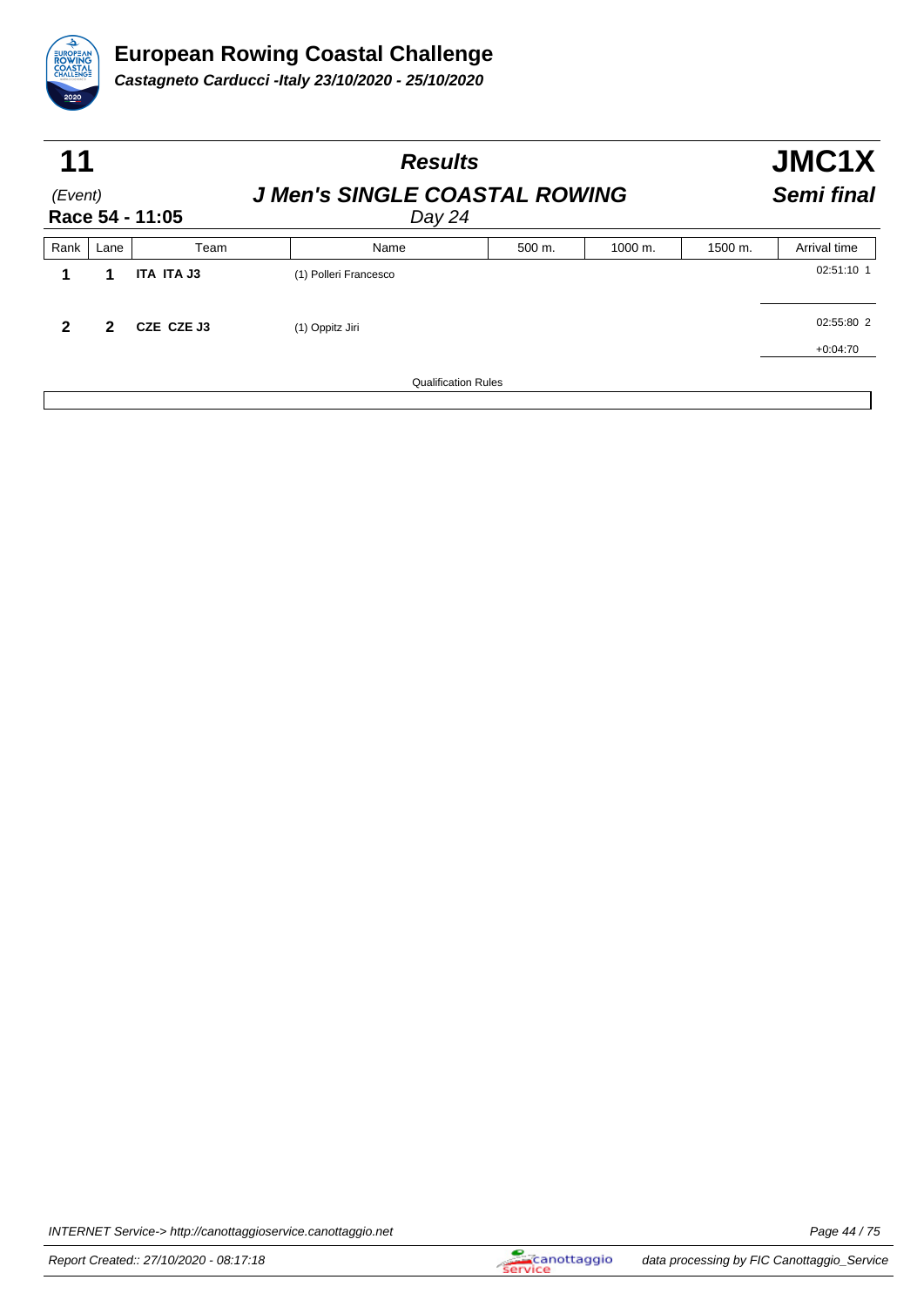# European Rowing Coastal Challenge

***Castagneto Carducci -Italy 23/10/2020 - 25/10/2020***

## 11 — *Results* — JMC1X

(Event) — ***J Men's SINGLE COASTAL ROWING*** — ***Semi final***

**Race 54 - 11:05** — *Day 24*

| Rank | Lane | Team | Name | 500 m. | 1000 m. | 1500 m. | Arrival time |
|---|---|---|---|---|---|---|---|
| **1** | **1** | **ITA ITA J3** | (1) Polleri Francesco | | | | 02:51:10 1 |
| **2** | **2** | **CZE CZE J3** | (1) Oppitz Jiri | | | | 02:55:80 2<br>+0:04:70 |

Qualification Rules

INTERNET Service-> http://canottaggioservice.canottaggio.net

Report Created:: 27/10/2020 - 08:17:18 — data processing by FIC Canottaggio_Service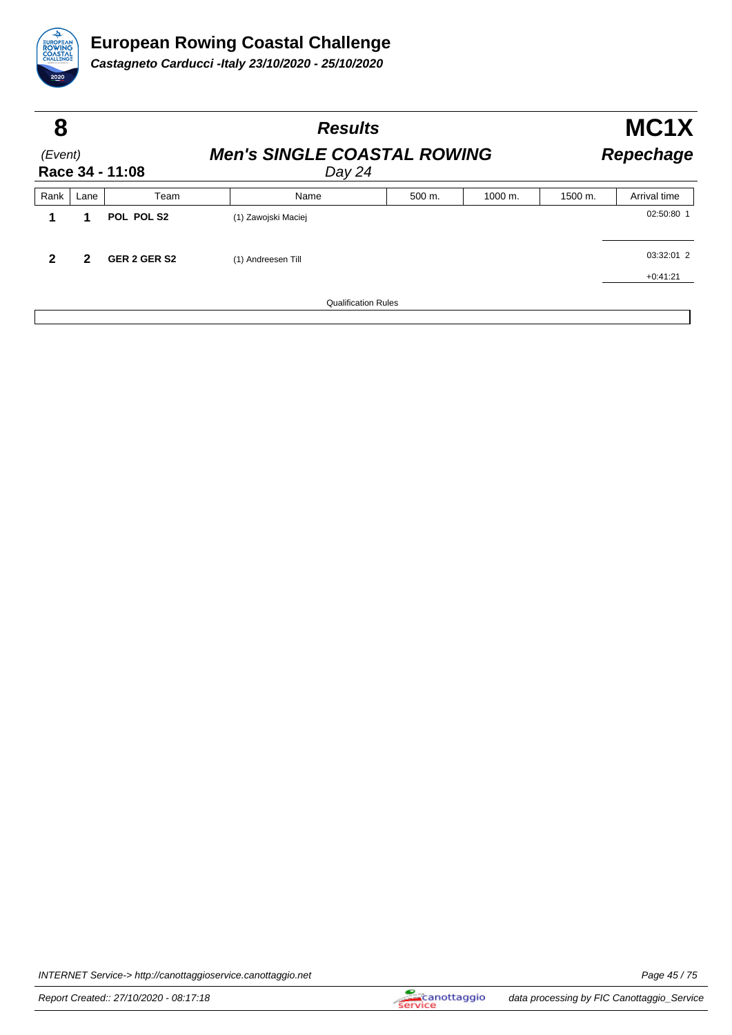# European Rowing Coastal Challenge

***Castagneto Carducci -Italy 23/10/2020 - 25/10/2020***

| **8** | **Results** | **MC1X** |
|---|---|---|
| (Event) | ***Men's SINGLE COASTAL ROWING*** | ***Repechage*** |
| **Race 34 - 11:08** | *Day 24* | |

| Rank | Lane | Team | Name | 500 m. | 1000 m. | 1500 m. | Arrival time |
|---|---|---|---|---|---|---|---|
| **1** | **1** | **POL POL S2** | (1) Zawojski Maciej | | | | 02:50:80 1 |
| **2** | **2** | **GER 2 GER S2** | (1) Andreesen Till | | | | 03:32:01 2<br>+0:41:21 |

Qualification Rules

INTERNET Service-> http://canottaggioservice.canottaggio.net

Report Created:: 27/10/2020 - 08:17:18

data processing by FIC Canottaggio_Service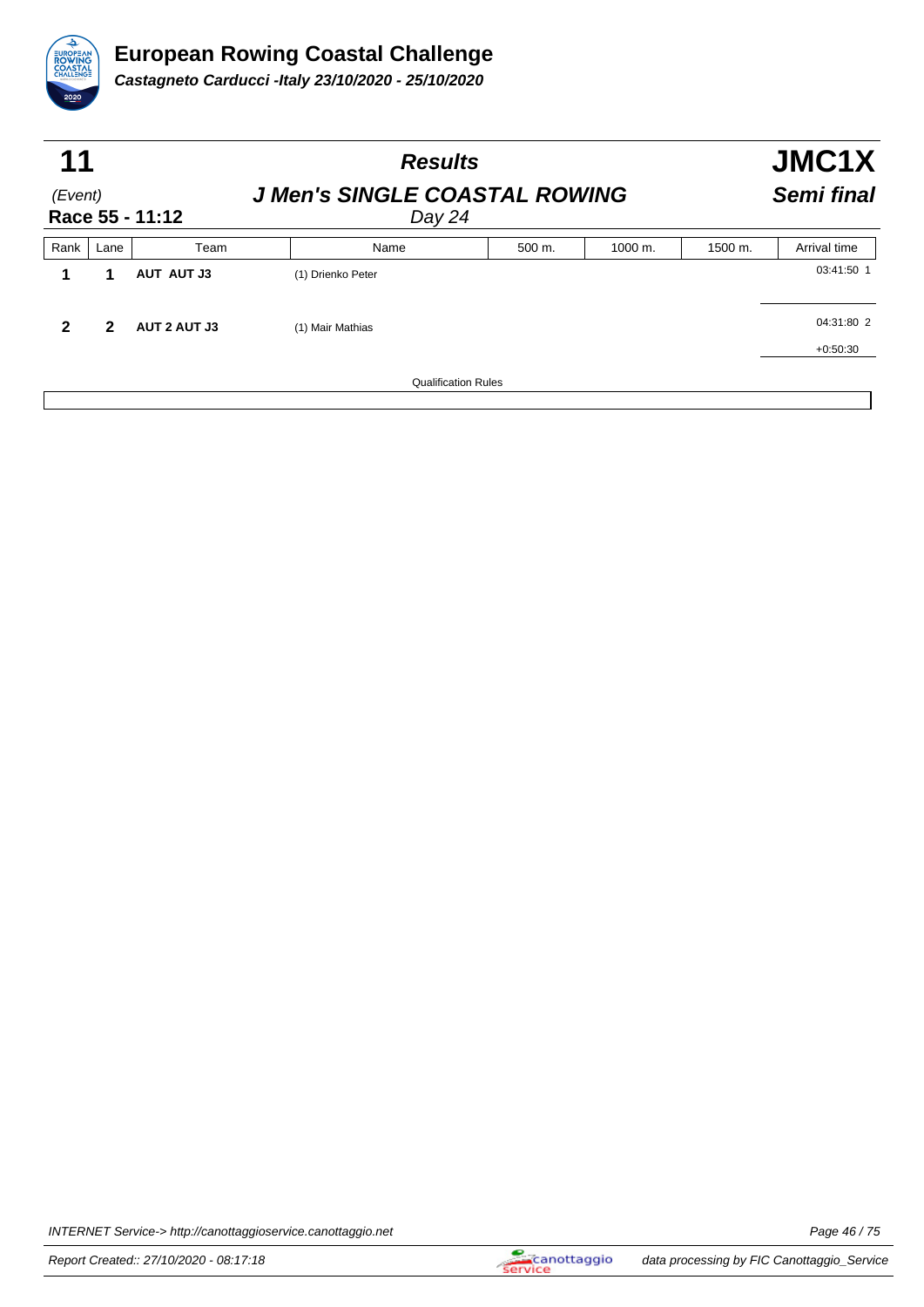# European Rowing Coastal Challenge

***Castagneto Carducci -Italy 23/10/2020 - 25/10/2020***

| **11** | ***Results*** | **JMC1X** |
|---|---|---|
| *(Event)* | ***J Men's SINGLE COASTAL ROWING*** | ***Semi final*** |
| **Race 55 - 11:12** | *Day 24* | |

| Rank | Lane | Team | Name | 500 m. | 1000 m. | 1500 m. | Arrival time |
|---|---|---|---|---|---|---|---|
| **1** | **1** | **AUT AUT J3** | (1) Drienko Peter | | | | 03:41:50 1 |
| **2** | **2** | **AUT 2 AUT J3** | (1) Mair Mathias | | | | 04:31:80 2<br>+0:50:30 |

Qualification Rules

INTERNET Service-> http://canottaggioservice.canottaggio.net

Report Created:: 27/10/2020 - 08:17:18

data processing by FIC Canottaggio_Service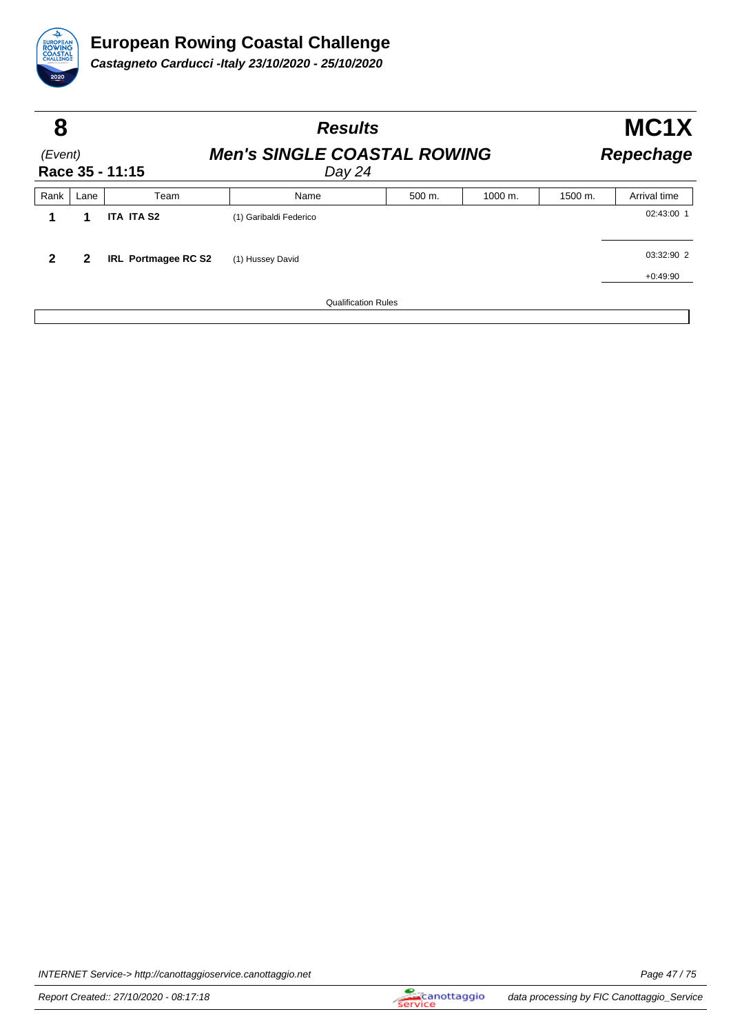# European Rowing Coastal Challenge

***Castagneto Carducci -Italy 23/10/2020 - 25/10/2020***

| **8** | ***Results*** | **MC1X** |
|---|---|---|
| *(Event)* | ***Men's SINGLE COASTAL ROWING*** | ***Repechage*** |
| **Race 35 - 11:15** | *Day 24* | |

| Rank | Lane | Team | Name | 500 m. | 1000 m. | 1500 m. | Arrival time |
|---|---|---|---|---|---|---|---|
| **1** | **1** | **ITA ITA S2** | (1) Garibaldi Federico | | | | 02:43:00 1 |
| **2** | **2** | **IRL Portmagee RC S2** | (1) Hussey David | | | | 03:32:90 2<br>+0:49:90 |

Qualification Rules

INTERNET Service-> http://canottaggioservice.canottaggio.net

Report Created:: 27/10/2020 - 08:17:18

data processing by FIC Canottaggio_Service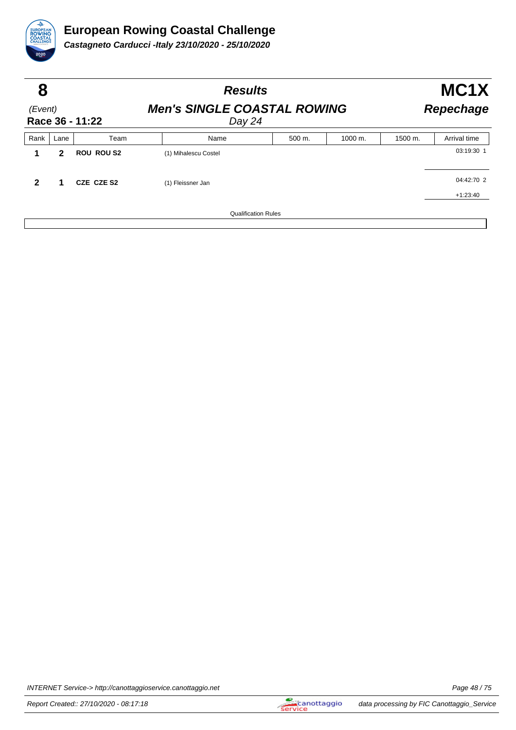# European Rowing Coastal Challenge

***Castagneto Carducci -Italy 23/10/2020 - 25/10/2020***

## 8 — *Results* — MC1X

*(Event)*

**Race 36 - 11:22**

***Men's SINGLE COASTAL ROWING***

*Day 24*

***Repechage***

| Rank | Lane | Team | Name | 500 m. | 1000 m. | 1500 m. | Arrival time |
|---|---|---|---|---|---|---|---|
| **1** | **2** | **ROU ROU S2** | (1) Mihalescu Costel | | | | 03:19:30 1 |
| **2** | **1** | **CZE CZE S2** | (1) Fleissner Jan | | | | 04:42:70 2<br>+1:23:40 |

Qualification Rules

INTERNET Service-> http://canottaggioservice.canottaggio.net

Report Created:: 27/10/2020 - 08:17:18

data processing by FIC Canottaggio_Service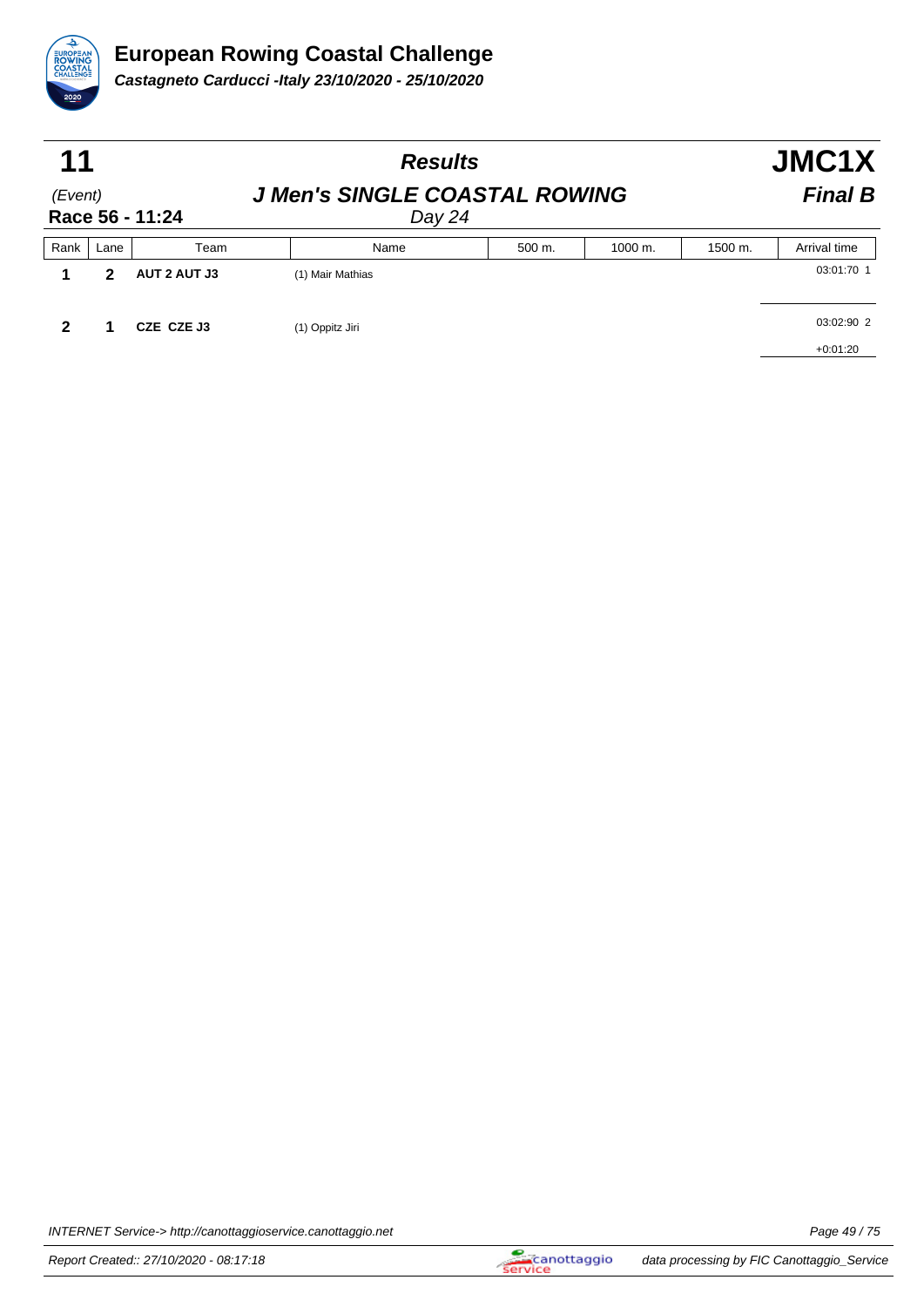# European Rowing Coastal Challenge

***Castagneto Carducci -Italy 23/10/2020 - 25/10/2020***

## 11 — *Results* — JMC1X

(Event) — ***J Men's SINGLE COASTAL ROWING*** — ***Final B***

**Race 56 - 11:24** — *Day 24*

| Rank | Lane | Team | Name | 500 m. | 1000 m. | 1500 m. | Arrival time |
|---|---|---|---|---|---|---|---|
| **1** | **2** | **AUT 2 AUT J3** | (1) Mair Mathias | | | | 03:01:70 1 |
| **2** | **1** | **CZE CZE J3** | (1) Oppitz Jiri | | | | 03:02:90 2<br>+0:01:20 |

INTERNET Service-> http://canottaggioservice.canottaggio.net

Report Created:: 27/10/2020 - 08:17:18 — data processing by FIC Canottaggio_Service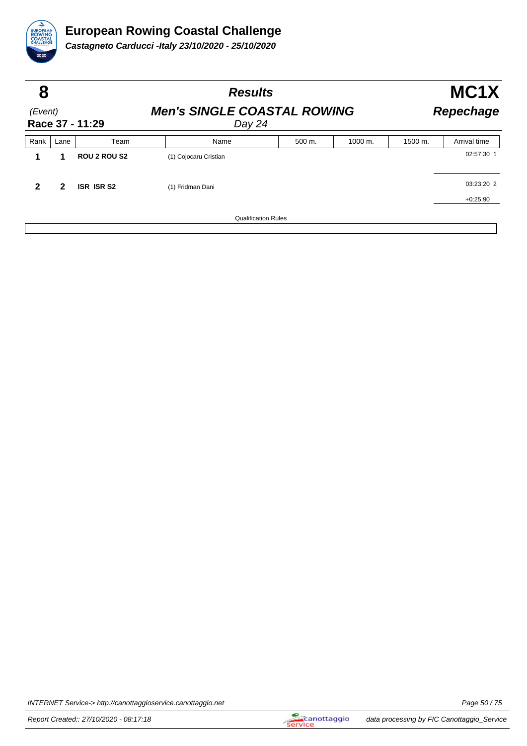# European Rowing Coastal Challenge

***Castagneto Carducci -Italy 23/10/2020 - 25/10/2020***

| **8** | ***Results*** | **MC1X** |
|---|---|---|
| *(Event)* | ***Men's SINGLE COASTAL ROWING*** | ***Repechage*** |
| **Race 37 - 11:29** | *Day 24* | |

| Rank | Lane | Team | Name | 500 m. | 1000 m. | 1500 m. | Arrival time |
|---|---|---|---|---|---|---|---|
| **1** | **1** | **ROU 2 ROU S2** | (1) Cojocaru Cristian | | | | 02:57:30 1 |
| **2** | **2** | **ISR ISR S2** | (1) Fridman Dani | | | | 03:23:20 2<br>+0:25:90 |

Qualification Rules

INTERNET Service-> http://canottaggioservice.canottaggio.net

Report Created:: 27/10/2020 - 08:17:18

data processing by FIC Canottaggio_Service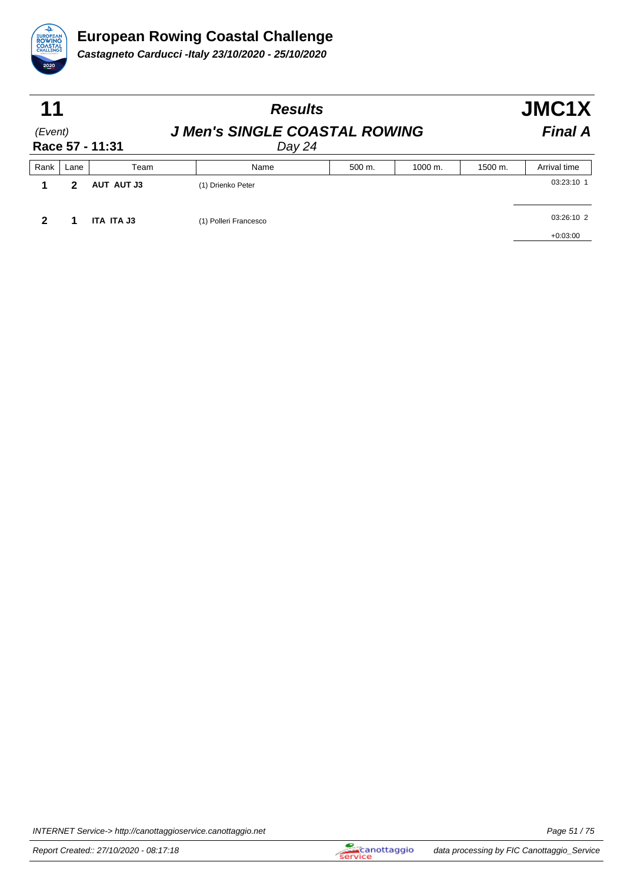# European Rowing Coastal Challenge

***Castagneto Carducci -Italy 23/10/2020 - 25/10/2020***

## 11 — Results — JMC1X

*(Event)* ***J Men's SINGLE COASTAL ROWING*** ***Final A***

**Race 57 - 11:31** *Day 24*

| Rank | Lane | Team | Name | 500 m. | 1000 m. | 1500 m. | Arrival time |
|---|---|---|---|---|---|---|---|
| **1** | **2** | **AUT AUT J3** | (1) Drienko Peter | | | | 03:23:10 1 |
| **2** | **1** | **ITA ITA J3** | (1) Polleri Francesco | | | | 03:26:10 2<br>+0:03:00 |

INTERNET Service-> http://canottaggioservice.canottaggio.net

Report Created:: 27/10/2020 - 08:17:18

data processing by FIC Canottaggio_Service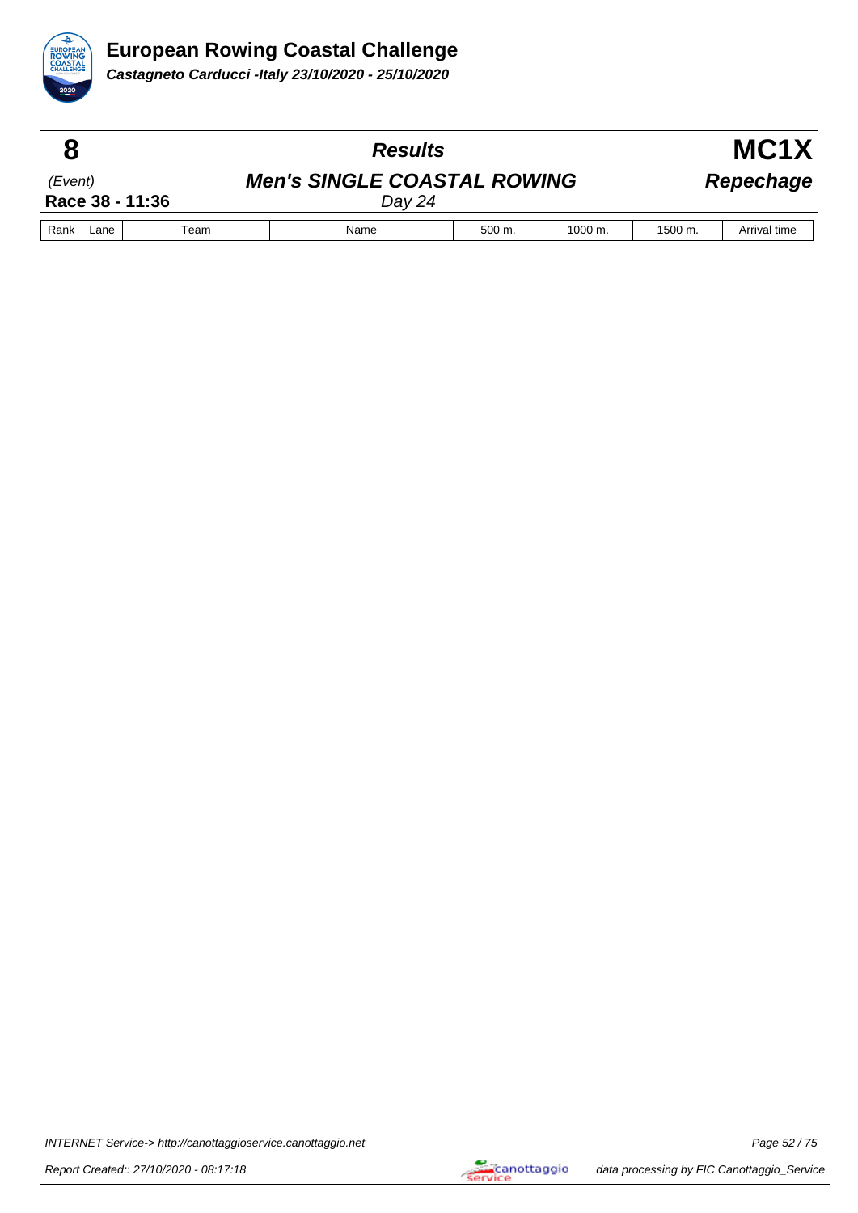# European Rowing Coastal Challenge

***Castagneto Carducci -Italy 23/10/2020 - 25/10/2020***

| **8** | ***Results*** | **MC1X** |
|---|---|---|
| *(Event)* | ***Men's SINGLE COASTAL ROWING*** | ***Repechage*** |
| **Race 38 - 11:36** | *Day 24* | |

| Rank | Lane | Team | Name | 500 m. | 1000 m. | 1500 m. | Arrival time |
|---|---|---|---|---|---|---|---|

INTERNET Service-> http://canottaggioservice.canottaggio.net

Report Created:: 27/10/2020 - 08:17:18

data processing by FIC Canottaggio_Service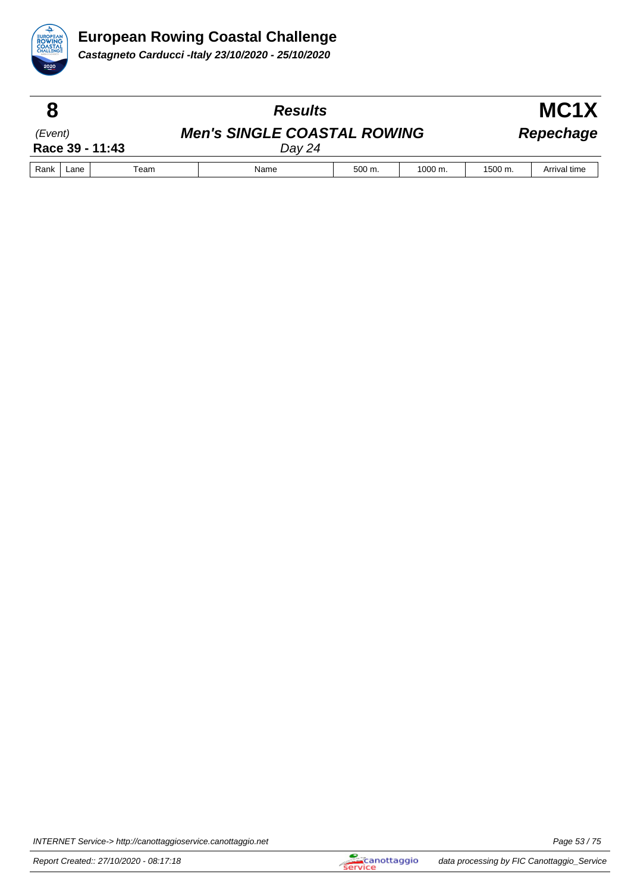# European Rowing Coastal Challenge

***Castagneto Carducci -Italy 23/10/2020 - 25/10/2020***

| **8** | ***Results*** | **MC1X** |
|---|---|---|
| *(Event)* | ***Men's SINGLE COASTAL ROWING*** | ***Repechage*** |
| **Race 39 - 11:43** | *Day 24* | |

| Rank | Lane | Team | Name | 500 m. | 1000 m. | 1500 m. | Arrival time |
|---|---|---|---|---|---|---|---|

INTERNET Service-> http://canottaggioservice.canottaggio.net

Report Created:: 27/10/2020 - 08:17:18

data processing by FIC Canottaggio_Service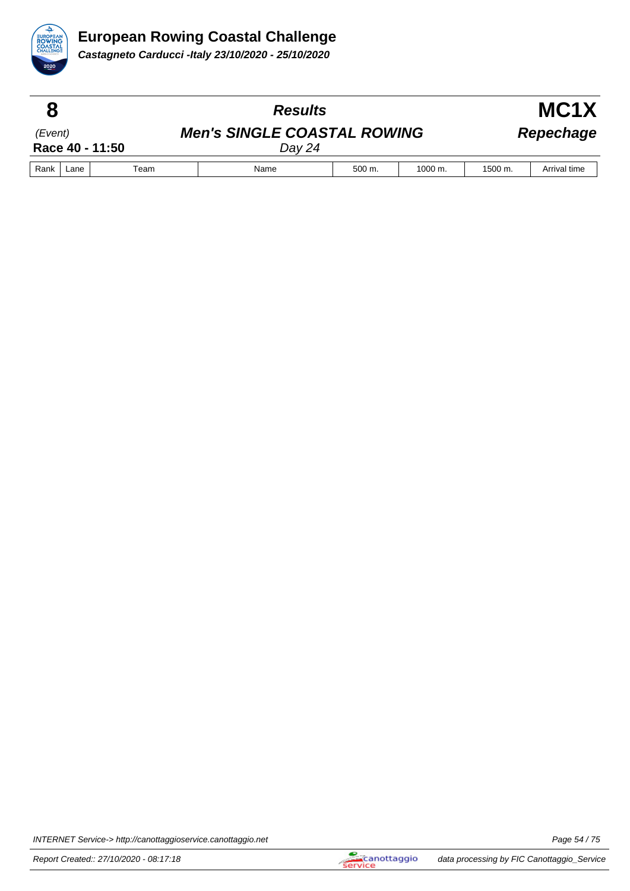**European Rowing Coastal Challenge**

***Castagneto Carducci -Italy 23/10/2020 - 25/10/2020***

| **8** | ***Results*** | **MC1X** |
|---|---|---|
| *(Event)* | ***Men's SINGLE COASTAL ROWING*** | ***Repechage*** |
| **Race 40 - 11:50** | *Day 24* | |

| Rank | Lane | Team | Name | 500 m. | 1000 m. | 1500 m. | Arrival time |
|---|---|---|---|---|---|---|---|

INTERNET Service-> http://canottaggioservice.canottaggio.net

Report Created:: 27/10/2020 - 08:17:18

data processing by FIC Canottaggio_Service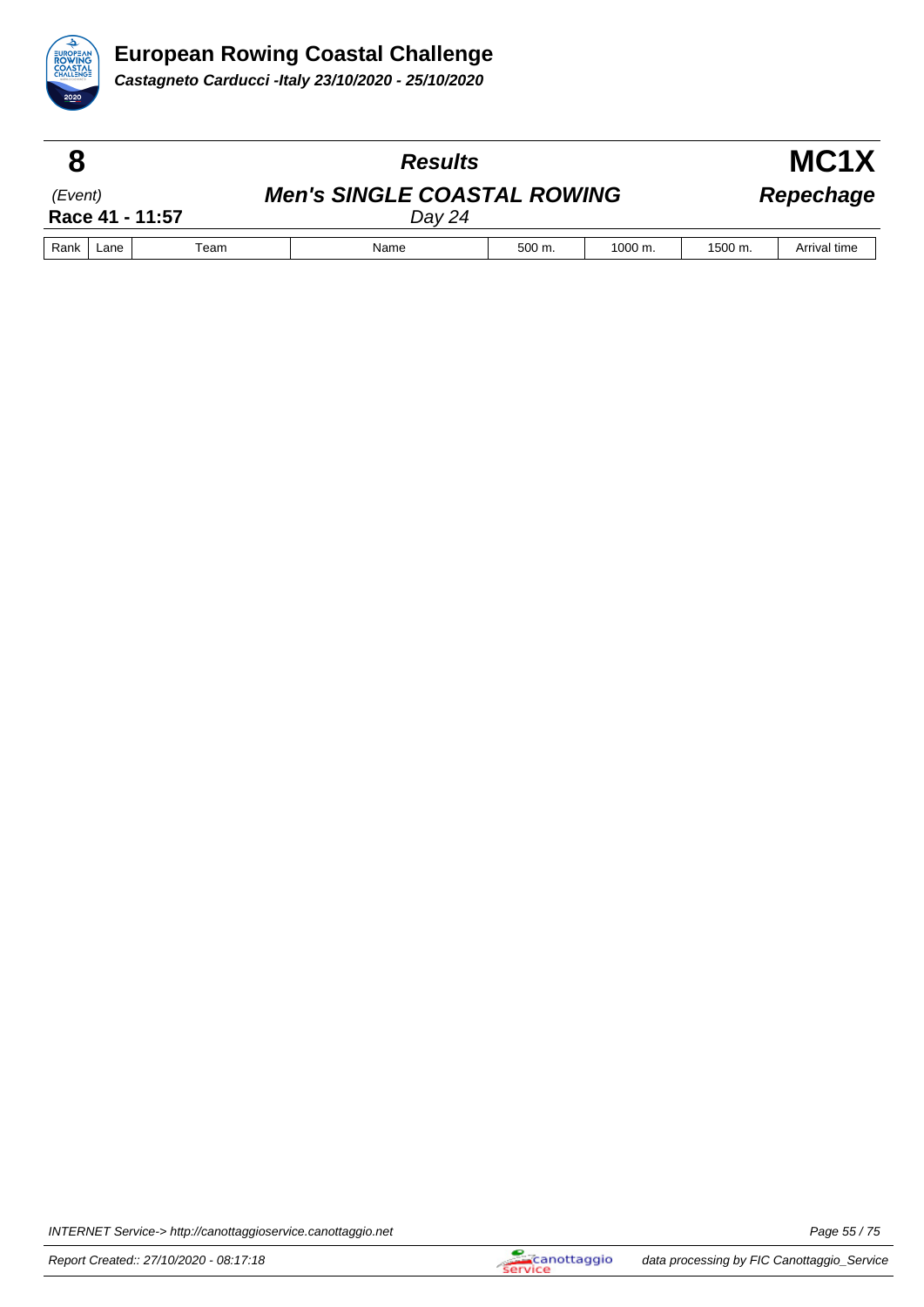# European Rowing Coastal Challenge

***Castagneto Carducci -Italy 23/10/2020 - 25/10/2020***

| **8** | ***Results*** | **MC1X** |
|---|---|---|
| *(Event)* | ***Men's SINGLE COASTAL ROWING*** | ***Repechage*** |
| **Race 41 - 11:57** | *Day 24* | |

| Rank | Lane | Team | Name | 500 m. | 1000 m. | 1500 m. | Arrival time |
|---|---|---|---|---|---|---|---|

INTERNET Service-> http://canottaggioservice.canottaggio.net

Report Created:: 27/10/2020 - 08:17:18

data processing by FIC Canottaggio_Service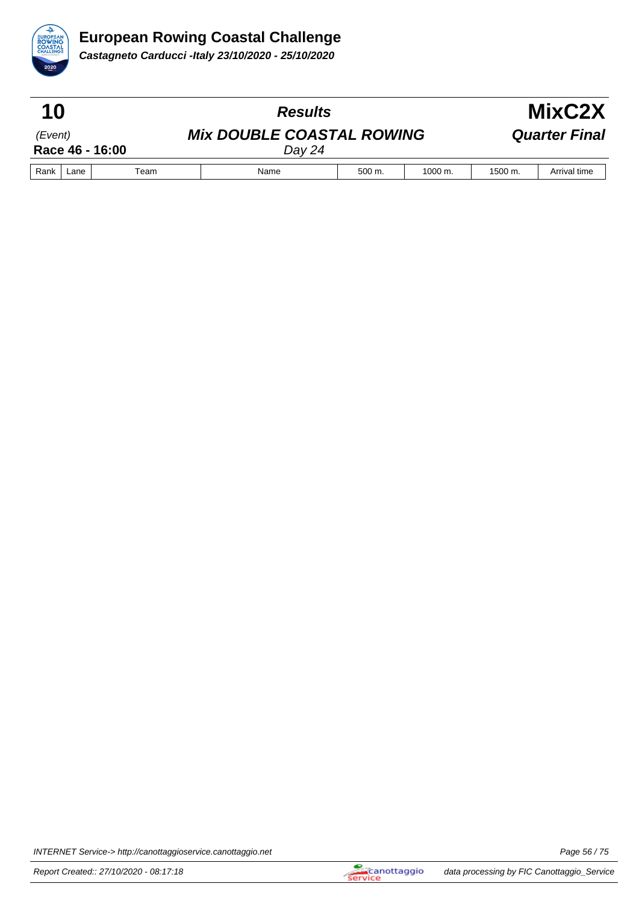# European Rowing Coastal Challenge

***Castagneto Carducci -Italy 23/10/2020 - 25/10/2020***

## 10 — *Results* — MixC2X

*(Event)* — ***Mix DOUBLE COASTAL ROWING*** — ***Quarter Final***

**Race 46 - 16:00** — *Day 24*

| Rank | Lane | Team | Name | 500 m. | 1000 m. | 1500 m. | Arrival time |
|---|---|---|---|---|---|---|---|

INTERNET Service-> http://canottaggioservice.canottaggio.net

Report Created:: 27/10/2020 - 08:17:18

data processing by FIC Canottaggio_Service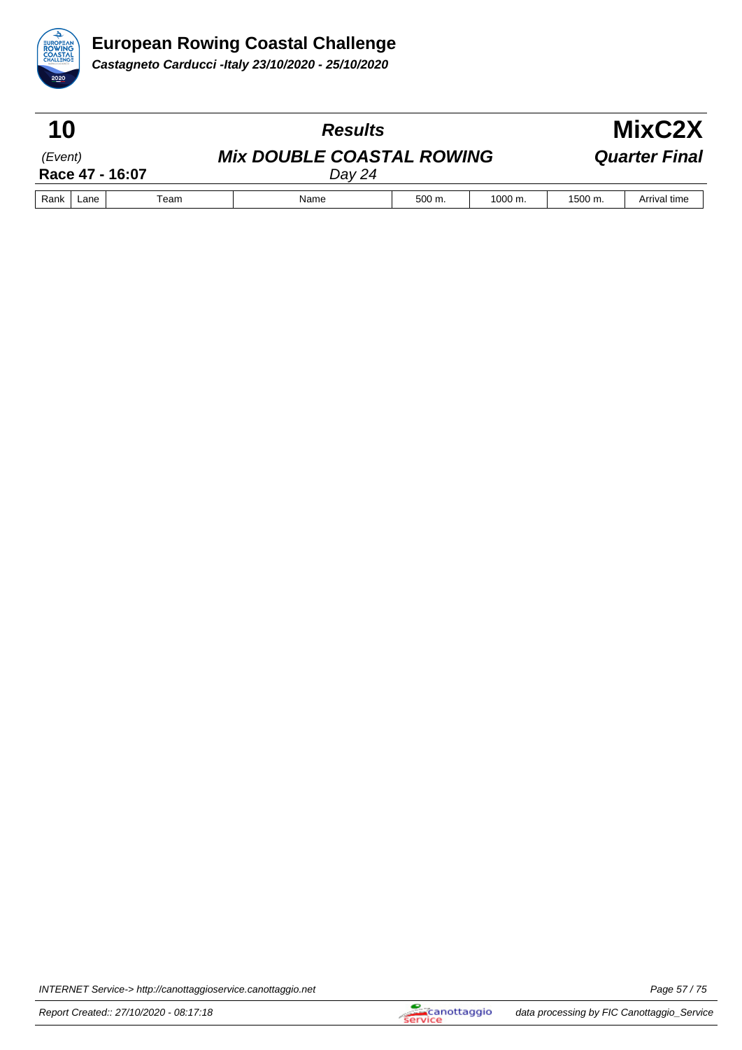**European Rowing Coastal Challenge**

***Castagneto Carducci -Italy 23/10/2020 - 25/10/2020***

| **10** | ***Results*** | **MixC2X** |
|---|---|---|
| *(Event)* | ***Mix DOUBLE COASTAL ROWING*** | ***Quarter Final*** |
| **Race 47 - 16:07** | *Day 24* | |

| Rank | Lane | Team | Name | 500 m. | 1000 m. | 1500 m. | Arrival time |
|---|---|---|---|---|---|---|---|

INTERNET Service-> http://canottaggioservice.canottaggio.net

Report Created:: 27/10/2020 - 08:17:18

data processing by FIC Canottaggio_Service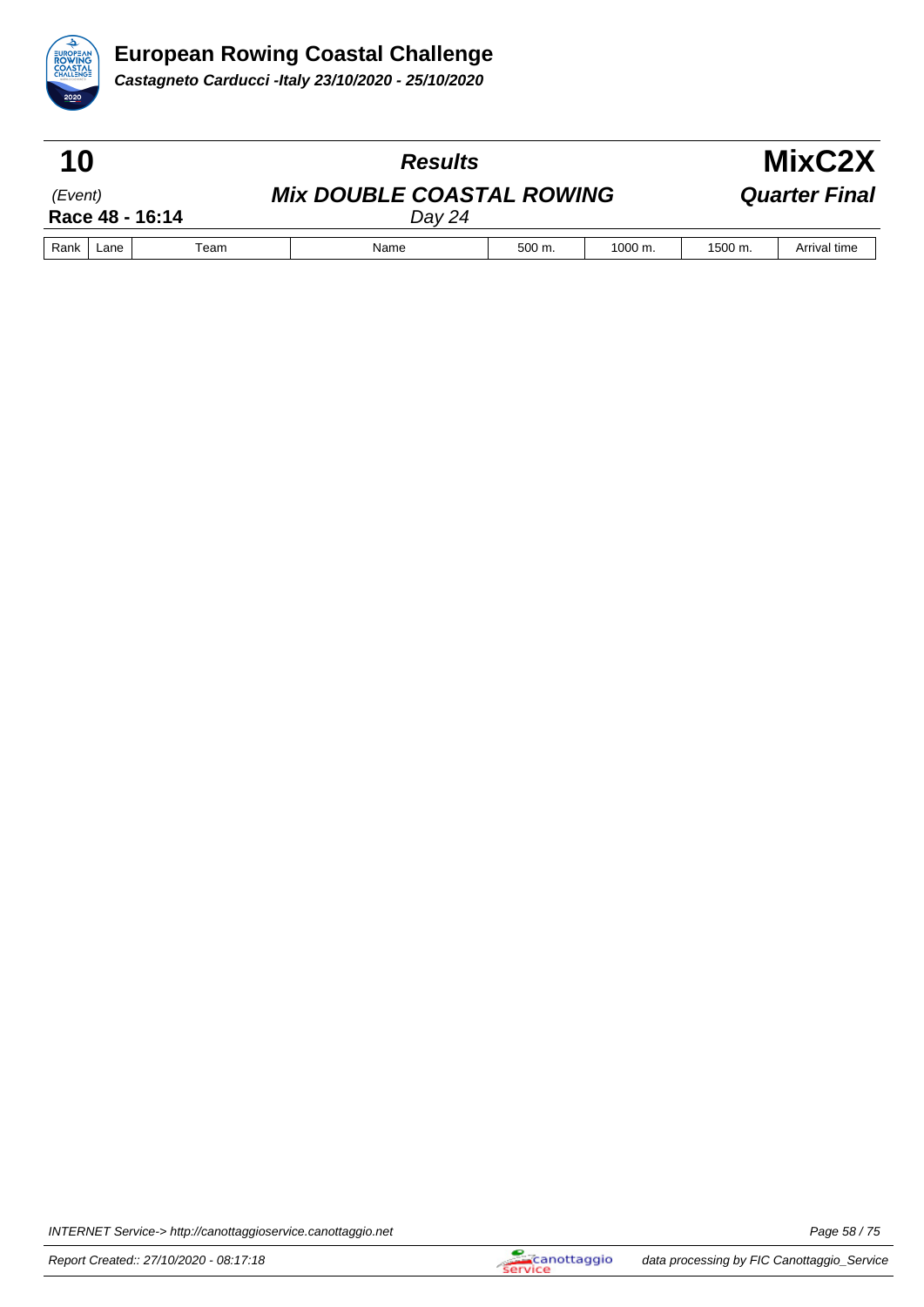# European Rowing Coastal Challenge

***Castagneto Carducci -Italy 23/10/2020 - 25/10/2020***

| **10** | ***Results*** | **MixC2X** |
|---|---|---|
| *(Event)* | ***Mix DOUBLE COASTAL ROWING*** | ***Quarter Final*** |
| **Race 48 - 16:14** | *Day 24* | |

| Rank | Lane | Team | Name | 500 m. | 1000 m. | 1500 m. | Arrival time |
|---|---|---|---|---|---|---|---|

INTERNET Service-> http://canottaggioservice.canottaggio.net

Report Created:: 27/10/2020 - 08:17:18

data processing by FIC Canottaggio_Service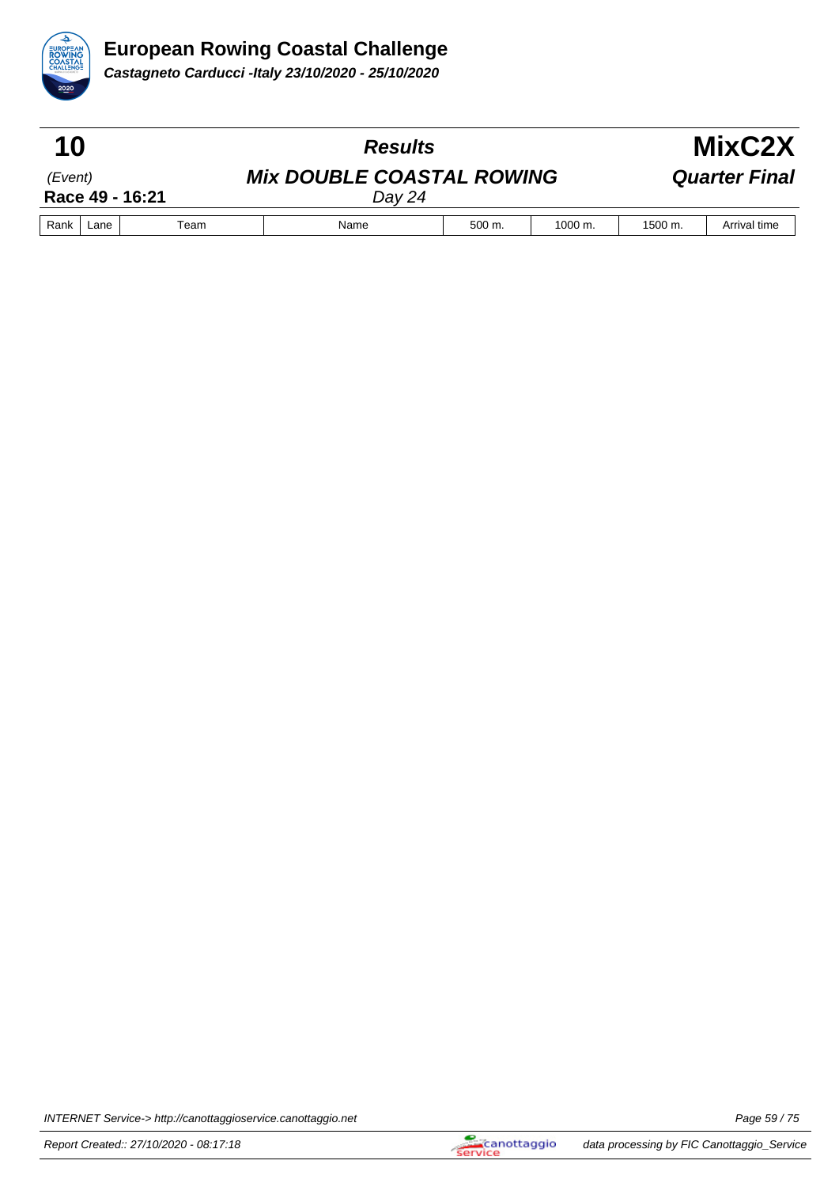# European Rowing Coastal Challenge

***Castagneto Carducci -Italy 23/10/2020 - 25/10/2020***

| **10** | ***Results*** | **MixC2X** |
|---|---|---|
| (Event) | ***Mix DOUBLE COASTAL ROWING*** | ***Quarter Final*** |
| **Race 49 - 16:21** | *Day 24* | |

| Rank | Lane | Team | Name | 500 m. | 1000 m. | 1500 m. | Arrival time |
|---|---|---|---|---|---|---|---|

INTERNET Service-> http://canottaggioservice.canottaggio.net

Report Created:: 27/10/2020 - 08:17:18

data processing by FIC Canottaggio_Service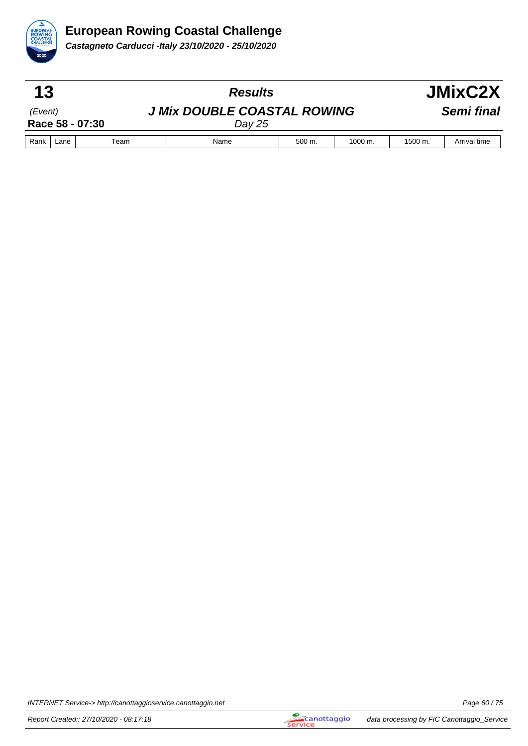**European Rowing Coastal Challenge**

***Castagneto Carducci -Italy 23/10/2020 - 25/10/2020***

| **13** | ***Results*** | **JMixC2X** |
|---|---|---|
| *(Event)* | ***J Mix DOUBLE COASTAL ROWING*** | ***Semi final*** |
| **Race 58 - 07:30** | *Day 25* | |

| Rank | Lane | Team | Name | 500 m. | 1000 m. | 1500 m. | Arrival time |
|---|---|---|---|---|---|---|---|

INTERNET Service-> http://canottaggioservice.canottaggio.net

Report Created:: 27/10/2020 - 08:17:18

data processing by FIC Canottaggio_Service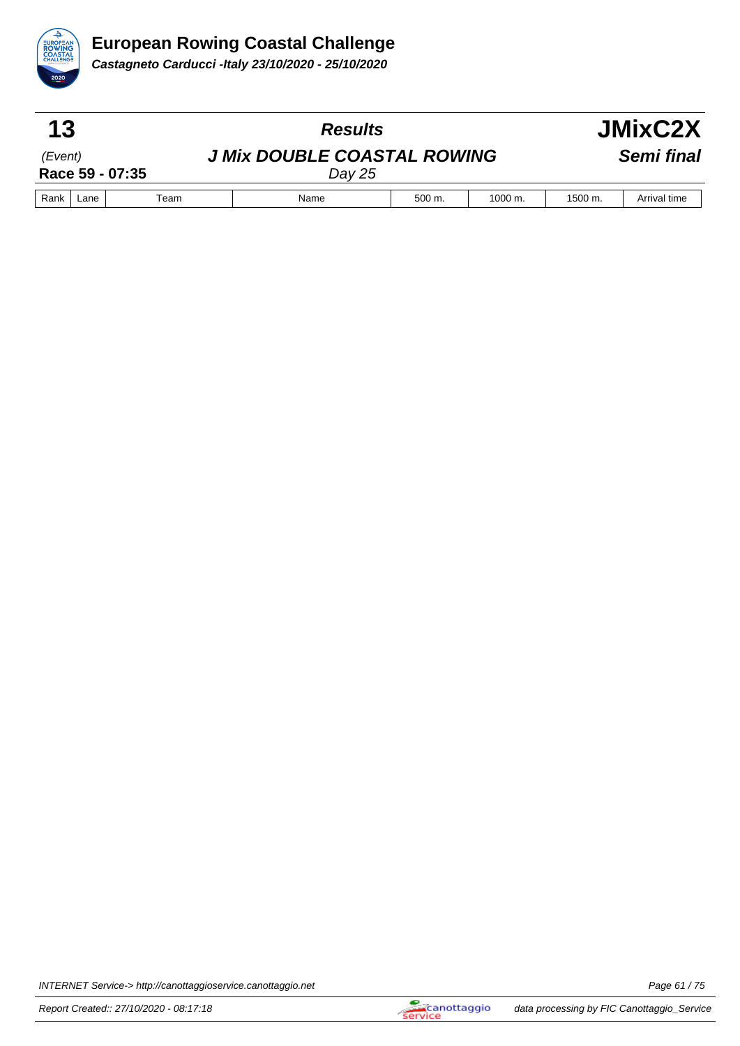# European Rowing Coastal Challenge

***Castagneto Carducci -Italy 23/10/2020 - 25/10/2020***

| **13** | ***Results*** | **JMixC2X** |
|---|---|---|
| *(Event)* | ***J Mix DOUBLE COASTAL ROWING*** | ***Semi final*** |
| **Race 59 - 07:35** | *Day 25* | |

| Rank | Lane | Team | Name | 500 m. | 1000 m. | 1500 m. | Arrival time |
|---|---|---|---|---|---|---|---|

INTERNET Service-> http://canottaggioservice.canottaggio.net

Report Created:: 27/10/2020 - 08:17:18

data processing by FIC Canottaggio_Service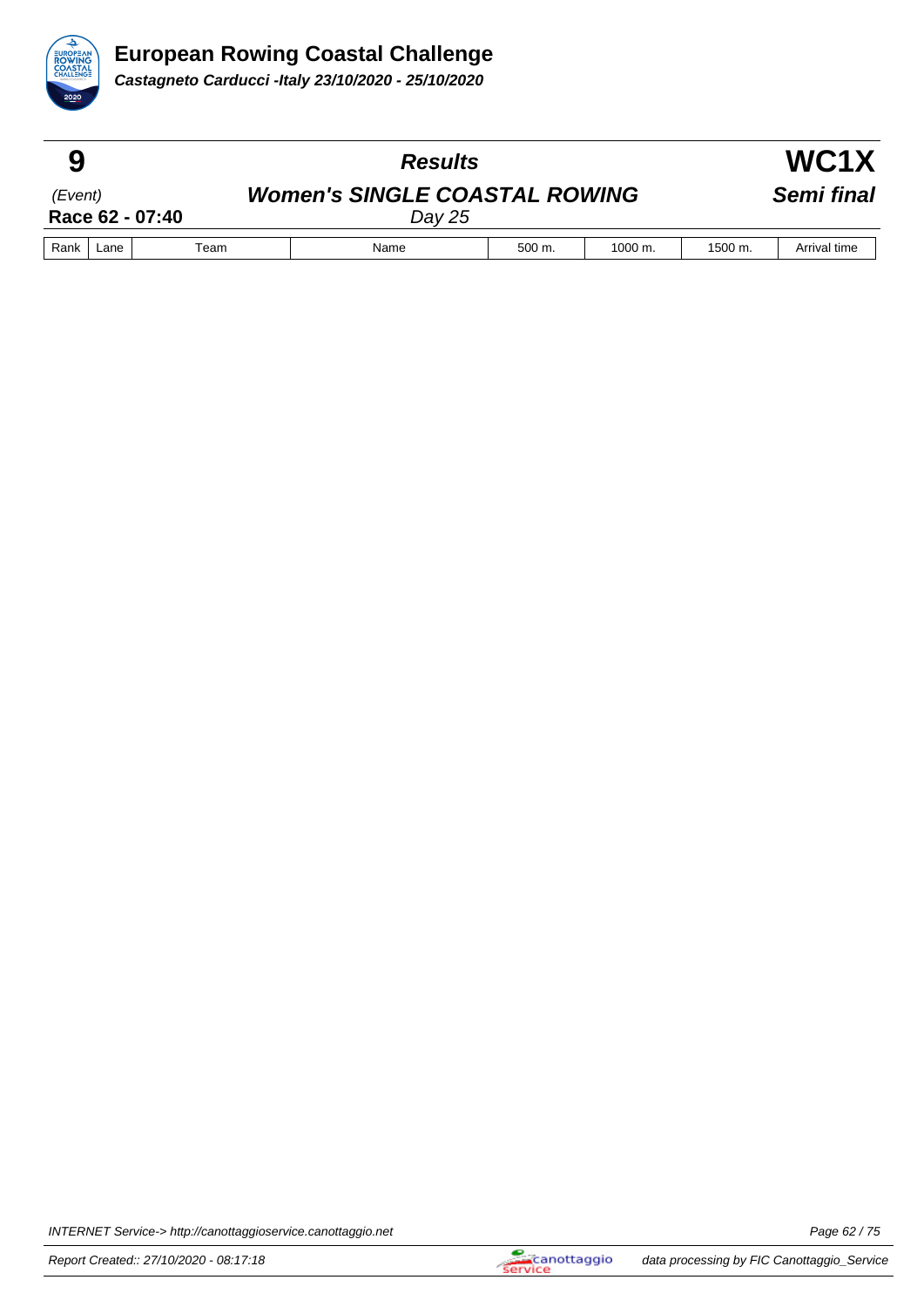# European Rowing Coastal Challenge

**Castagneto Carducci -Italy 23/10/2020 - 25/10/2020**

| **9** | ***Results*** | **WC1X** |
|---|---|---|
| *(Event)* | ***Women's SINGLE COASTAL ROWING*** | ***Semi final*** |
| **Race 62 - 07:40** | *Day 25* | |

| Rank | Lane | Team | Name | 500 m. | 1000 m. | 1500 m. | Arrival time |
|---|---|---|---|---|---|---|---|

INTERNET Service-> http://canottaggioservice.canottaggio.net

Report Created:: 27/10/2020 - 08:17:18

data processing by FIC Canottaggio_Service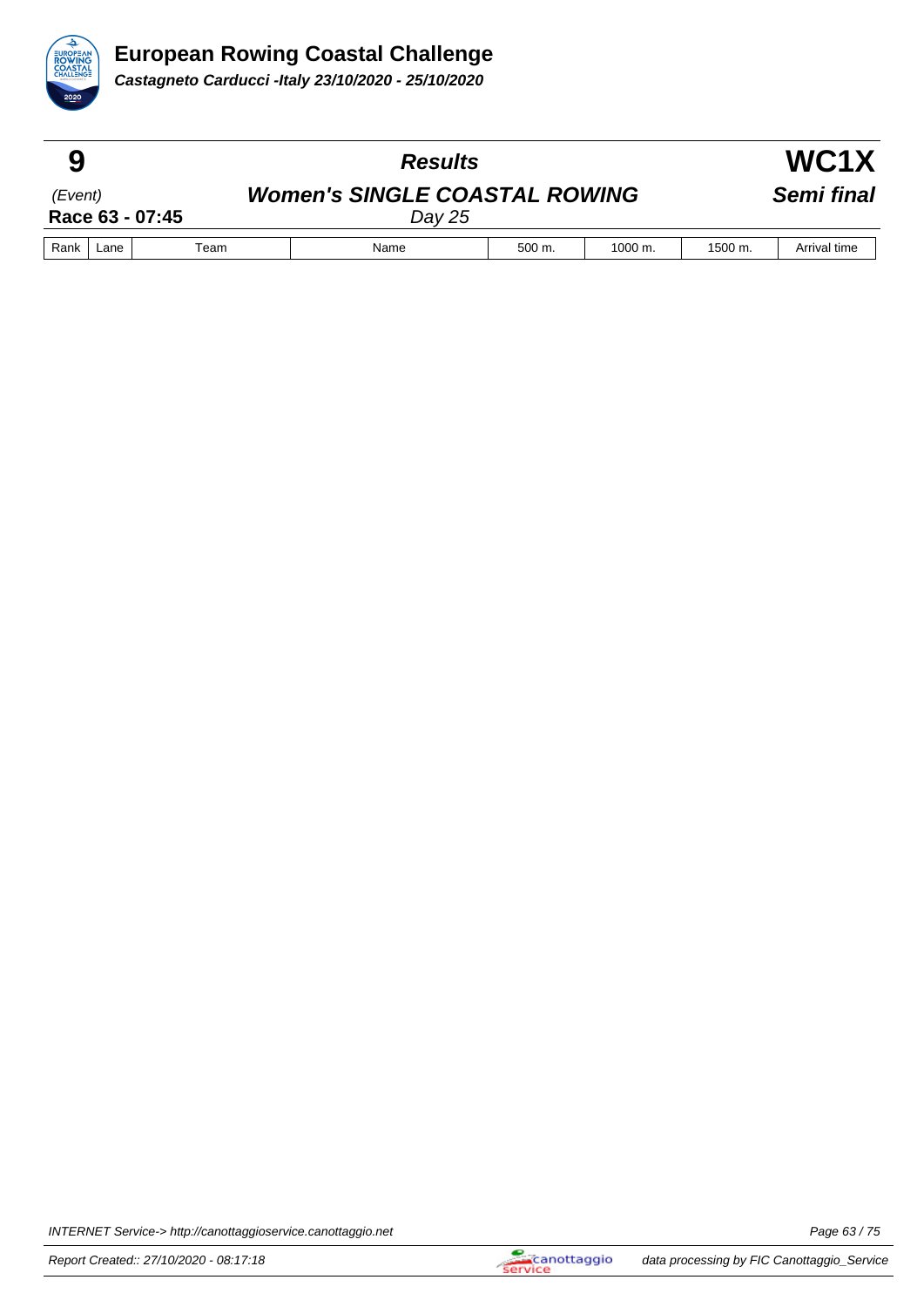# European Rowing Coastal Challenge

***Castagneto Carducci -Italy 23/10/2020 - 25/10/2020***

| **9** | ***Results*** | **WC1X** |
|---|---|---|
| *(Event)* | ***Women's SINGLE COASTAL ROWING*** | ***Semi final*** |
| **Race 63 - 07:45** | *Day 25* | |

| Rank | Lane | Team | Name | 500 m. | 1000 m. | 1500 m. | Arrival time |
|---|---|---|---|---|---|---|---|

INTERNET Service-> http://canottaggioservice.canottaggio.net

Report Created:: 27/10/2020 - 08:17:18

data processing by FIC Canottaggio_Service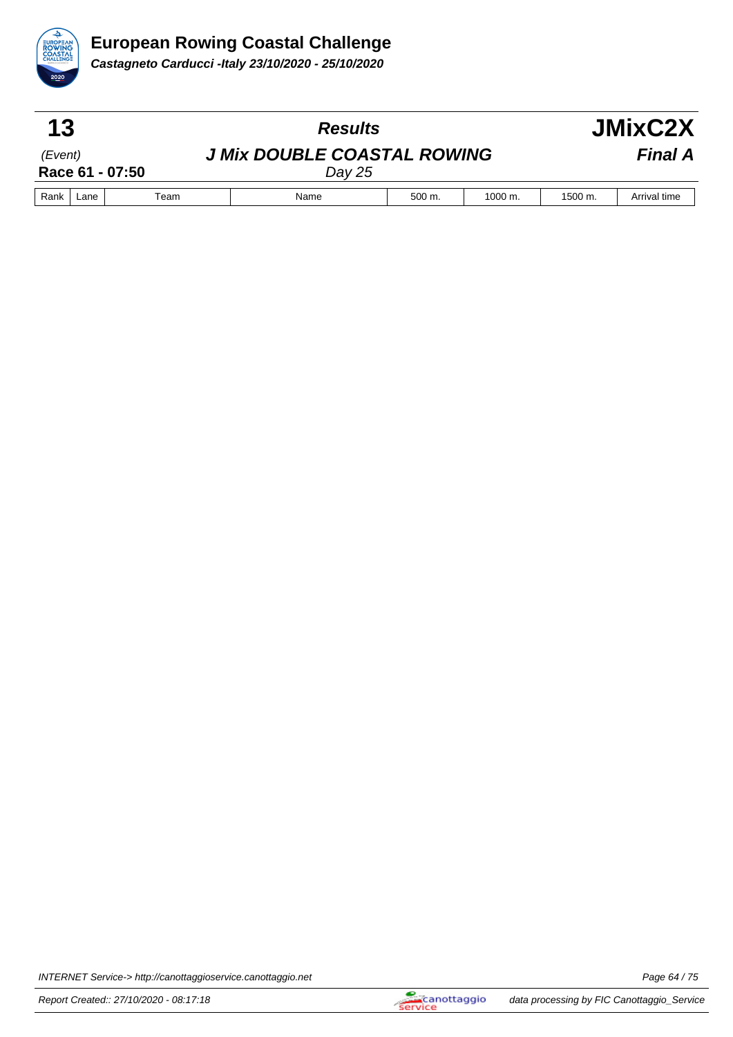# European Rowing Coastal Challenge

***Castagneto Carducci -Italy 23/10/2020 - 25/10/2020***

| **13** | ***Results*** | **JMixC2X** |
|---|---|---|
| *(Event)* | ***J Mix DOUBLE COASTAL ROWING*** | ***Final A*** |
| **Race 61 - 07:50** | *Day 25* | |

| Rank | Lane | Team | Name | 500 m. | 1000 m. | 1500 m. | Arrival time |
|---|---|---|---|---|---|---|---|

INTERNET Service-> http://canottaggioservice.canottaggio.net

Report Created:: 27/10/2020 - 08:17:18

data processing by FIC Canottaggio_Service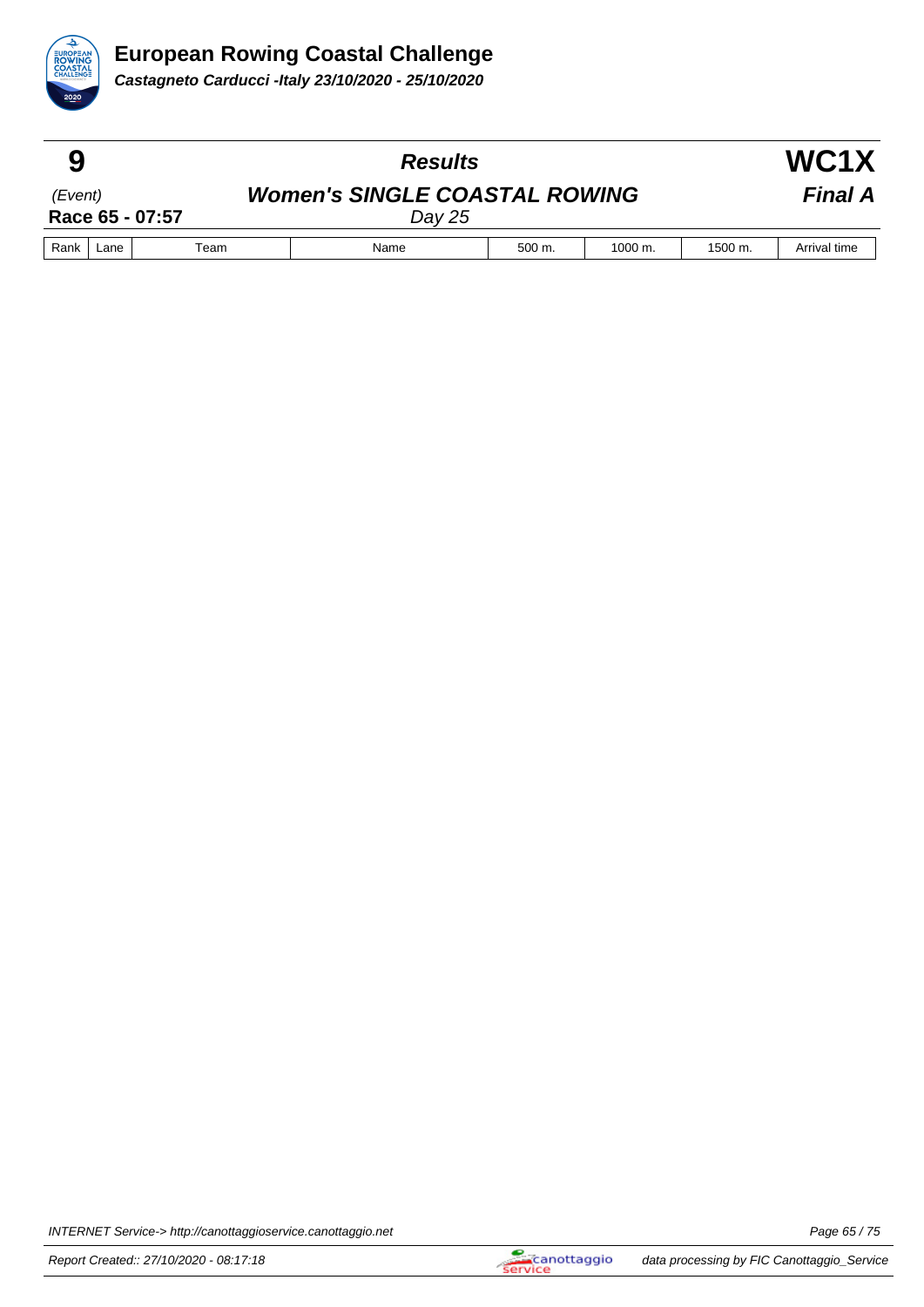# European Rowing Coastal Challenge

***Castagneto Carducci -Italy 23/10/2020 - 25/10/2020***

**9** — ***Results*** — **WC1X**

*(Event)* — ***Women's SINGLE COASTAL ROWING*** — ***Final A***

**Race 65 - 07:57** — *Day 25*

| Rank | Lane | Team | Name | 500 m. | 1000 m. | 1500 m. | Arrival time |
|---|---|---|---|---|---|---|---|

INTERNET Service-> http://canottaggioservice.canottaggio.net

Report Created:: 27/10/2020 - 08:17:18

data processing by FIC Canottaggio_Service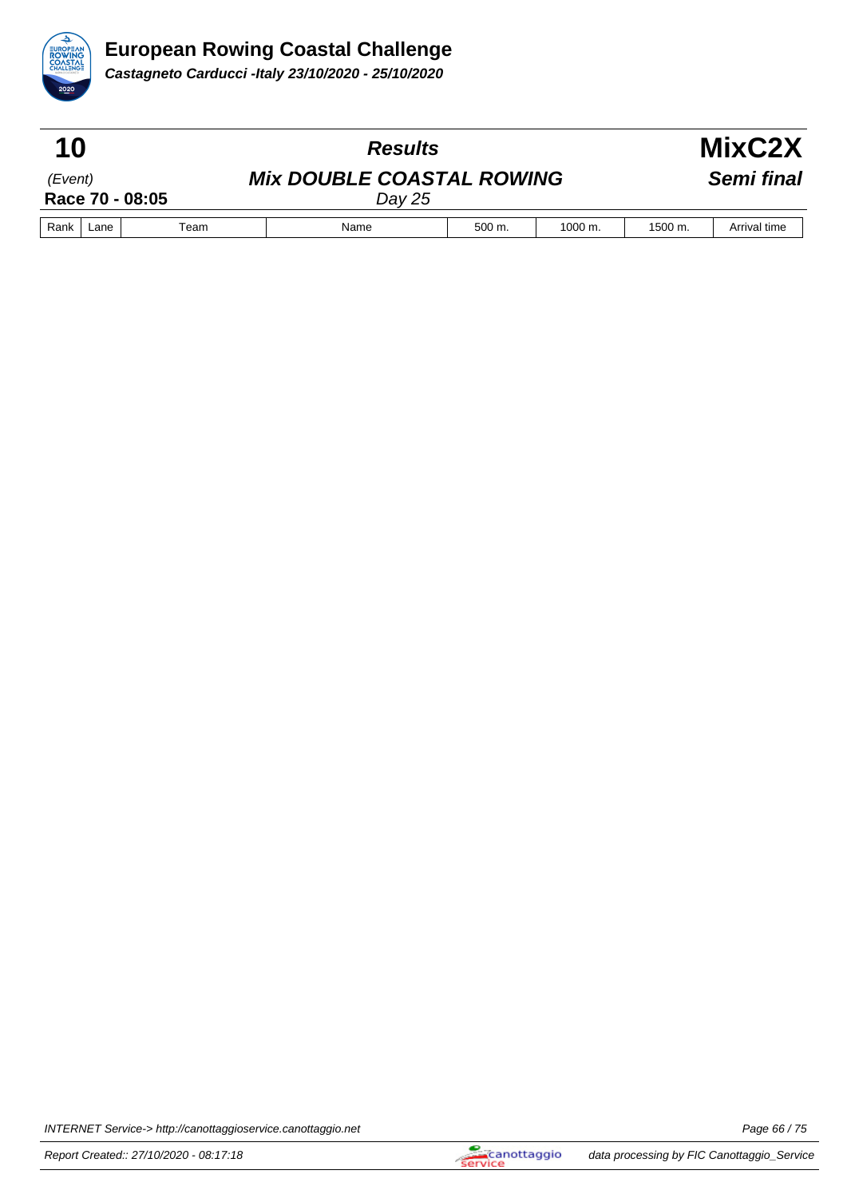# European Rowing Coastal Challenge

***Castagneto Carducci -Italy 23/10/2020 - 25/10/2020***

| **10** | ***Results*** | **MixC2X** |
|---|---|---|
| *(Event)* | ***Mix DOUBLE COASTAL ROWING*** | ***Semi final*** |
| **Race 70 - 08:05** | *Day 25* | |

| Rank | Lane | Team | Name | 500 m. | 1000 m. | 1500 m. | Arrival time |
|---|---|---|---|---|---|---|---|

INTERNET Service-> http://canottaggioservice.canottaggio.net

Report Created:: 27/10/2020 - 08:17:18

data processing by FIC Canottaggio_Service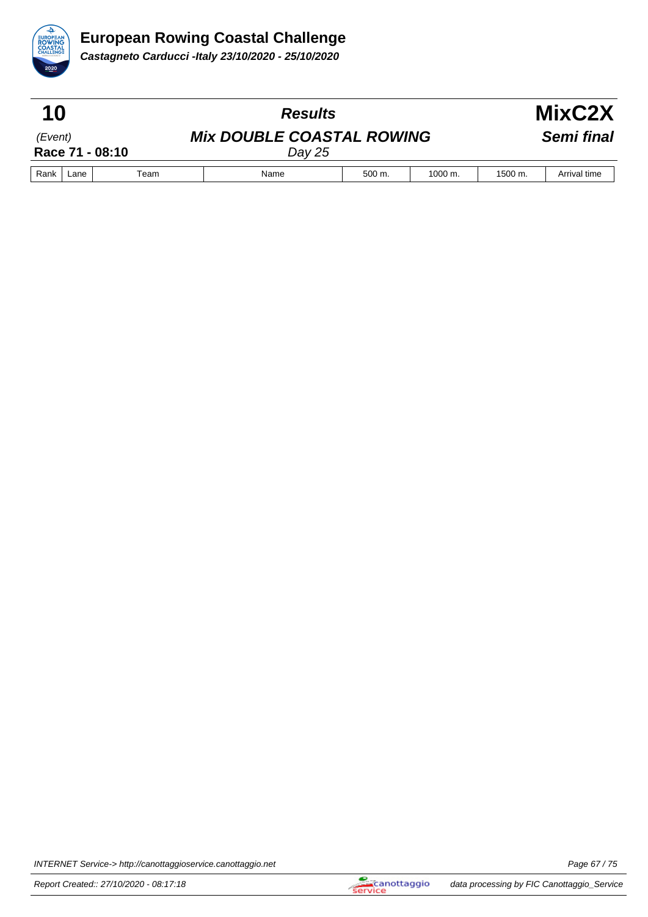# European Rowing Coastal Challenge

***Castagneto Carducci -Italy 23/10/2020 - 25/10/2020***

| **10** | ***Results*** | **MixC2X** |
|---|---|---|
| *(Event)* | ***Mix DOUBLE COASTAL ROWING*** | ***Semi final*** |
| **Race 71 - 08:10** | *Day 25* | |

| Rank | Lane | Team | Name | 500 m. | 1000 m. | 1500 m. | Arrival time |
|---|---|---|---|---|---|---|---|

INTERNET Service-> http://canottaggioservice.canottaggio.net

Report Created:: 27/10/2020 - 08:17:18

data processing by FIC Canottaggio_Service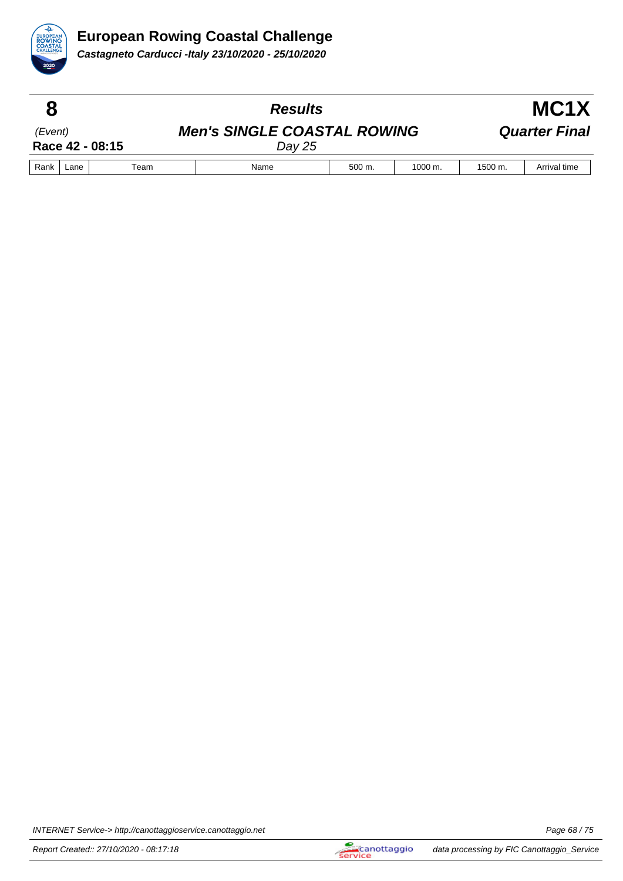# European Rowing Coastal Challenge

***Castagneto Carducci -Italy 23/10/2020 - 25/10/2020***

**8** | ***Results*** | **MC1X**

*(Event)* | ***Men's SINGLE COASTAL ROWING*** | ***Quarter Final***

**Race 42 - 08:15** | *Day 25*

| Rank | Lane | Team | Name | 500 m. | 1000 m. | 1500 m. | Arrival time |
|---|---|---|---|---|---|---|---|

INTERNET Service-> http://canottaggioservice.canottaggio.net

Report Created:: 27/10/2020 - 08:17:18

data processing by FIC Canottaggio_Service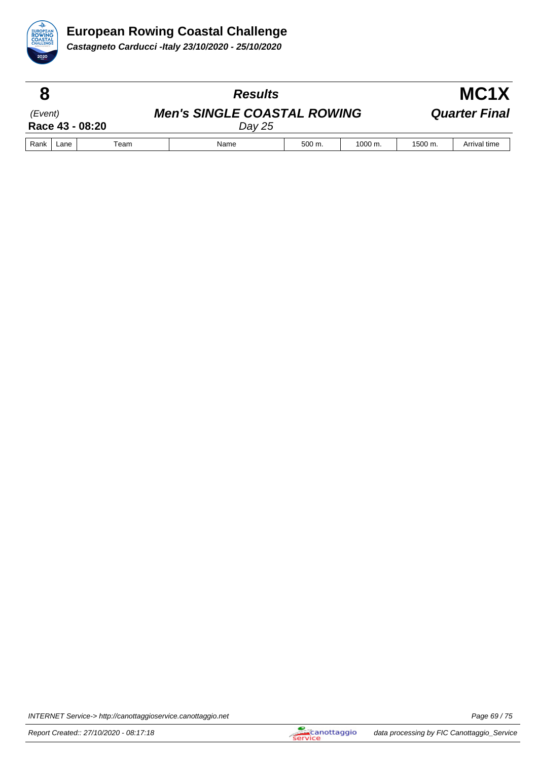# European Rowing Coastal Challenge

***Castagneto Carducci -Italy 23/10/2020 - 25/10/2020***

| **8** | ***Results*** | **MC1X** |
|---|---|---|
| *(Event)* | ***Men's SINGLE COASTAL ROWING*** | ***Quarter Final*** |
| **Race 43 - 08:20** | *Day 25* | |

| Rank | Lane | Team | Name | 500 m. | 1000 m. | 1500 m. | Arrival time |
|---|---|---|---|---|---|---|---|

INTERNET Service-> http://canottaggioservice.canottaggio.net

Report Created:: 27/10/2020 - 08:17:18

data processing by FIC Canottaggio_Service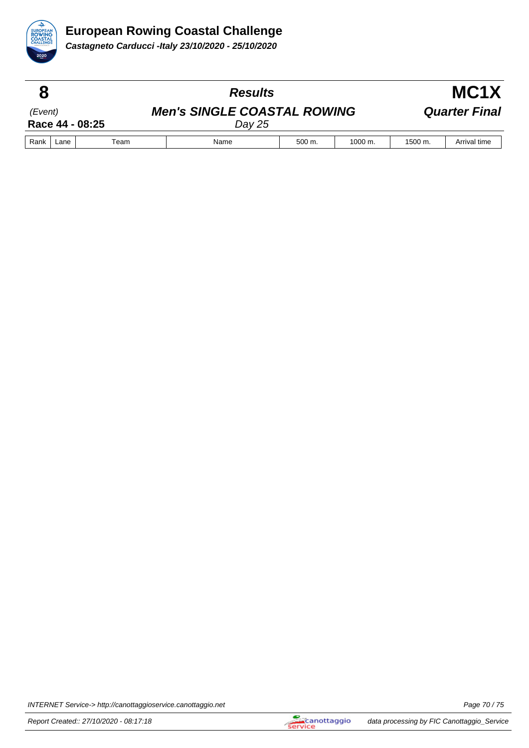# European Rowing Coastal Challenge

***Castagneto Carducci -Italy 23/10/2020 - 25/10/2020***

| **8** | ***Results*** | **MC1X** |
|---|---|---|
| *(Event)* | ***Men's SINGLE COASTAL ROWING*** | ***Quarter Final*** |
| **Race 44 - 08:25** | *Day 25* | |

| Rank | Lane | Team | Name | 500 m. | 1000 m. | 1500 m. | Arrival time |
|---|---|---|---|---|---|---|---|

INTERNET Service-> http://canottaggioservice.canottaggio.net

Report Created:: 27/10/2020 - 08:17:18

data processing by FIC Canottaggio_Service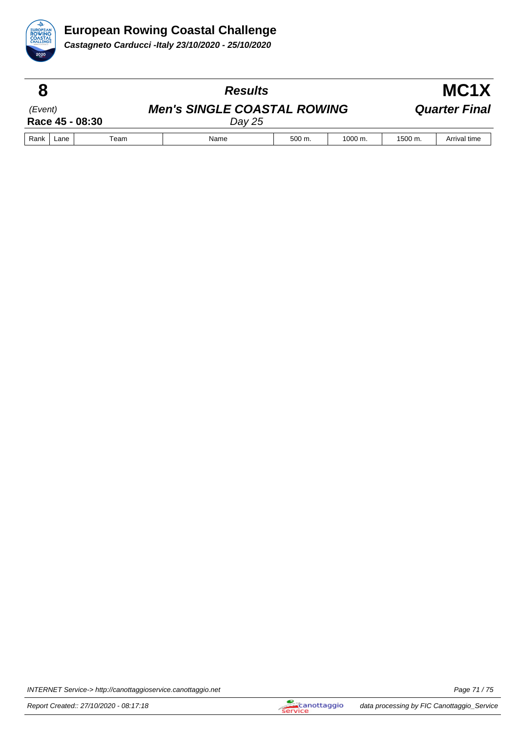# European Rowing Coastal Challenge

***Castagneto Carducci -Italy 23/10/2020 - 25/10/2020***

| **8** | ***Results*** | **MC1X** |
|---|---|---|
| *(Event)* | ***Men's SINGLE COASTAL ROWING*** | ***Quarter Final*** |
| **Race 45 - 08:30** | *Day 25* | |

| Rank | Lane | Team | Name | 500 m. | 1000 m. | 1500 m. | Arrival time |
|---|---|---|---|---|---|---|---|

INTERNET Service-> http://canottaggioservice.canottaggio.net

Report Created:: 27/10/2020 - 08:17:18

data processing by FIC Canottaggio_Service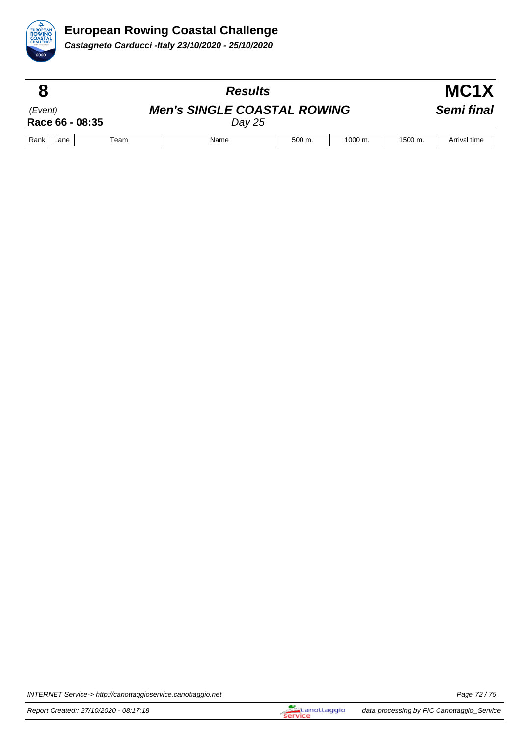# European Rowing Coastal Challenge

**_Castagneto Carducci -Italy 23/10/2020 - 25/10/2020_**

| **8** | ***Results*** | **MC1X** |
|---|---|---|
| (Event) | ***Men's SINGLE COASTAL ROWING*** | ***Semi final*** |
| **Race 66 - 08:35** | *Day 25* | |

| Rank | Lane | Team | Name | 500 m. | 1000 m. | 1500 m. | Arrival time |
|---|---|---|---|---|---|---|---|

INTERNET Service-> http://canottaggioservice.canottaggio.net

Report Created:: 27/10/2020 - 08:17:18

data processing by FIC Canottaggio_Service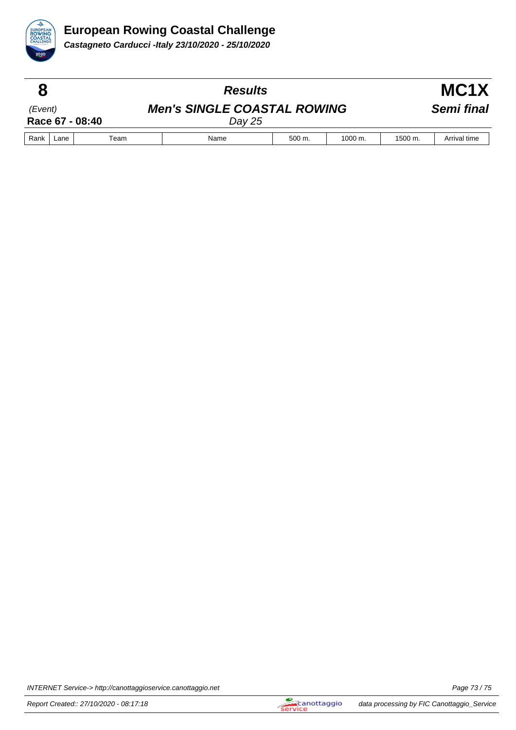# European Rowing Coastal Challenge

***Castagneto Carducci -Italy 23/10/2020 - 25/10/2020***

| **8** | ***Results*** | **MC1X** |
|---|---|---|
| *(Event)* | ***Men's SINGLE COASTAL ROWING*** | ***Semi final*** |
| **Race 67 - 08:40** | *Day 25* | |

| Rank | Lane | Team | Name | 500 m. | 1000 m. | 1500 m. | Arrival time |
|---|---|---|---|---|---|---|---|

INTERNET Service-> http://canottaggioservice.canottaggio.net

Report Created:: 27/10/2020 - 08:17:18

data processing by FIC Canottaggio_Service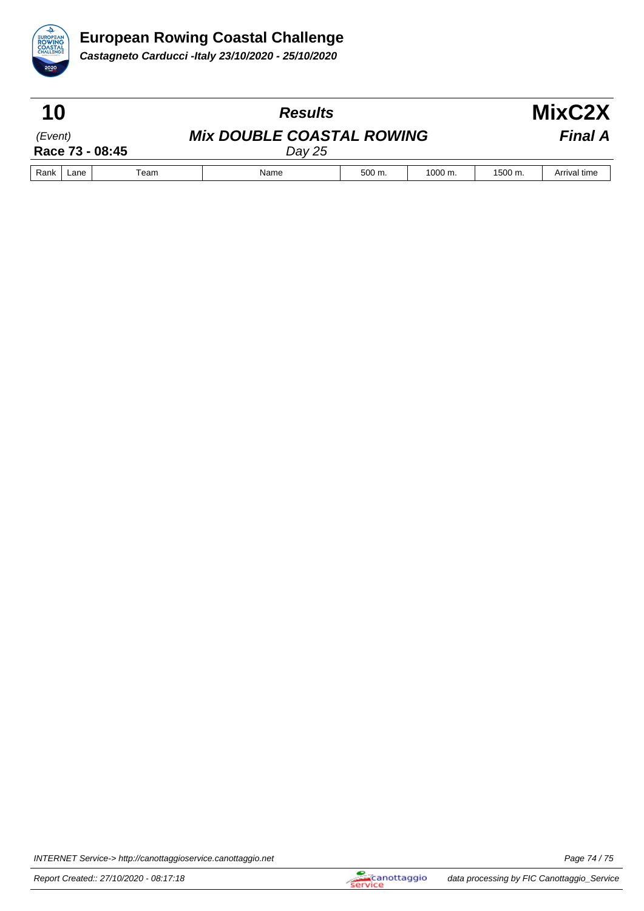# European Rowing Coastal Challenge

***Castagneto Carducci -Italy 23/10/2020 - 25/10/2020***

| **10** | ***Results*** | **MixC2X** |
|---|---|---|
| *(Event)* | ***Mix DOUBLE COASTAL ROWING*** | ***Final A*** |
| **Race 73 - 08:45** | *Day 25* | |

| Rank | Lane | Team | Name | 500 m. | 1000 m. | 1500 m. | Arrival time |
|---|---|---|---|---|---|---|---|

INTERNET Service-> http://canottaggioservice.canottaggio.net

Report Created:: 27/10/2020 - 08:17:18

data processing by FIC Canottaggio_Service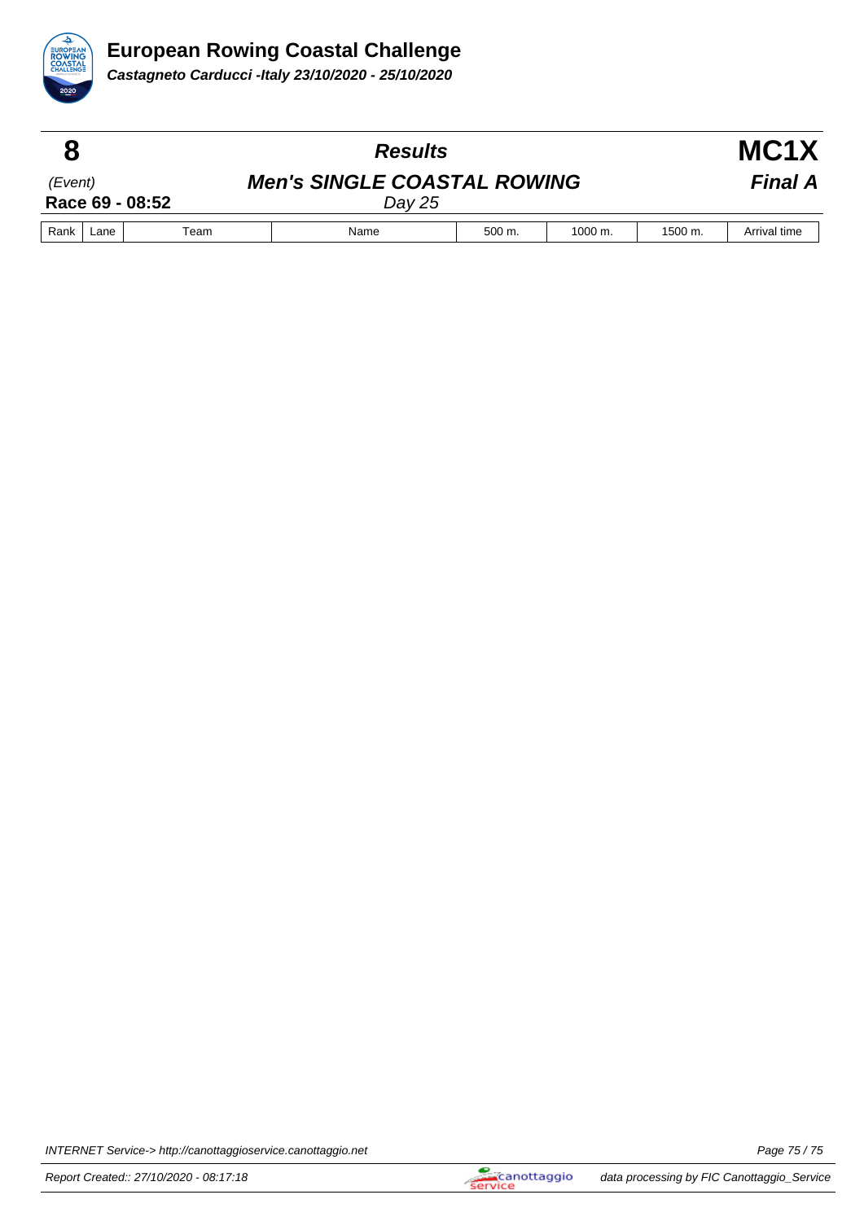# European Rowing Coastal Challenge

***Castagneto Carducci -Italy 23/10/2020 - 25/10/2020***

| **8** | ***Results*** | **MC1X** |
|---|---|---|
| *(Event)* | ***Men's SINGLE COASTAL ROWING*** | ***Final A*** |
| **Race 69 - 08:52** | *Day 25* | |

| Rank | Lane | Team | Name | 500 m. | 1000 m. | 1500 m. | Arrival time |
|---|---|---|---|---|---|---|---|

INTERNET Service-> http://canottaggioservice.canottaggio.net

Report Created:: 27/10/2020 - 08:17:18

data processing by FIC Canottaggio_Service